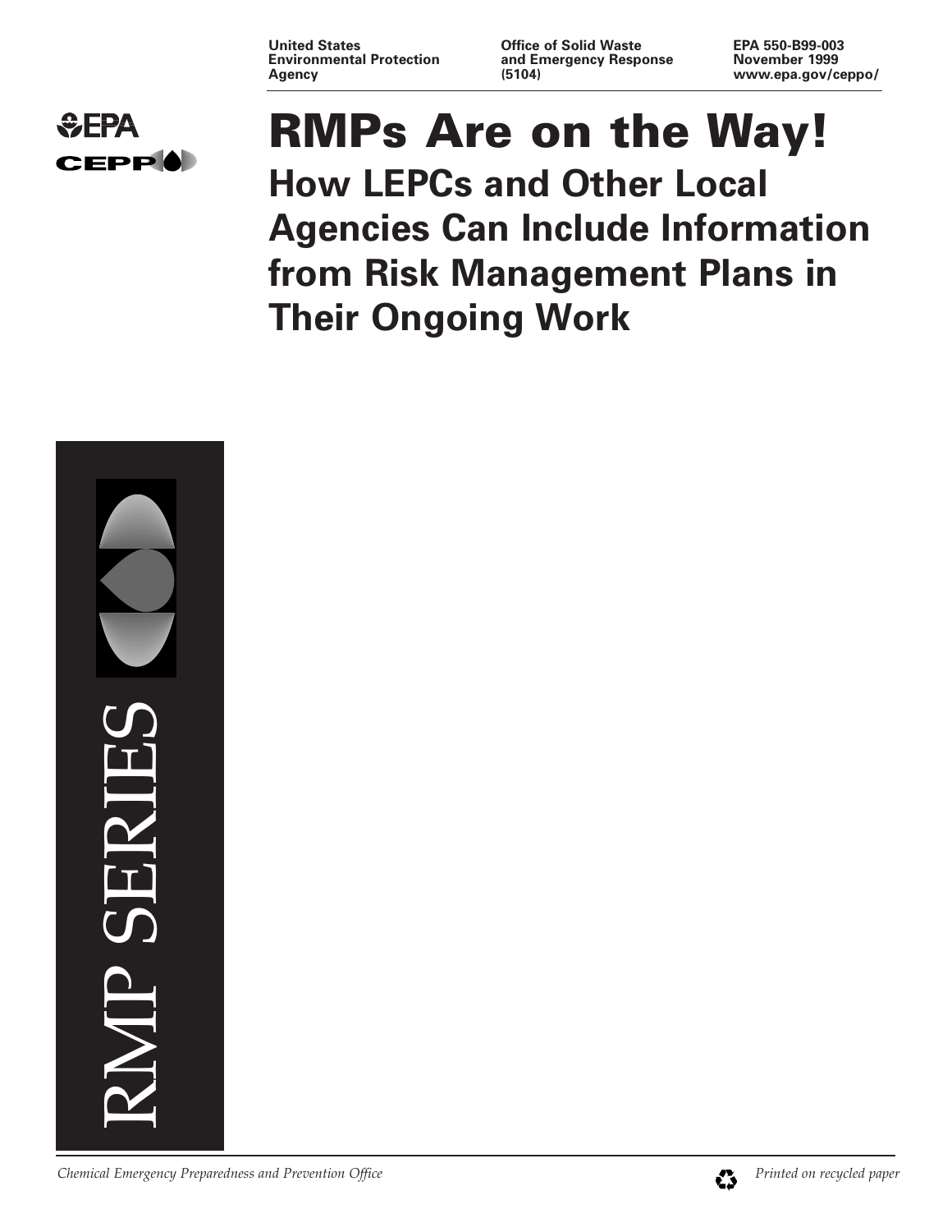United States Environmental Protection Agency

Office of Solid Waste and Emergency Response (5104)

EPA 550-B99-003
November 1999
www.epa.gov/ceppo/

EPA
CEPP

# RMPs Are on the Way!

## How LEPCs and Other Local Agencies Can Include Information from Risk Management Plans in Their Ongoing Work

RMP SERIES

*Chemical Emergency Preparedness and Prevention Office*

*Printed on recycled paper*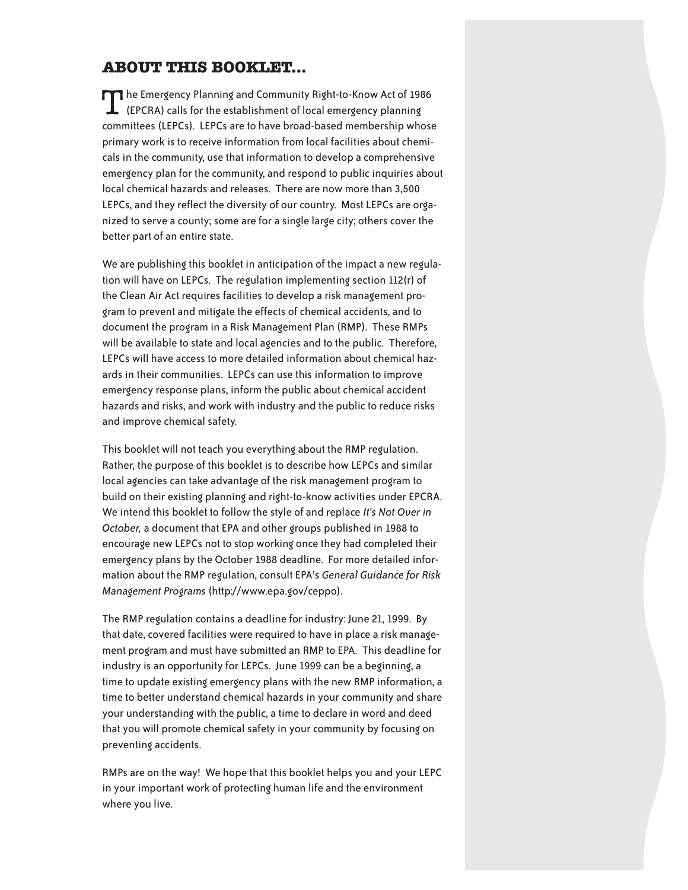## ABOUT THIS BOOKLET...

The Emergency Planning and Community Right-to-Know Act of 1986 (EPCRA) calls for the establishment of local emergency planning committees (LEPCs). LEPCs are to have broad-based membership whose primary work is to receive information from local facilities about chemicals in the community, use that information to develop a comprehensive emergency plan for the community, and respond to public inquiries about local chemical hazards and releases. There are now more than 3,500 LEPCs, and they reflect the diversity of our country. Most LEPCs are organized to serve a county; some are for a single large city; others cover the better part of an entire state.

We are publishing this booklet in anticipation of the impact a new regulation will have on LEPCs. The regulation implementing section 112(r) of the Clean Air Act requires facilities to develop a risk management program to prevent and mitigate the effects of chemical accidents, and to document the program in a Risk Management Plan (RMP). These RMPs will be available to state and local agencies and to the public. Therefore, LEPCs will have access to more detailed information about chemical hazards in their communities. LEPCs can use this information to improve emergency response plans, inform the public about chemical accident hazards and risks, and work with industry and the public to reduce risks and improve chemical safety.

This booklet will not teach you everything about the RMP regulation. Rather, the purpose of this booklet is to describe how LEPCs and similar local agencies can take advantage of the risk management program to build on their existing planning and right-to-know activities under EPCRA. We intend this booklet to follow the style of and replace *It's Not Over in October,* a document that EPA and other groups published in 1988 to encourage new LEPCs not to stop working once they had completed their emergency plans by the October 1988 deadline. For more detailed information about the RMP regulation, consult EPA's *General Guidance for Risk Management Programs* (http://www.epa.gov/ceppo).

The RMP regulation contains a deadline for industry: June 21, 1999. By that date, covered facilities were required to have in place a risk management program and must have submitted an RMP to EPA. This deadline for industry is an opportunity for LEPCs. June 1999 can be a beginning, a time to update existing emergency plans with the new RMP information, a time to better understand chemical hazards in your community and share your understanding with the public, a time to declare in word and deed that you will promote chemical safety in your community by focusing on preventing accidents.

RMPs are on the way! We hope that this booklet helps you and your LEPC in your important work of protecting human life and the environment where you live.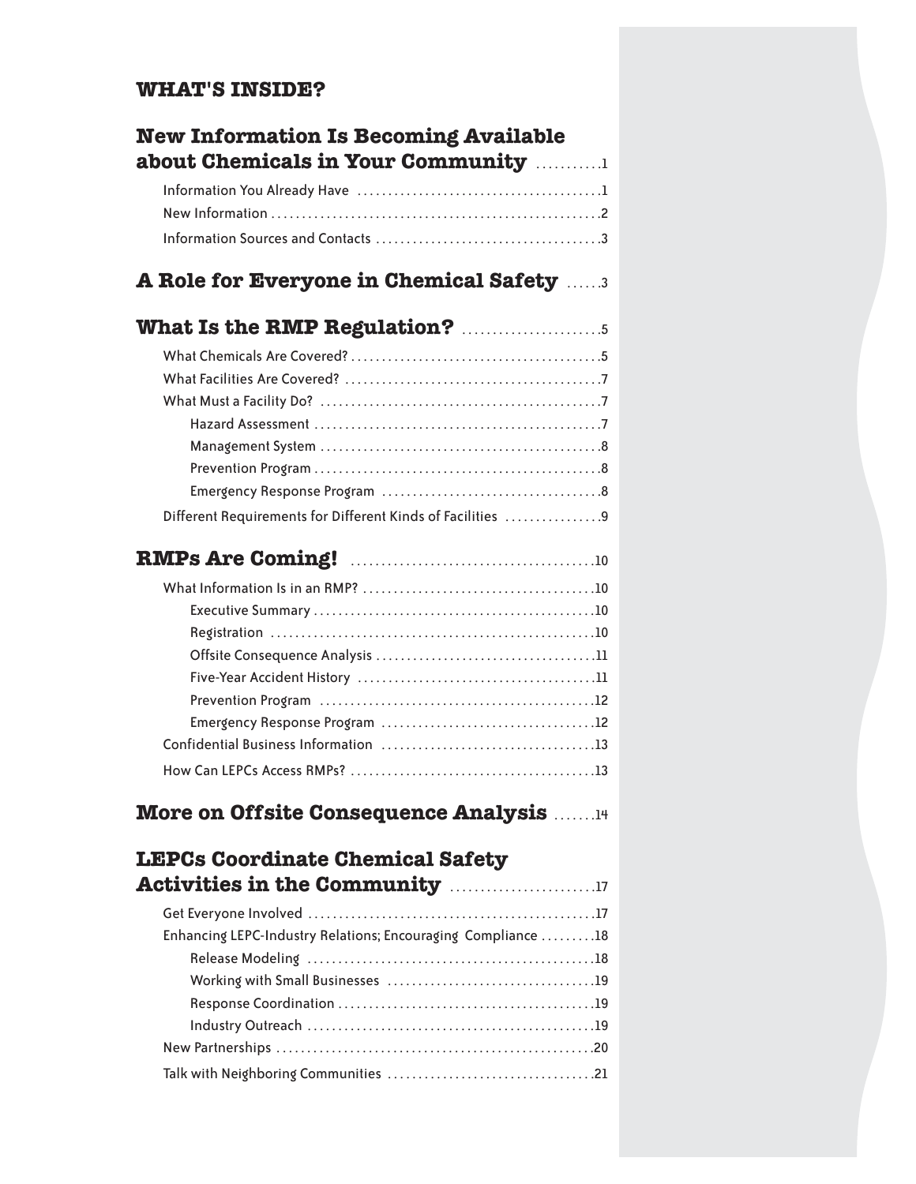## WHAT'S INSIDE?

**New Information Is Becoming Available about Chemicals in Your Community** .......... 1

- Information You Already Have .......... 1
- New Information .......... 2
- Information Sources and Contacts .......... 3

**A Role for Everyone in Chemical Safety** .......... 3

**What Is the RMP Regulation?** .......... 5

- What Chemicals Are Covered? .......... 5
- What Facilities Are Covered? .......... 7
- What Must a Facility Do? .......... 7
  - Hazard Assessment .......... 7
  - Management System .......... 8
  - Prevention Program .......... 8
  - Emergency Response Program .......... 8
- Different Requirements for Different Kinds of Facilities .......... 9

**RMPs Are Coming!** .......... 10

- What Information Is in an RMP? .......... 10
  - Executive Summary .......... 10
  - Registration .......... 10
  - Offsite Consequence Analysis .......... 11
  - Five-Year Accident History .......... 11
  - Prevention Program .......... 12
  - Emergency Response Program .......... 12
- Confidential Business Information .......... 13
- How Can LEPCs Access RMPs? .......... 13

**More on Offsite Consequence Analysis** .......... 14

**LEPCs Coordinate Chemical Safety Activities in the Community** .......... 17

- Get Everyone Involved .......... 17
- Enhancing LEPC-Industry Relations; Encouraging Compliance .......... 18
  - Release Modeling .......... 18
  - Working with Small Businesses .......... 19
  - Response Coordination .......... 19
  - Industry Outreach .......... 19
- New Partnerships .......... 20
- Talk with Neighboring Communities .......... 21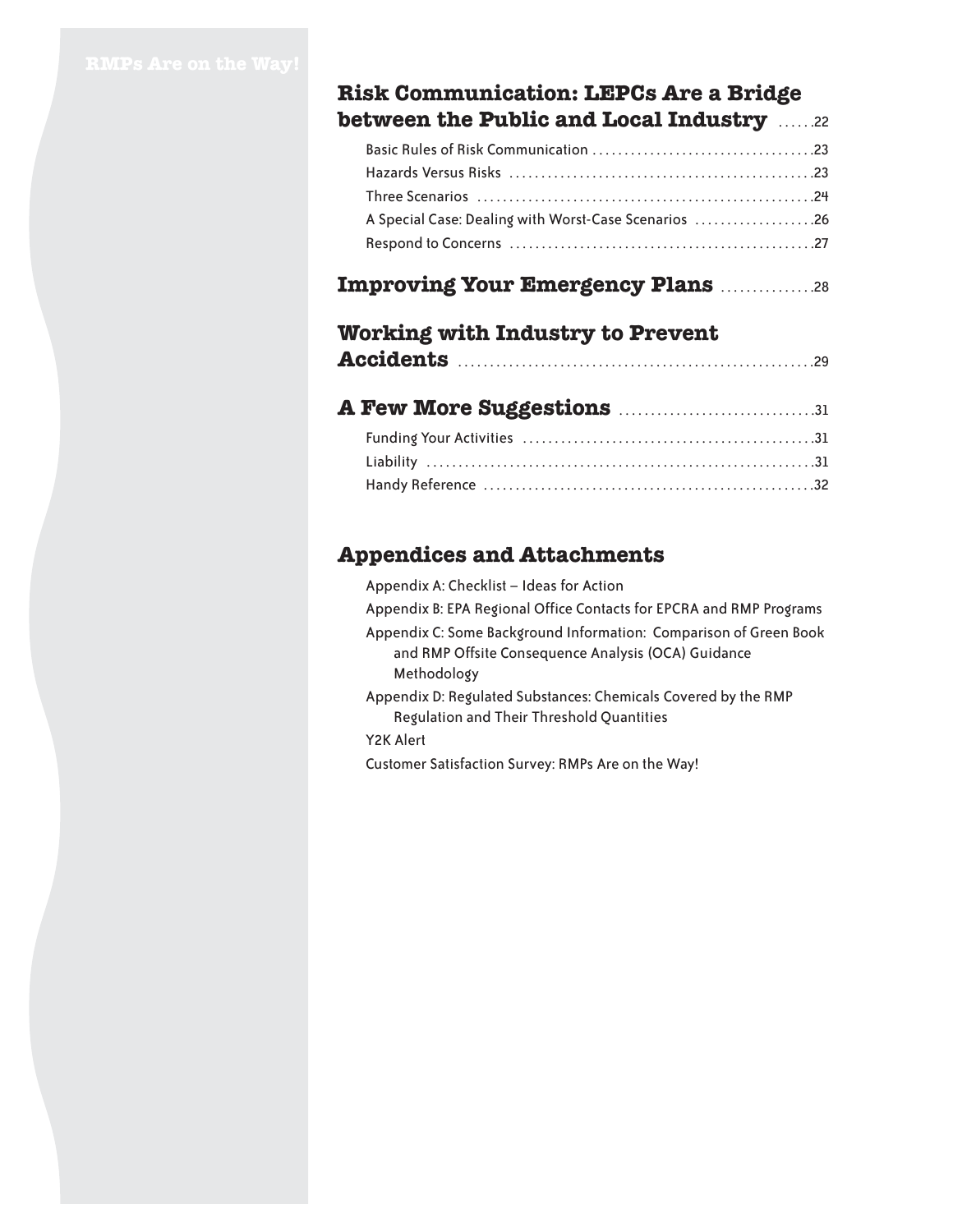## Risk Communication: LEPCs Are a Bridge between the Public and Local Industry ......22

- Basic Rules of Risk Communication ....23
- Hazards Versus Risks ....23
- Three Scenarios ....24
- A Special Case: Dealing with Worst-Case Scenarios ....26
- Respond to Concerns ....27

## Improving Your Emergency Plans ....28

## Working with Industry to Prevent Accidents ....29

## A Few More Suggestions ....31

- Funding Your Activities ....31
- Liability ....31
- Handy Reference ....32

## Appendices and Attachments

- Appendix A: Checklist – Ideas for Action
- Appendix B: EPA Regional Office Contacts for EPCRA and RMP Programs
- Appendix C: Some Background Information: Comparison of Green Book and RMP Offsite Consequence Analysis (OCA) Guidance Methodology
- Appendix D: Regulated Substances: Chemicals Covered by the RMP Regulation and Their Threshold Quantities
- Y2K Alert
- Customer Satisfaction Survey: RMPs Are on the Way!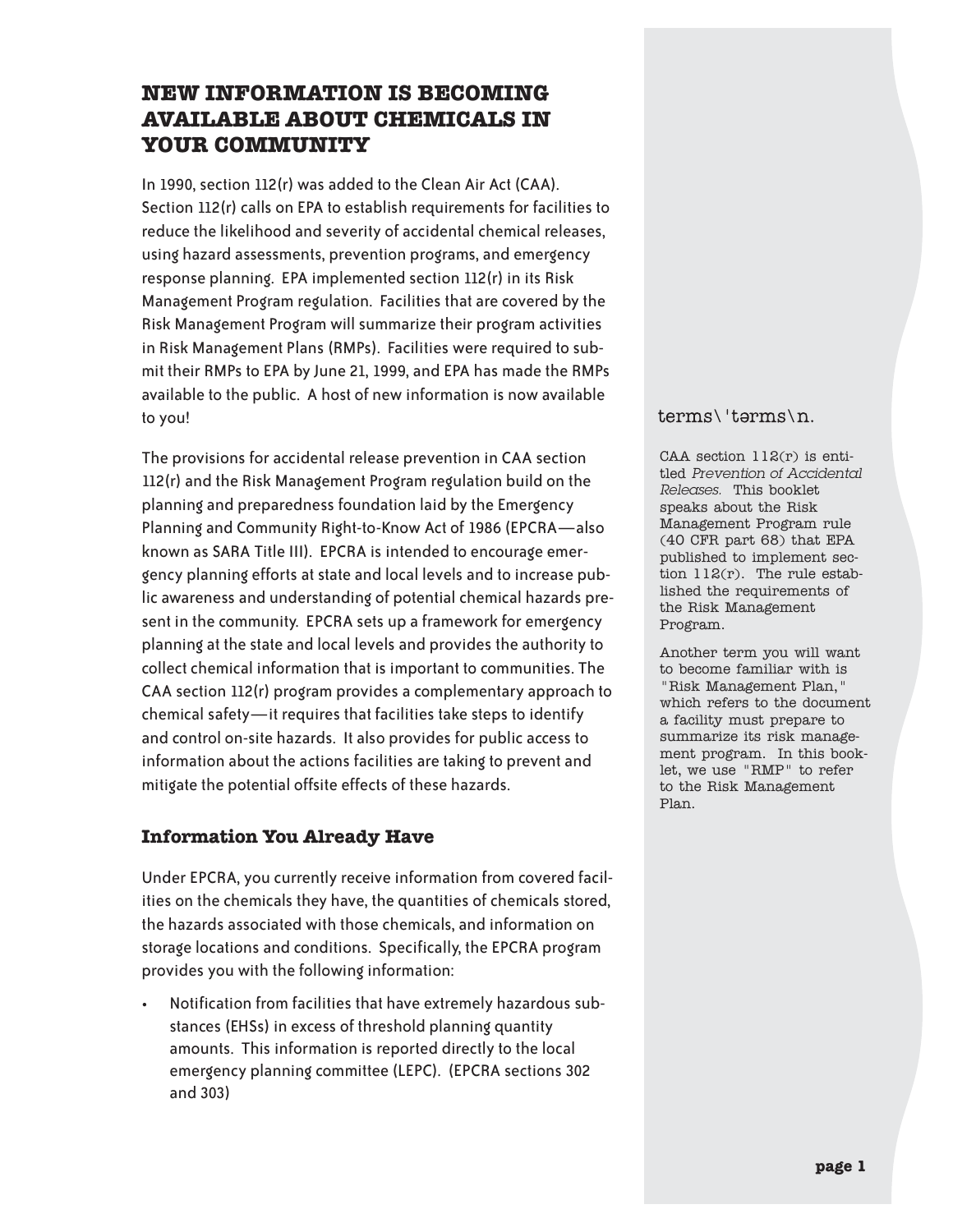## NEW INFORMATION IS BECOMING AVAILABLE ABOUT CHEMICALS IN YOUR COMMUNITY

In 1990, section 112(r) was added to the Clean Air Act (CAA). Section 112(r) calls on EPA to establish requirements for facilities to reduce the likelihood and severity of accidental chemical releases, using hazard assessments, prevention programs, and emergency response planning. EPA implemented section 112(r) in its Risk Management Program regulation. Facilities that are covered by the Risk Management Program will summarize their program activities in Risk Management Plans (RMPs). Facilities were required to submit their RMPs to EPA by June 21, 1999, and EPA has made the RMPs available to the public. A host of new information is now available to you!

The provisions for accidental release prevention in CAA section 112(r) and the Risk Management Program regulation build on the planning and preparedness foundation laid by the Emergency Planning and Community Right-to-Know Act of 1986 (EPCRA—also known as SARA Title III). EPCRA is intended to encourage emergency planning efforts at state and local levels and to increase public awareness and understanding of potential chemical hazards present in the community. EPCRA sets up a framework for emergency planning at the state and local levels and provides the authority to collect chemical information that is important to communities. The CAA section 112(r) program provides a complementary approach to chemical safety—it requires that facilities take steps to identify and control on-site hazards. It also provides for public access to information about the actions facilities are taking to prevent and mitigate the potential offsite effects of these hazards.

### Information You Already Have

Under EPCRA, you currently receive information from covered facilities on the chemicals they have, the quantities of chemicals stored, the hazards associated with those chemicals, and information on storage locations and conditions. Specifically, the EPCRA program provides you with the following information:

- Notification from facilities that have extremely hazardous substances (EHSs) in excess of threshold planning quantity amounts. This information is reported directly to the local emergency planning committee (LEPC). (EPCRA sections 302 and 303)

terms\'tərms\n.

CAA section 112(r) is entitled *Prevention of Accidental Releases.* This booklet speaks about the Risk Management Program rule (40 CFR part 68) that EPA published to implement section 112(r). The rule established the requirements of the Risk Management Program.

Another term you will want to become familiar with is "Risk Management Plan," which refers to the document a facility must prepare to summarize its risk management program. In this booklet, we use "RMP" to refer to the Risk Management Plan.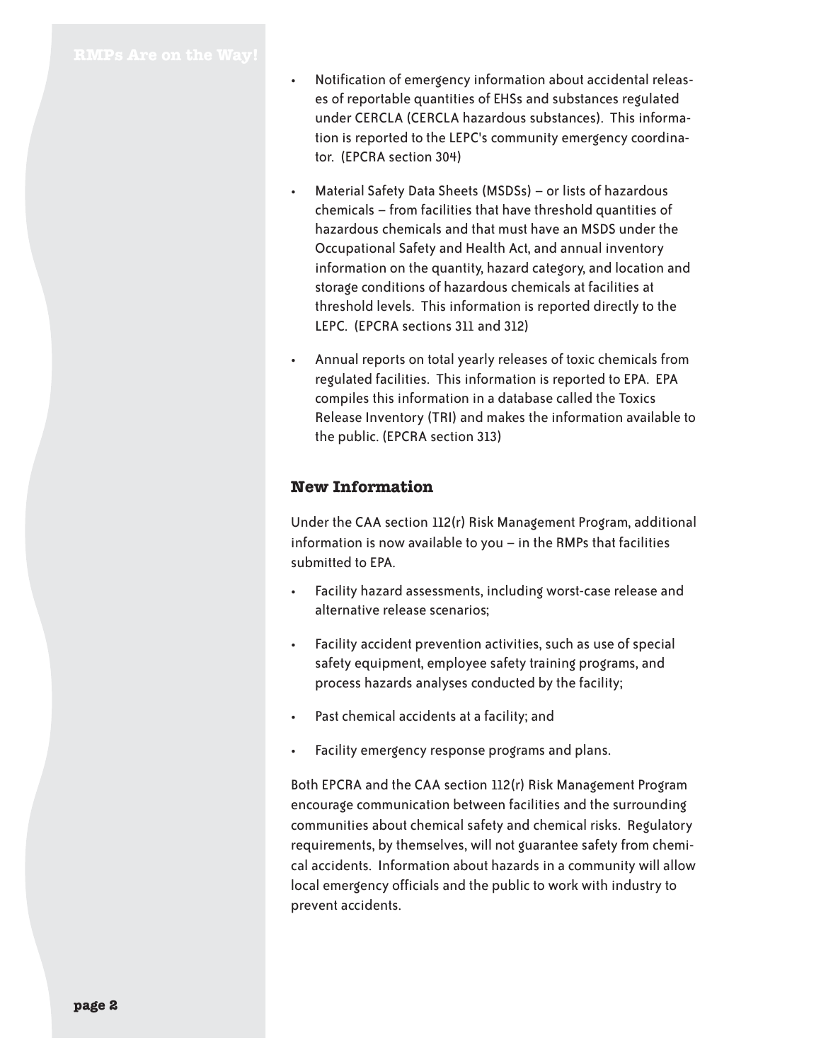- Notification of emergency information about accidental releases of reportable quantities of EHSs and substances regulated under CERCLA (CERCLA hazardous substances). This information is reported to the LEPC's community emergency coordinator. (EPCRA section 304)

- Material Safety Data Sheets (MSDSs) – or lists of hazardous chemicals – from facilities that have threshold quantities of hazardous chemicals and that must have an MSDS under the Occupational Safety and Health Act, and annual inventory information on the quantity, hazard category, and location and storage conditions of hazardous chemicals at facilities at threshold levels. This information is reported directly to the LEPC. (EPCRA sections 311 and 312)

- Annual reports on total yearly releases of toxic chemicals from regulated facilities. This information is reported to EPA. EPA compiles this information in a database called the Toxics Release Inventory (TRI) and makes the information available to the public. (EPCRA section 313)

## New Information

Under the CAA section 112(r) Risk Management Program, additional information is now available to you – in the RMPs that facilities submitted to EPA.

- Facility hazard assessments, including worst-case release and alternative release scenarios;

- Facility accident prevention activities, such as use of special safety equipment, employee safety training programs, and process hazards analyses conducted by the facility;

- Past chemical accidents at a facility; and

- Facility emergency response programs and plans.

Both EPCRA and the CAA section 112(r) Risk Management Program encourage communication between facilities and the surrounding communities about chemical safety and chemical risks. Regulatory requirements, by themselves, will not guarantee safety from chemical accidents. Information about hazards in a community will allow local emergency officials and the public to work with industry to prevent accidents.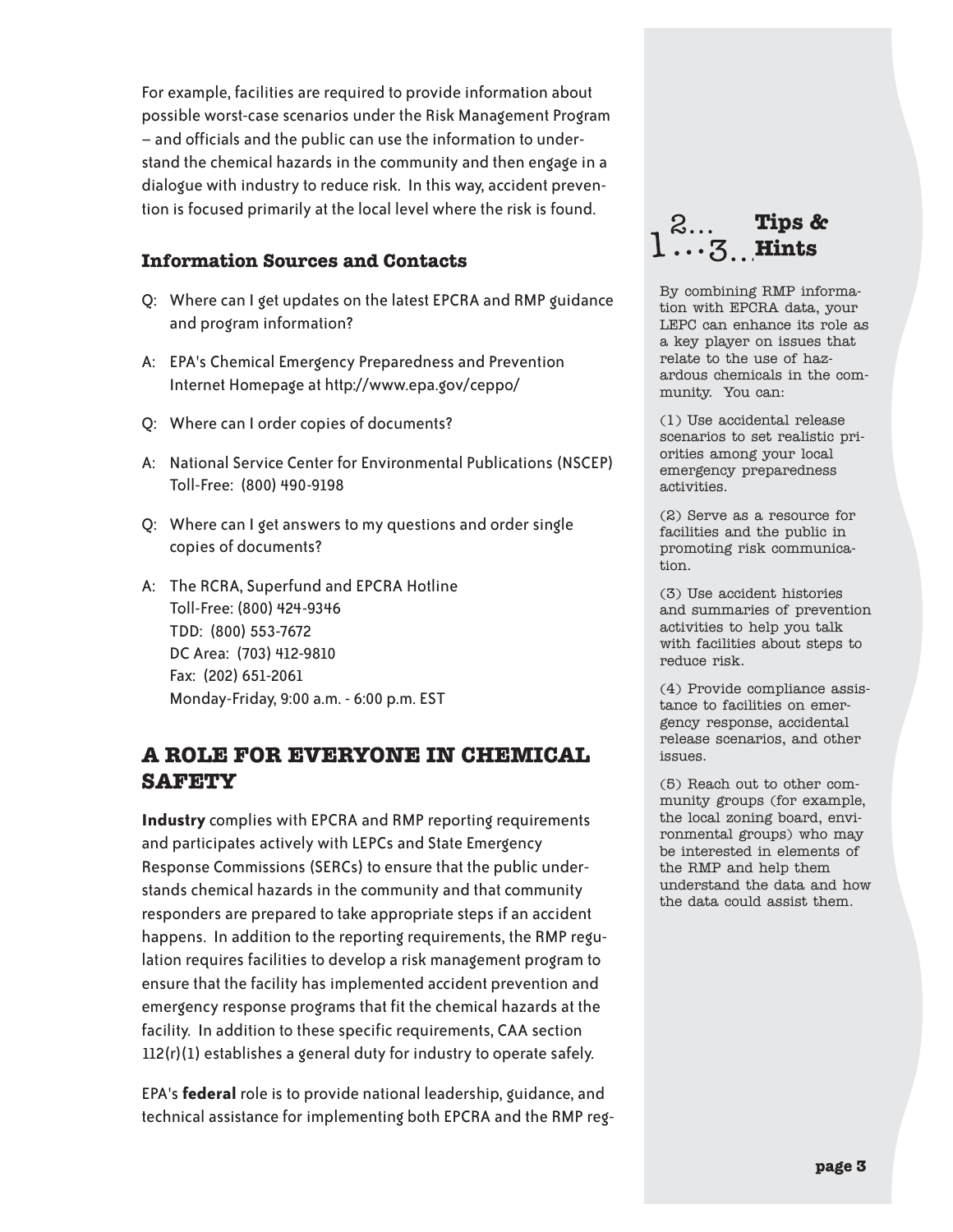For example, facilities are required to provide information about possible worst-case scenarios under the Risk Management Program – and officials and the public can use the information to understand the chemical hazards in the community and then engage in a dialogue with industry to reduce risk. In this way, accident prevention is focused primarily at the local level where the risk is found.

### Information Sources and Contacts

Q: Where can I get updates on the latest EPCRA and RMP guidance and program information?

A: EPA's Chemical Emergency Preparedness and Prevention Internet Homepage at http://www.epa.gov/ceppo/

Q: Where can I order copies of documents?

A: National Service Center for Environmental Publications (NSCEP)
Toll-Free: (800) 490-9198

Q: Where can I get answers to my questions and order single copies of documents?

A: The RCRA, Superfund and EPCRA Hotline
Toll-Free: (800) 424-9346
TDD: (800) 553-7672
DC Area: (703) 412-9810
Fax: (202) 651-2061
Monday-Friday, 9:00 a.m. - 6:00 p.m. EST

## A ROLE FOR EVERYONE IN CHEMICAL SAFETY

**Industry** complies with EPCRA and RMP reporting requirements and participates actively with LEPCs and State Emergency Response Commissions (SERCs) to ensure that the public understands chemical hazards in the community and that community responders are prepared to take appropriate steps if an accident happens. In addition to the reporting requirements, the RMP regulation requires facilities to develop a risk management program to ensure that the facility has implemented accident prevention and emergency response programs that fit the chemical hazards at the facility. In addition to these specific requirements, CAA section 112(r)(1) establishes a general duty for industry to operate safely.

EPA's **federal** role is to provide national leadership, guidance, and technical assistance for implementing both EPCRA and the RMP reg-

### 1...2...3... Tips & Hints

By combining RMP information with EPCRA data, your LEPC can enhance its role as a key player on issues that relate to the use of hazardous chemicals in the community. You can:

(1) Use accidental release scenarios to set realistic priorities among your local emergency preparedness activities.

(2) Serve as a resource for facilities and the public in promoting risk communication.

(3) Use accident histories and summaries of prevention activities to help you talk with facilities about steps to reduce risk.

(4) Provide compliance assistance to facilities on emergency response, accidental release scenarios, and other issues.

(5) Reach out to other community groups (for example, the local zoning board, environmental groups) who may be interested in elements of the RMP and help them understand the data and how the data could assist them.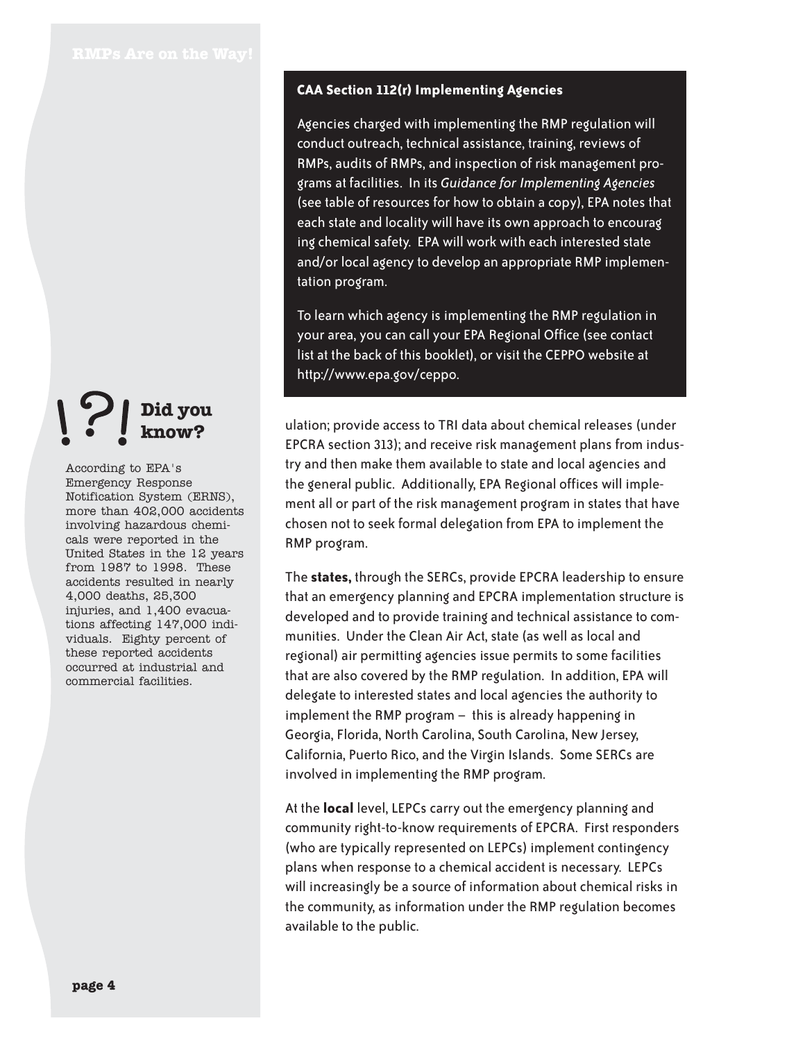### CAA Section 112(r) Implementing Agencies

Agencies charged with implementing the RMP regulation will conduct outreach, technical assistance, training, reviews of RMPs, audits of RMPs, and inspection of risk management programs at facilities. In its *Guidance for Implementing Agencies* (see table of resources for how to obtain a copy), EPA notes that each state and locality will have its own approach to encouraging chemical safety. EPA will work with each interested state and/or local agency to develop an appropriate RMP implementation program.

To learn which agency is implementing the RMP regulation in your area, you can call your EPA Regional Office (see contact list at the back of this booklet), or visit the CEPPO website at http://www.epa.gov/ceppo.

ulation; provide access to TRI data about chemical releases (under EPCRA section 313); and receive risk management plans from industry and then make them available to state and local agencies and the general public. Additionally, EPA Regional offices will implement all or part of the risk management program in states that have chosen not to seek formal delegation from EPA to implement the RMP program.

The **states,** through the SERCs, provide EPCRA leadership to ensure that an emergency planning and EPCRA implementation structure is developed and to provide training and technical assistance to communities. Under the Clean Air Act, state (as well as local and regional) air permitting agencies issue permits to some facilities that are also covered by the RMP regulation. In addition, EPA will delegate to interested states and local agencies the authority to implement the RMP program – this is already happening in Georgia, Florida, North Carolina, South Carolina, New Jersey, California, Puerto Rico, and the Virgin Islands. Some SERCs are involved in implementing the RMP program.

At the **local** level, LEPCs carry out the emergency planning and community right-to-know requirements of EPCRA. First responders (who are typically represented on LEPCs) implement contingency plans when response to a chemical accident is necessary. LEPCs will increasingly be a source of information about chemical risks in the community, as information under the RMP regulation becomes available to the public.

### !?! Did you know?

According to EPA's Emergency Response Notification System (ERNS), more than 402,000 accidents involving hazardous chemicals were reported in the United States in the 12 years from 1987 to 1998. These accidents resulted in nearly 4,000 deaths, 25,300 injuries, and 1,400 evacuations affecting 147,000 individuals. Eighty percent of these reported accidents occurred at industrial and commercial facilities.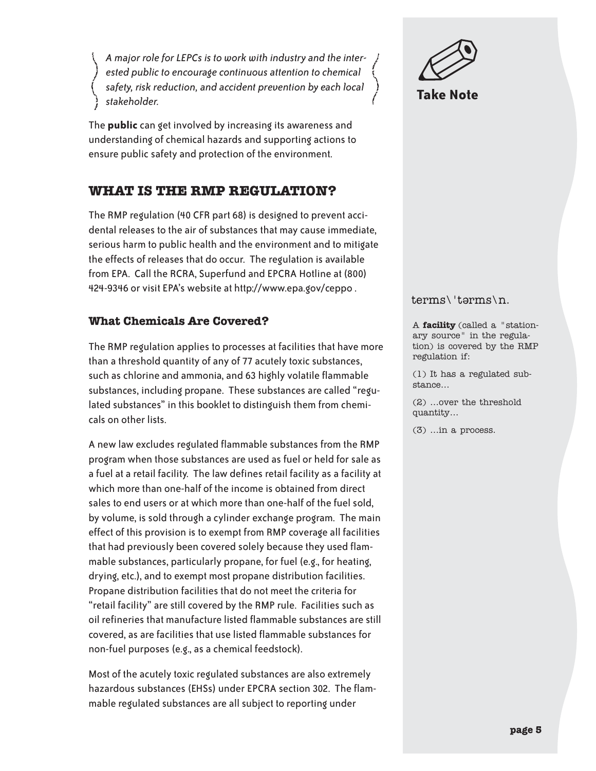*A major role for LEPCs is to work with industry and the interested public to encourage continuous attention to chemical safety, risk reduction, and accident prevention by each local stakeholder.*

The **public** can get involved by increasing its awareness and understanding of chemical hazards and supporting actions to ensure public safety and protection of the environment.

## WHAT IS THE RMP REGULATION?

The RMP regulation (40 CFR part 68) is designed to prevent accidental releases to the air of substances that may cause immediate, serious harm to public health and the environment and to mitigate the effects of releases that do occur. The regulation is available from EPA. Call the RCRA, Superfund and EPCRA Hotline at (800) 424-9346 or visit EPA's website at http://www.epa.gov/ceppo .

### What Chemicals Are Covered?

The RMP regulation applies to processes at facilities that have more than a threshold quantity of any of 77 acutely toxic substances, such as chlorine and ammonia, and 63 highly volatile flammable substances, including propane. These substances are called "regulated substances" in this booklet to distinguish them from chemicals on other lists.

A new law excludes regulated flammable substances from the RMP program when those substances are used as fuel or held for sale as a fuel at a retail facility. The law defines retail facility as a facility at which more than one-half of the income is obtained from direct sales to end users or at which more than one-half of the fuel sold, by volume, is sold through a cylinder exchange program. The main effect of this provision is to exempt from RMP coverage all facilities that had previously been covered solely because they used flammable substances, particularly propane, for fuel (e.g., for heating, drying, etc.), and to exempt most propane distribution facilities. Propane distribution facilities that do not meet the criteria for "retail facility" are still covered by the RMP rule. Facilities such as oil refineries that manufacture listed flammable substances are still covered, as are facilities that use listed flammable substances for non-fuel purposes (e.g., as a chemical feedstock).

Most of the acutely toxic regulated substances are also extremely hazardous substances (EHSs) under EPCRA section 302. The flammable regulated substances are all subject to reporting under

**Take Note**

terms\'tərms\n.

A **facility** (called a "stationary source" in the regulation) is covered by the RMP regulation if:

(1) It has a regulated substance...

(2) ...over the threshold quantity...

(3) ...in a process.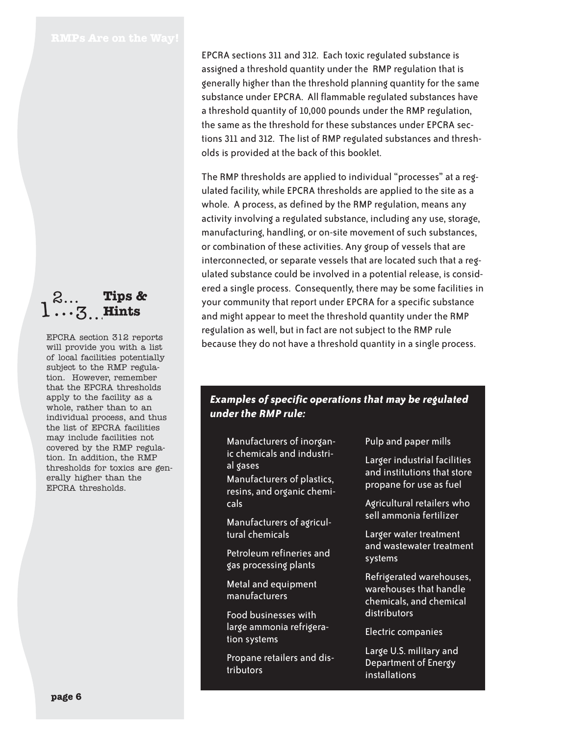EPCRA sections 311 and 312. Each toxic regulated substance is assigned a threshold quantity under the RMP regulation that is generally higher than the threshold planning quantity for the same substance under EPCRA. All flammable regulated substances have a threshold quantity of 10,000 pounds under the RMP regulation, the same as the threshold for these substances under EPCRA sections 311 and 312. The list of RMP regulated substances and thresholds is provided at the back of this booklet.

The RMP thresholds are applied to individual "processes" at a regulated facility, while EPCRA thresholds are applied to the site as a whole. A process, as defined by the RMP regulation, means any activity involving a regulated substance, including any use, storage, manufacturing, handling, or on-site movement of such substances, or combination of these activities. Any group of vessels that are interconnected, or separate vessels that are located such that a regulated substance could be involved in a potential release, is considered a single process. Consequently, there may be some facilities in your community that report under EPCRA for a specific substance and might appear to meet the threshold quantity under the RMP regulation as well, but in fact are not subject to the RMP rule because they do not have a threshold quantity in a single process.

**1...2...3... Tips & Hints**

EPCRA section 312 reports will provide you with a list of local facilities potentially subject to the RMP regulation. However, remember that the EPCRA thresholds apply to the facility as a whole, rather than to an individual process, and thus the list of EPCRA facilities may include facilities not covered by the RMP regulation. In addition, the RMP thresholds for toxics are generally higher than the EPCRA thresholds.

***Examples of specific operations that may be regulated under the RMP rule:***

- Manufacturers of inorganic chemicals and industrial gases
- Manufacturers of plastics, resins, and organic chemicals
- Manufacturers of agricultural chemicals
- Petroleum refineries and gas processing plants
- Metal and equipment manufacturers
- Food businesses with large ammonia refrigeration systems
- Propane retailers and distributors
- Pulp and paper mills
- Larger industrial facilities and institutions that store propane for use as fuel
- Agricultural retailers who sell ammonia fertilizer
- Larger water treatment and wastewater treatment systems
- Refrigerated warehouses, warehouses that handle chemicals, and chemical distributors
- Electric companies
- Large U.S. military and Department of Energy installations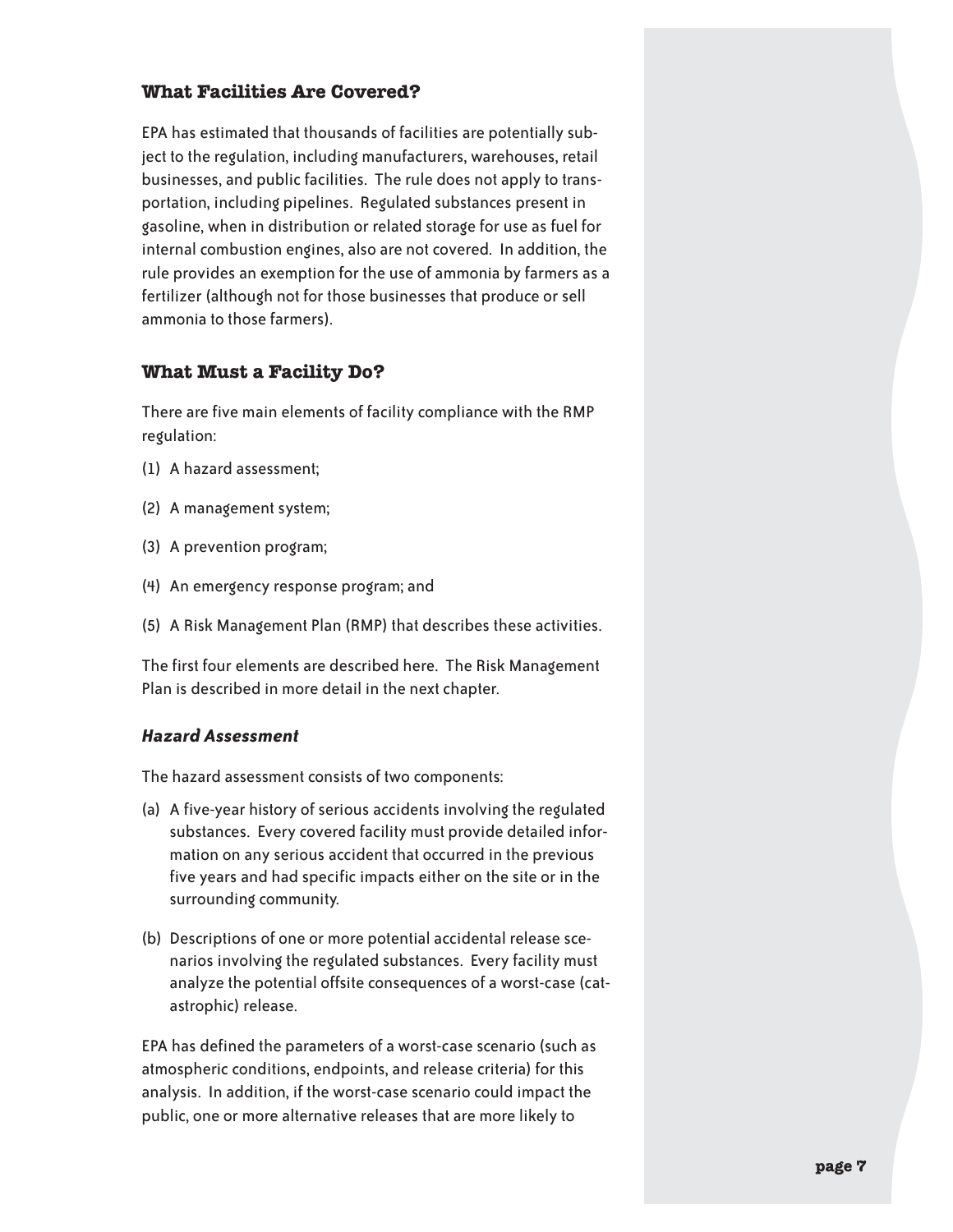## What Facilities Are Covered?

EPA has estimated that thousands of facilities are potentially subject to the regulation, including manufacturers, warehouses, retail businesses, and public facilities. The rule does not apply to transportation, including pipelines. Regulated substances present in gasoline, when in distribution or related storage for use as fuel for internal combustion engines, also are not covered. In addition, the rule provides an exemption for the use of ammonia by farmers as a fertilizer (although not for those businesses that produce or sell ammonia to those farmers).

## What Must a Facility Do?

There are five main elements of facility compliance with the RMP regulation:

(1) A hazard assessment;

(2) A management system;

(3) A prevention program;

(4) An emergency response program; and

(5) A Risk Management Plan (RMP) that describes these activities.

The first four elements are described here. The Risk Management Plan is described in more detail in the next chapter.

### *Hazard Assessment*

The hazard assessment consists of two components:

(a) A five-year history of serious accidents involving the regulated substances. Every covered facility must provide detailed information on any serious accident that occurred in the previous five years and had specific impacts either on the site or in the surrounding community.

(b) Descriptions of one or more potential accidental release scenarios involving the regulated substances. Every facility must analyze the potential offsite consequences of a worst-case (catastrophic) release.

EPA has defined the parameters of a worst-case scenario (such as atmospheric conditions, endpoints, and release criteria) for this analysis. In addition, if the worst-case scenario could impact the public, one or more alternative releases that are more likely to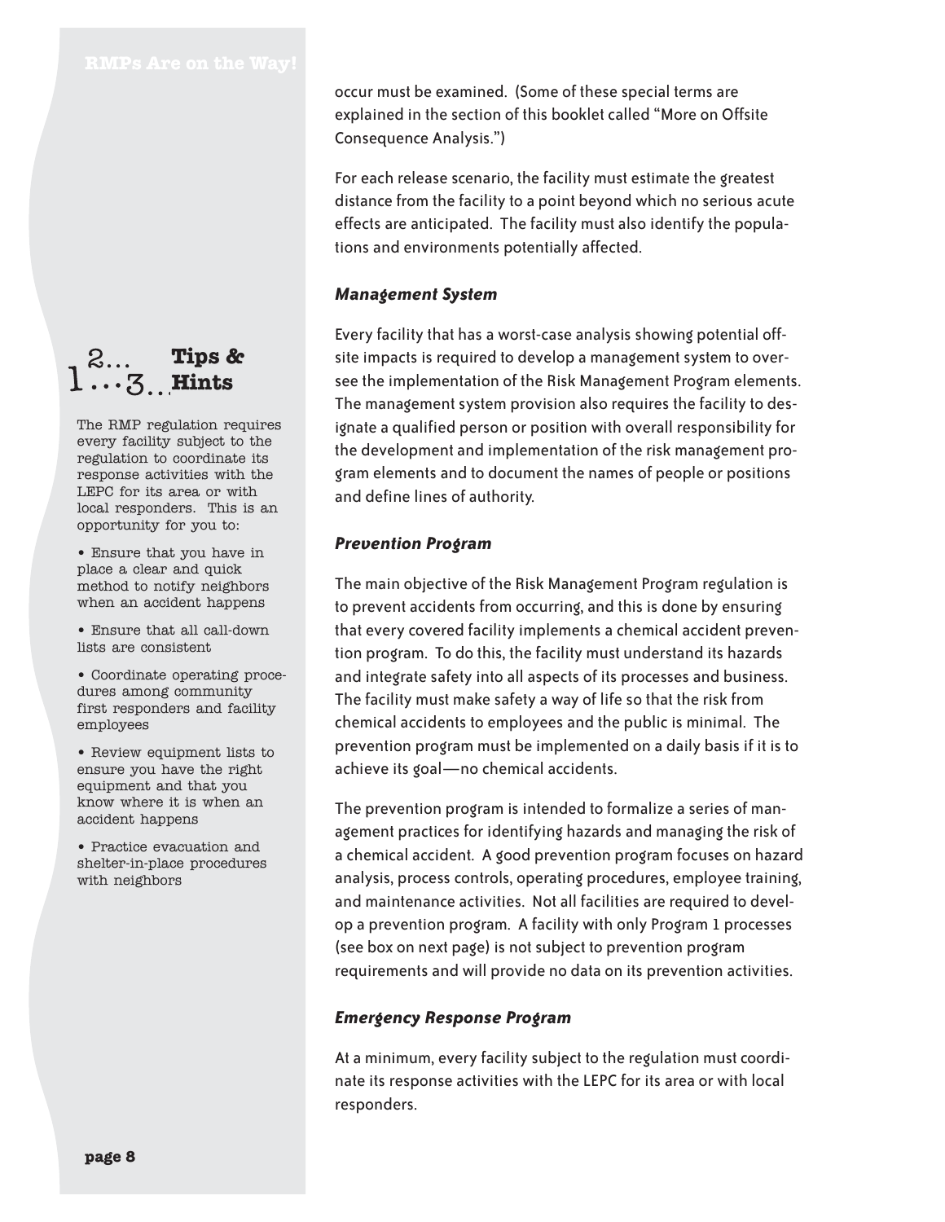occur must be examined. (Some of these special terms are explained in the section of this booklet called "More on Offsite Consequence Analysis.")

For each release scenario, the facility must estimate the greatest distance from the facility to a point beyond which no serious acute effects are anticipated. The facility must also identify the populations and environments potentially affected.

### *Management System*

Every facility that has a worst-case analysis showing potential offsite impacts is required to develop a management system to oversee the implementation of the Risk Management Program elements. The management system provision also requires the facility to designate a qualified person or position with overall responsibility for the development and implementation of the risk management program elements and to document the names of people or positions and define lines of authority.

### *Prevention Program*

The main objective of the Risk Management Program regulation is to prevent accidents from occurring, and this is done by ensuring that every covered facility implements a chemical accident prevention program. To do this, the facility must understand its hazards and integrate safety into all aspects of its processes and business. The facility must make safety a way of life so that the risk from chemical accidents to employees and the public is minimal. The prevention program must be implemented on a daily basis if it is to achieve its goal—no chemical accidents.

The prevention program is intended to formalize a series of management practices for identifying hazards and managing the risk of a chemical accident. A good prevention program focuses on hazard analysis, process controls, operating procedures, employee training, and maintenance activities. Not all facilities are required to develop a prevention program. A facility with only Program 1 processes (see box on next page) is not subject to prevention program requirements and will provide no data on its prevention activities.

### *Emergency Response Program*

At a minimum, every facility subject to the regulation must coordinate its response activities with the LEPC for its area or with local responders.

**1...2...3... Tips & Hints**

The RMP regulation requires every facility subject to the regulation to coordinate its response activities with the LEPC for its area or with local responders. This is an opportunity for you to:

- Ensure that you have in place a clear and quick method to notify neighbors when an accident happens
- Ensure that all call-down lists are consistent
- Coordinate operating procedures among community first responders and facility employees
- Review equipment lists to ensure you have the right equipment and that you know where it is when an accident happens
- Practice evacuation and shelter-in-place procedures with neighbors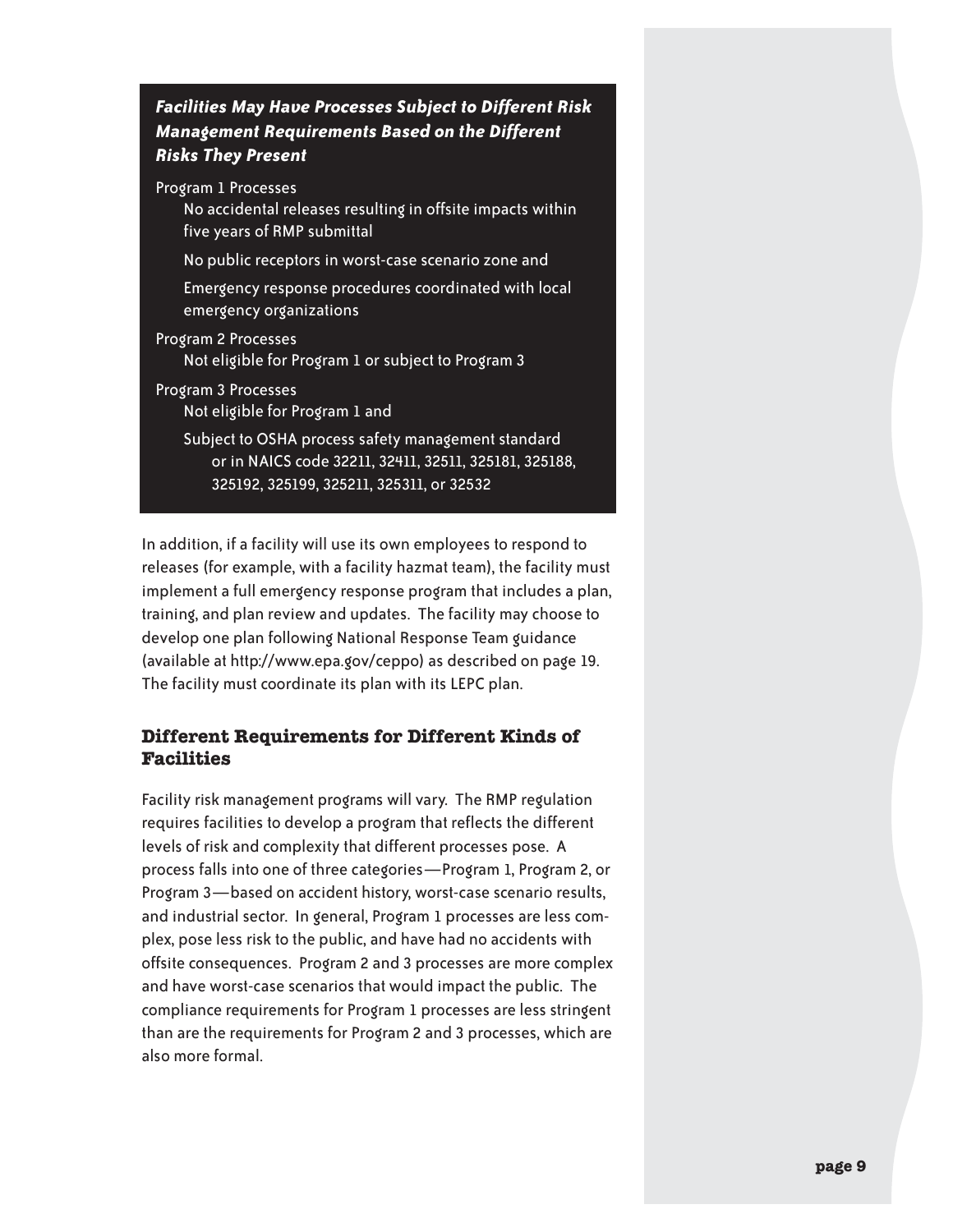### *Facilities May Have Processes Subject to Different Risk Management Requirements Based on the Different Risks They Present*

Program 1 Processes

- No accidental releases resulting in offsite impacts within five years of RMP submittal
- No public receptors in worst-case scenario zone and
- Emergency response procedures coordinated with local emergency organizations

Program 2 Processes

- Not eligible for Program 1 or subject to Program 3

Program 3 Processes

- Not eligible for Program 1 and
- Subject to OSHA process safety management standard or in NAICS code 32211, 32411, 32511, 325181, 325188, 325192, 325199, 325211, 325311, or 32532

In addition, if a facility will use its own employees to respond to releases (for example, with a facility hazmat team), the facility must implement a full emergency response program that includes a plan, training, and plan review and updates. The facility may choose to develop one plan following National Response Team guidance (available at http://www.epa.gov/ceppo) as described on page 19. The facility must coordinate its plan with its LEPC plan.

## Different Requirements for Different Kinds of Facilities

Facility risk management programs will vary. The RMP regulation requires facilities to develop a program that reflects the different levels of risk and complexity that different processes pose. A process falls into one of three categories—Program 1, Program 2, or Program 3—based on accident history, worst-case scenario results, and industrial sector. In general, Program 1 processes are less complex, pose less risk to the public, and have had no accidents with offsite consequences. Program 2 and 3 processes are more complex and have worst-case scenarios that would impact the public. The compliance requirements for Program 1 processes are less stringent than are the requirements for Program 2 and 3 processes, which are also more formal.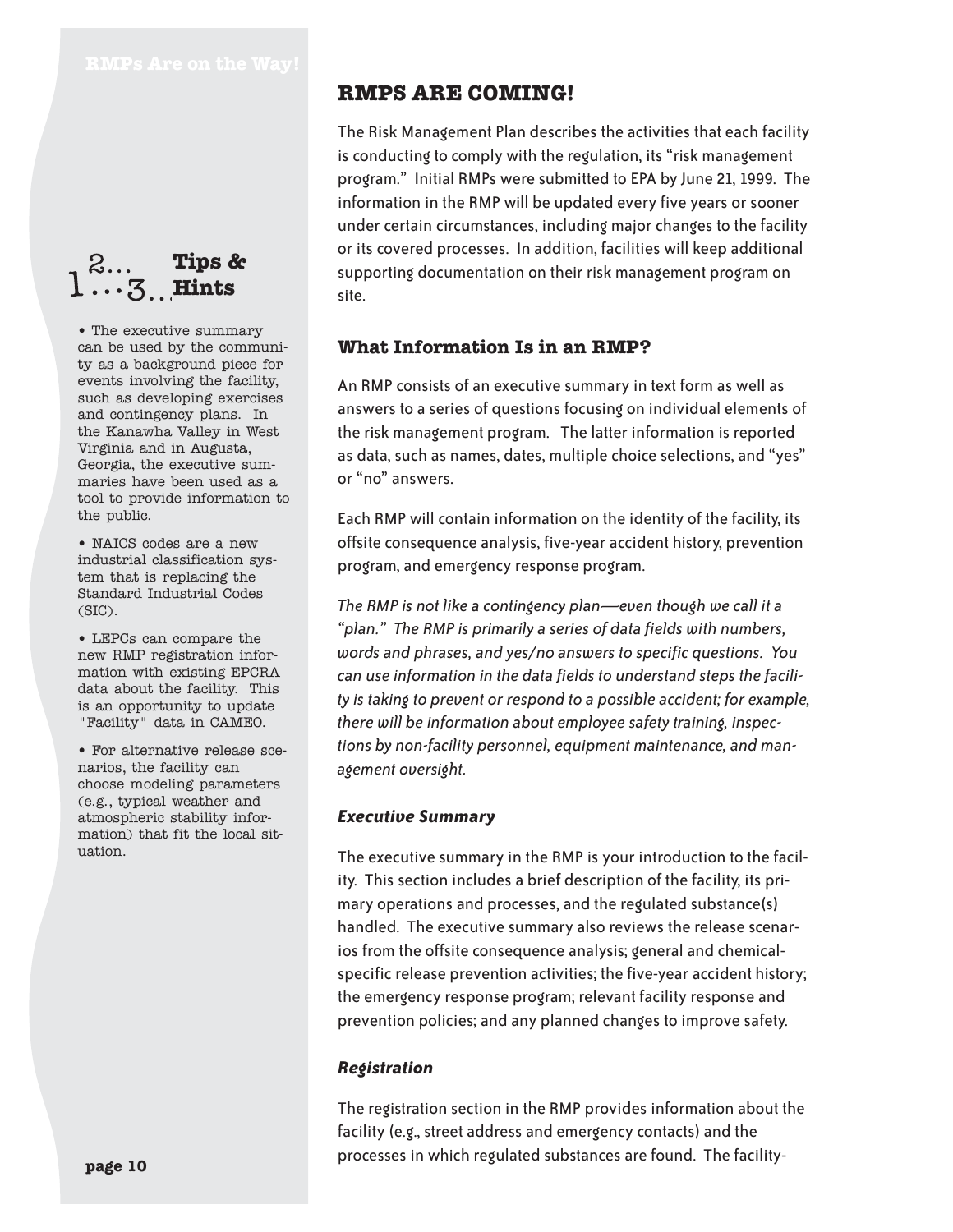## RMPS ARE COMING!

The Risk Management Plan describes the activities that each facility is conducting to comply with the regulation, its "risk management program." Initial RMPs were submitted to EPA by June 21, 1999. The information in the RMP will be updated every five years or sooner under certain circumstances, including major changes to the facility or its covered processes. In addition, facilities will keep additional supporting documentation on their risk management program on site.

### Tips & Hints

- The executive summary can be used by the community as a background piece for events involving the facility, such as developing exercises and contingency plans. In the Kanawha Valley in West Virginia and in Augusta, Georgia, the executive summaries have been used as a tool to provide information to the public.
- NAICS codes are a new industrial classification system that is replacing the Standard Industrial Codes (SIC).
- LEPCs can compare the new RMP registration information with existing EPCRA data about the facility. This is an opportunity to update "Facility" data in CAMEO.
- For alternative release scenarios, the facility can choose modeling parameters (e.g., typical weather and atmospheric stability information) that fit the local situation.

### What Information Is in an RMP?

An RMP consists of an executive summary in text form as well as answers to a series of questions focusing on individual elements of the risk management program. The latter information is reported as data, such as names, dates, multiple choice selections, and "yes" or "no" answers.

Each RMP will contain information on the identity of the facility, its offsite consequence analysis, five-year accident history, prevention program, and emergency response program.

*The RMP is not like a contingency plan—even though we call it a "plan." The RMP is primarily a series of data fields with numbers, words and phrases, and yes/no answers to specific questions. You can use information in the data fields to understand steps the facility is taking to prevent or respond to a possible accident; for example, there will be information about employee safety training, inspections by non-facility personnel, equipment maintenance, and management oversight.*

#### *Executive Summary*

The executive summary in the RMP is your introduction to the facility. This section includes a brief description of the facility, its primary operations and processes, and the regulated substance(s) handled. The executive summary also reviews the release scenarios from the offsite consequence analysis; general and chemical-specific release prevention activities; the five-year accident history; the emergency response program; relevant facility response and prevention policies; and any planned changes to improve safety.

#### *Registration*

The registration section in the RMP provides information about the facility (e.g., street address and emergency contacts) and the processes in which regulated substances are found. The facility-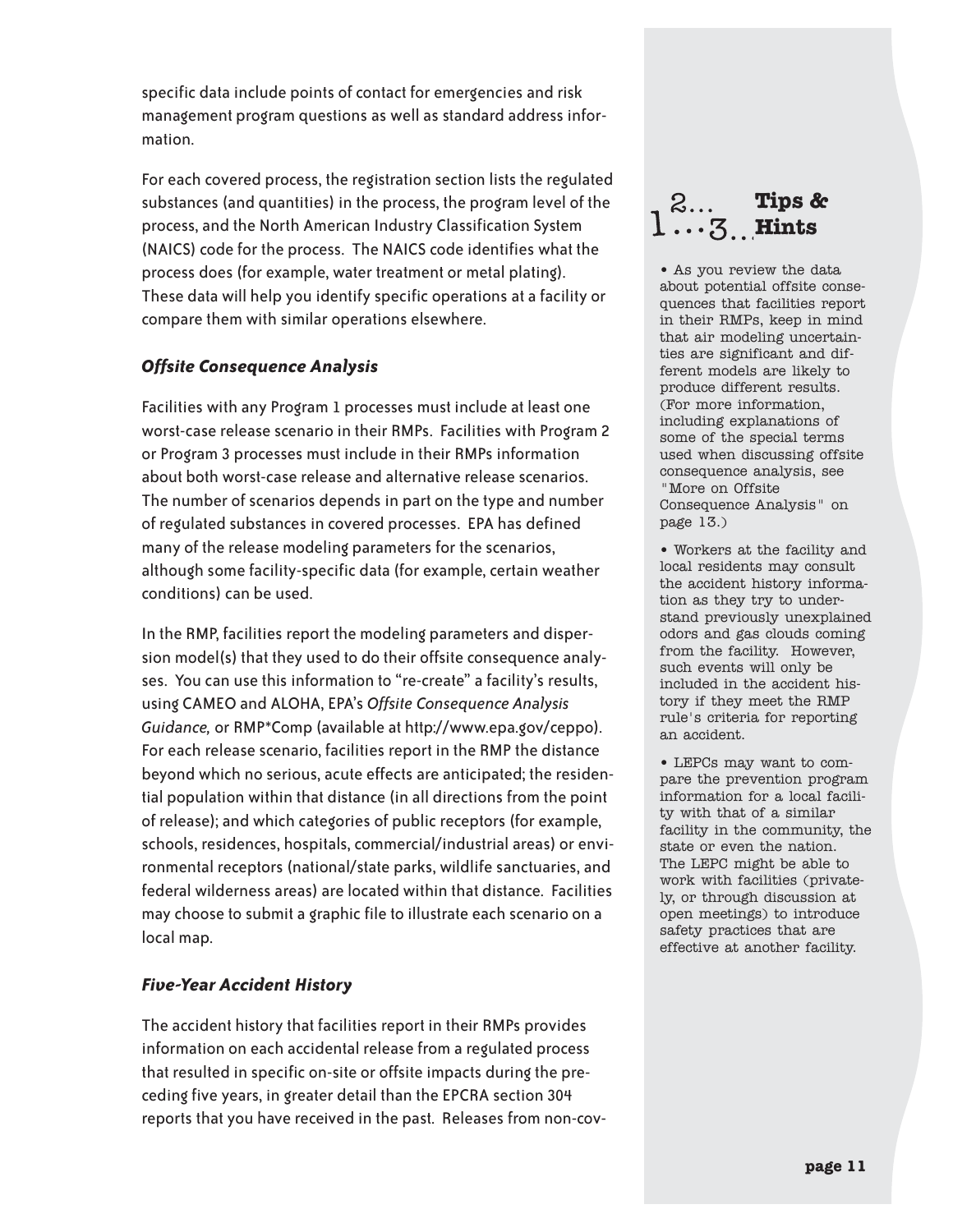specific data include points of contact for emergencies and risk management program questions as well as standard address information.

For each covered process, the registration section lists the regulated substances (and quantities) in the process, the program level of the process, and the North American Industry Classification System (NAICS) code for the process. The NAICS code identifies what the process does (for example, water treatment or metal plating). These data will help you identify specific operations at a facility or compare them with similar operations elsewhere.

### *Offsite Consequence Analysis*

Facilities with any Program 1 processes must include at least one worst-case release scenario in their RMPs. Facilities with Program 2 or Program 3 processes must include in their RMPs information about both worst-case release and alternative release scenarios. The number of scenarios depends in part on the type and number of regulated substances in covered processes. EPA has defined many of the release modeling parameters for the scenarios, although some facility-specific data (for example, certain weather conditions) can be used.

In the RMP, facilities report the modeling parameters and dispersion model(s) that they used to do their offsite consequence analyses. You can use this information to "re-create" a facility's results, using CAMEO and ALOHA, EPA's *Offsite Consequence Analysis Guidance,* or RMP*Comp (available at http://www.epa.gov/ceppo). For each release scenario, facilities report in the RMP the distance beyond which no serious, acute effects are anticipated; the residential population within that distance (in all directions from the point of release); and which categories of public receptors (for example, schools, residences, hospitals, commercial/industrial areas) or environmental receptors (national/state parks, wildlife sanctuaries, and federal wilderness areas) are located within that distance. Facilities may choose to submit a graphic file to illustrate each scenario on a local map.

### *Five-Year Accident History*

The accident history that facilities report in their RMPs provides information on each accidental release from a regulated process that resulted in specific on-site or offsite impacts during the preceding five years, in greater detail than the EPCRA section 304 reports that you have received in the past. Releases from non-cov-

#### 1...2...3... Tips & Hints

- As you review the data about potential offsite consequences that facilities report in their RMPs, keep in mind that air modeling uncertainties are significant and different models are likely to produce different results. (For more information, including explanations of some of the special terms used when discussing offsite consequence analysis, see "More on Offsite Consequence Analysis" on page 13.)
- Workers at the facility and local residents may consult the accident history information as they try to understand previously unexplained odors and gas clouds coming from the facility. However, such events will only be included in the accident history if they meet the RMP rule's criteria for reporting an accident.
- LEPCs may want to compare the prevention program information for a local facility with that of a similar facility in the community, the state or even the nation. The LEPC might be able to work with facilities (privately, or through discussion at open meetings) to introduce safety practices that are effective at another facility.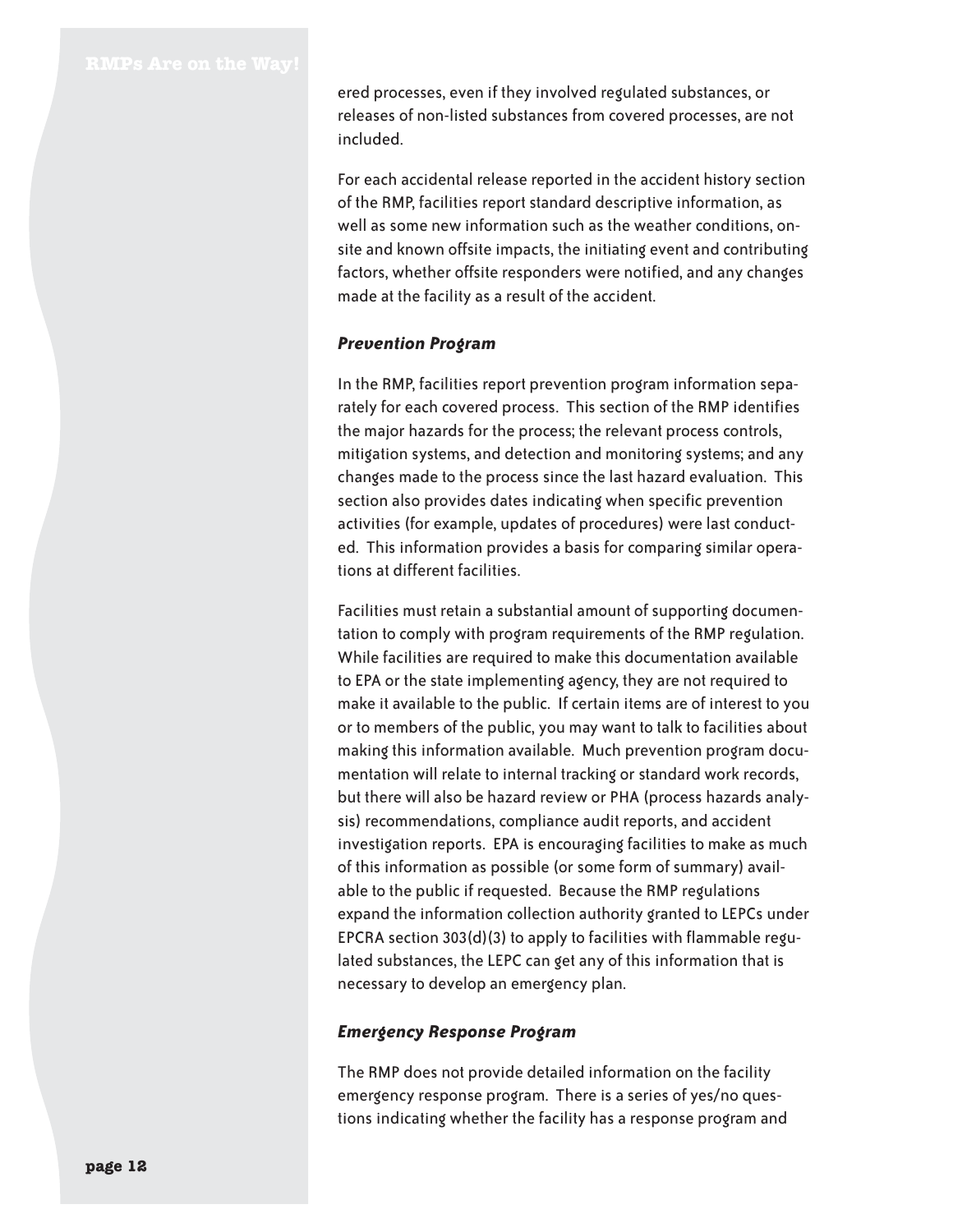ered processes, even if they involved regulated substances, or releases of non-listed substances from covered processes, are not included.

For each accidental release reported in the accident history section of the RMP, facilities report standard descriptive information, as well as some new information such as the weather conditions, onsite and known offsite impacts, the initiating event and contributing factors, whether offsite responders were notified, and any changes made at the facility as a result of the accident.

### *Prevention Program*

In the RMP, facilities report prevention program information separately for each covered process. This section of the RMP identifies the major hazards for the process; the relevant process controls, mitigation systems, and detection and monitoring systems; and any changes made to the process since the last hazard evaluation. This section also provides dates indicating when specific prevention activities (for example, updates of procedures) were last conducted. This information provides a basis for comparing similar operations at different facilities.

Facilities must retain a substantial amount of supporting documentation to comply with program requirements of the RMP regulation. While facilities are required to make this documentation available to EPA or the state implementing agency, they are not required to make it available to the public. If certain items are of interest to you or to members of the public, you may want to talk to facilities about making this information available. Much prevention program documentation will relate to internal tracking or standard work records, but there will also be hazard review or PHA (process hazards analysis) recommendations, compliance audit reports, and accident investigation reports. EPA is encouraging facilities to make as much of this information as possible (or some form of summary) available to the public if requested. Because the RMP regulations expand the information collection authority granted to LEPCs under EPCRA section 303(d)(3) to apply to facilities with flammable regulated substances, the LEPC can get any of this information that is necessary to develop an emergency plan.

### *Emergency Response Program*

The RMP does not provide detailed information on the facility emergency response program. There is a series of yes/no questions indicating whether the facility has a response program and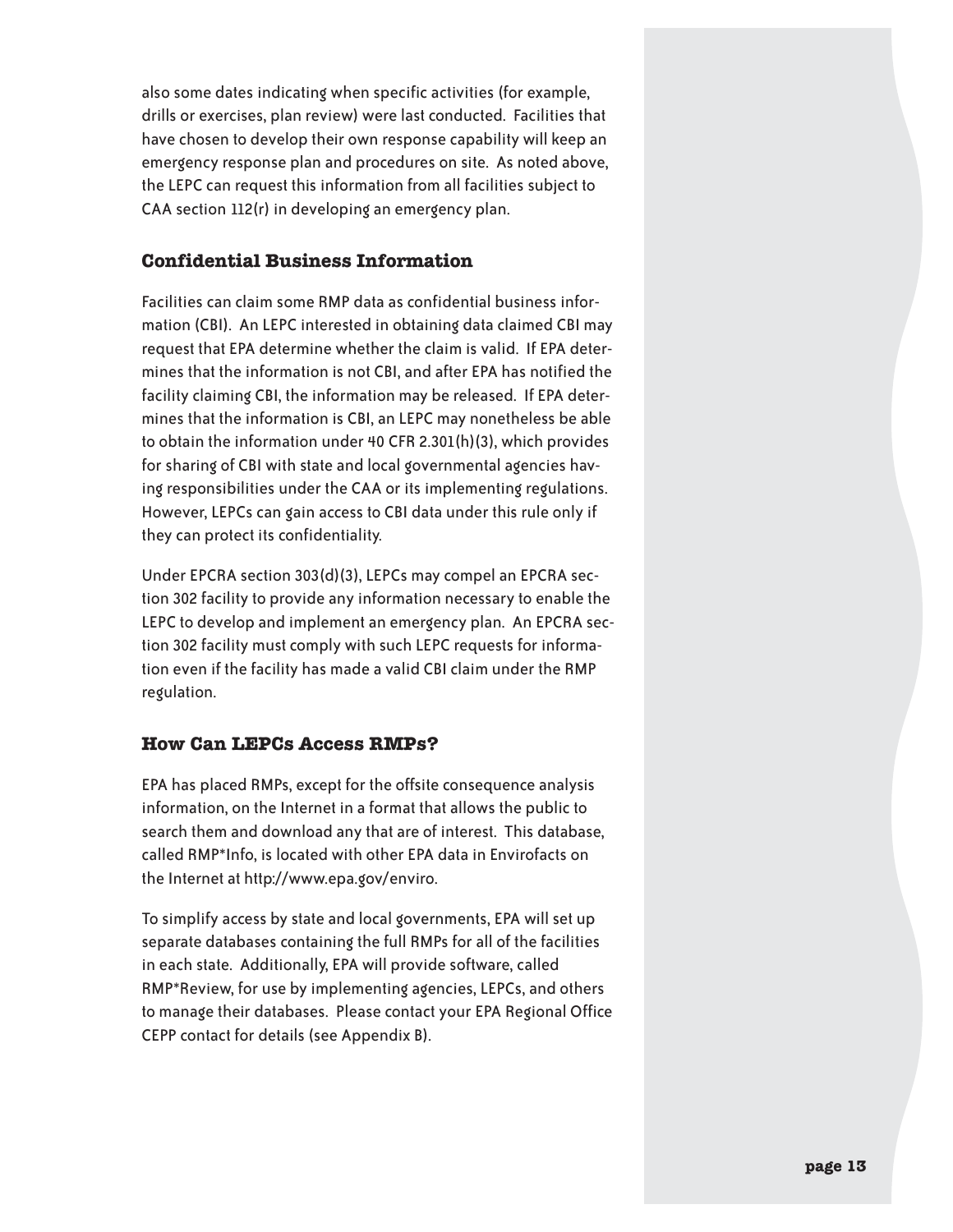also some dates indicating when specific activities (for example, drills or exercises, plan review) were last conducted. Facilities that have chosen to develop their own response capability will keep an emergency response plan and procedures on site. As noted above, the LEPC can request this information from all facilities subject to CAA section 112(r) in developing an emergency plan.

### Confidential Business Information

Facilities can claim some RMP data as confidential business information (CBI). An LEPC interested in obtaining data claimed CBI may request that EPA determine whether the claim is valid. If EPA determines that the information is not CBI, and after EPA has notified the facility claiming CBI, the information may be released. If EPA determines that the information is CBI, an LEPC may nonetheless be able to obtain the information under 40 CFR 2.301(h)(3), which provides for sharing of CBI with state and local governmental agencies having responsibilities under the CAA or its implementing regulations. However, LEPCs can gain access to CBI data under this rule only if they can protect its confidentiality.

Under EPCRA section 303(d)(3), LEPCs may compel an EPCRA section 302 facility to provide any information necessary to enable the LEPC to develop and implement an emergency plan. An EPCRA section 302 facility must comply with such LEPC requests for information even if the facility has made a valid CBI claim under the RMP regulation.

### How Can LEPCs Access RMPs?

EPA has placed RMPs, except for the offsite consequence analysis information, on the Internet in a format that allows the public to search them and download any that are of interest. This database, called RMP*Info, is located with other EPA data in Envirofacts on the Internet at http://www.epa.gov/enviro.

To simplify access by state and local governments, EPA will set up separate databases containing the full RMPs for all of the facilities in each state. Additionally, EPA will provide software, called RMP*Review, for use by implementing agencies, LEPCs, and others to manage their databases. Please contact your EPA Regional Office CEPP contact for details (see Appendix B).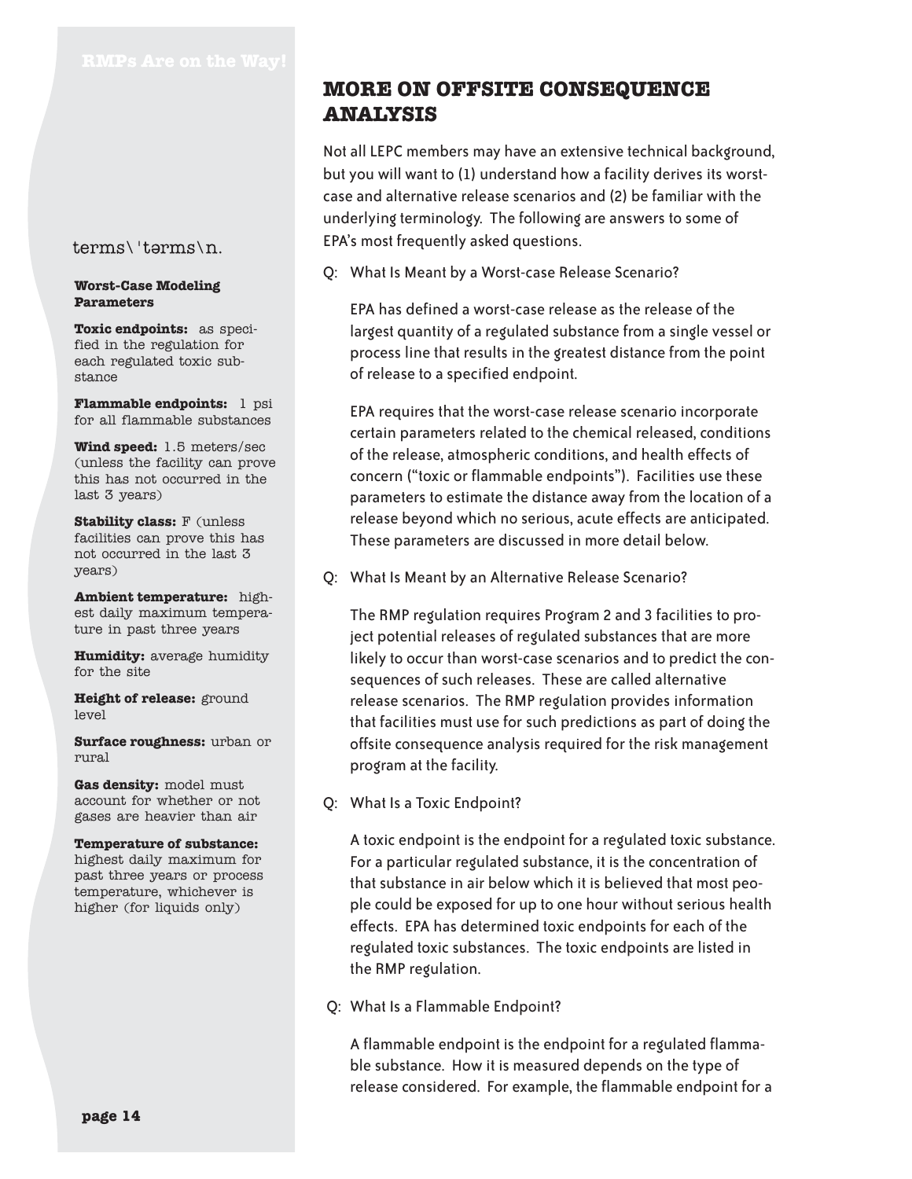## MORE ON OFFSITE CONSEQUENCE ANALYSIS

Not all LEPC members may have an extensive technical background, but you will want to (1) understand how a facility derives its worst-case and alternative release scenarios and (2) be familiar with the underlying terminology. The following are answers to some of EPA's most frequently asked questions.

Q: What Is Meant by a Worst-case Release Scenario?

EPA has defined a worst-case release as the release of the largest quantity of a regulated substance from a single vessel or process line that results in the greatest distance from the point of release to a specified endpoint.

EPA requires that the worst-case release scenario incorporate certain parameters related to the chemical released, conditions of the release, atmospheric conditions, and health effects of concern ("toxic or flammable endpoints"). Facilities use these parameters to estimate the distance away from the location of a release beyond which no serious, acute effects are anticipated. These parameters are discussed in more detail below.

Q: What Is Meant by an Alternative Release Scenario?

The RMP regulation requires Program 2 and 3 facilities to project potential releases of regulated substances that are more likely to occur than worst-case scenarios and to predict the consequences of such releases. These are called alternative release scenarios. The RMP regulation provides information that facilities must use for such predictions as part of doing the offsite consequence analysis required for the risk management program at the facility.

Q: What Is a Toxic Endpoint?

A toxic endpoint is the endpoint for a regulated toxic substance. For a particular regulated substance, it is the concentration of that substance in air below which it is believed that most people could be exposed for up to one hour without serious health effects. EPA has determined toxic endpoints for each of the regulated toxic substances. The toxic endpoints are listed in the RMP regulation.

Q: What Is a Flammable Endpoint?

A flammable endpoint is the endpoint for a regulated flammable substance. How it is measured depends on the type of release considered. For example, the flammable endpoint for a

---

terms\ˈtərms\n.

**Worst-Case Modeling Parameters**

**Toxic endpoints:** as specified in the regulation for each regulated toxic substance

**Flammable endpoints:** 1 psi for all flammable substances

**Wind speed:** 1.5 meters/sec (unless the facility can prove this has not occurred in the last 3 years)

**Stability class:** F (unless facilities can prove this has not occurred in the last 3 years)

**Ambient temperature:** highest daily maximum temperature in past three years

**Humidity:** average humidity for the site

**Height of release:** ground level

**Surface roughness:** urban or rural

**Gas density:** model must account for whether or not gases are heavier than air

**Temperature of substance:** highest daily maximum for past three years or process temperature, whichever is higher (for liquids only)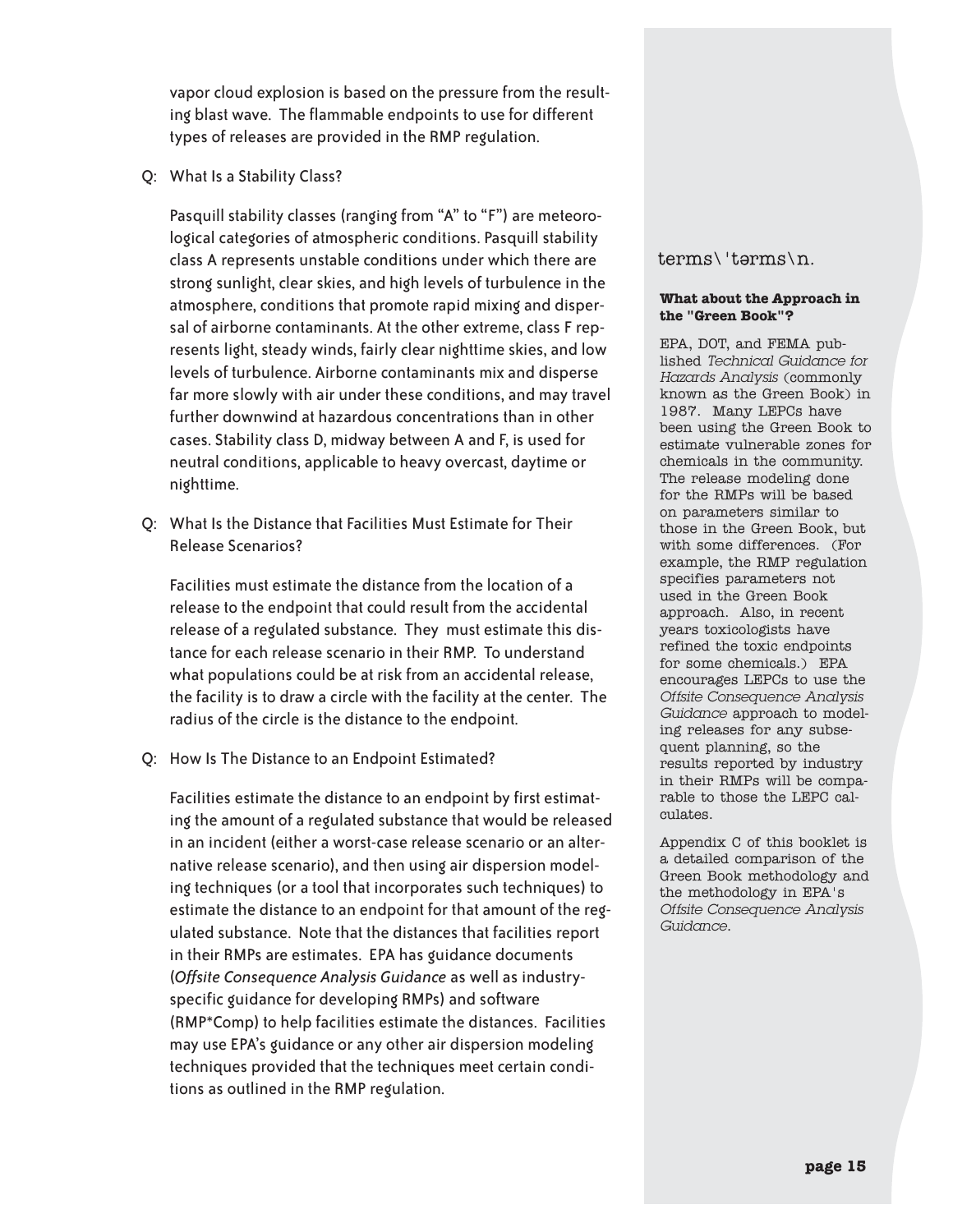vapor cloud explosion is based on the pressure from the resulting blast wave. The flammable endpoints to use for different types of releases are provided in the RMP regulation.

Q: What Is a Stability Class?

Pasquill stability classes (ranging from "A" to "F") are meteorological categories of atmospheric conditions. Pasquill stability class A represents unstable conditions under which there are strong sunlight, clear skies, and high levels of turbulence in the atmosphere, conditions that promote rapid mixing and dispersal of airborne contaminants. At the other extreme, class F represents light, steady winds, fairly clear nighttime skies, and low levels of turbulence. Airborne contaminants mix and disperse far more slowly with air under these conditions, and may travel further downwind at hazardous concentrations than in other cases. Stability class D, midway between A and F, is used for neutral conditions, applicable to heavy overcast, daytime or nighttime.

Q: What Is the Distance that Facilities Must Estimate for Their Release Scenarios?

Facilities must estimate the distance from the location of a release to the endpoint that could result from the accidental release of a regulated substance. They must estimate this distance for each release scenario in their RMP. To understand what populations could be at risk from an accidental release, the facility is to draw a circle with the facility at the center. The radius of the circle is the distance to the endpoint.

Q: How Is The Distance to an Endpoint Estimated?

Facilities estimate the distance to an endpoint by first estimating the amount of a regulated substance that would be released in an incident (either a worst-case release scenario or an alternative release scenario), and then using air dispersion modeling techniques (or a tool that incorporates such techniques) to estimate the distance to an endpoint for that amount of the regulated substance. Note that the distances that facilities report in their RMPs are estimates. EPA has guidance documents (*Offsite Consequence Analysis Guidance* as well as industry-specific guidance for developing RMPs) and software (RMP*Comp) to help facilities estimate the distances. Facilities may use EPA's guidance or any other air dispersion modeling techniques provided that the techniques meet certain conditions as outlined in the RMP regulation.

terms\'tərms\n.

**What about the Approach in the "Green Book"?**

EPA, DOT, and FEMA published *Technical Guidance for Hazards Analysis* (commonly known as the Green Book) in 1987. Many LEPCs have been using the Green Book to estimate vulnerable zones for chemicals in the community. The release modeling done for the RMPs will be based on parameters similar to those in the Green Book, but with some differences. (For example, the RMP regulation specifies parameters not used in the Green Book approach. Also, in recent years toxicologists have refined the toxic endpoints for some chemicals.) EPA encourages LEPCs to use the *Offsite Consequence Analysis Guidance* approach to modeling releases for any subsequent planning, so the results reported by industry in their RMPs will be comparable to those the LEPC calculates.

Appendix C of this booklet is a detailed comparison of the Green Book methodology and the methodology in EPA's *Offsite Consequence Analysis Guidance*.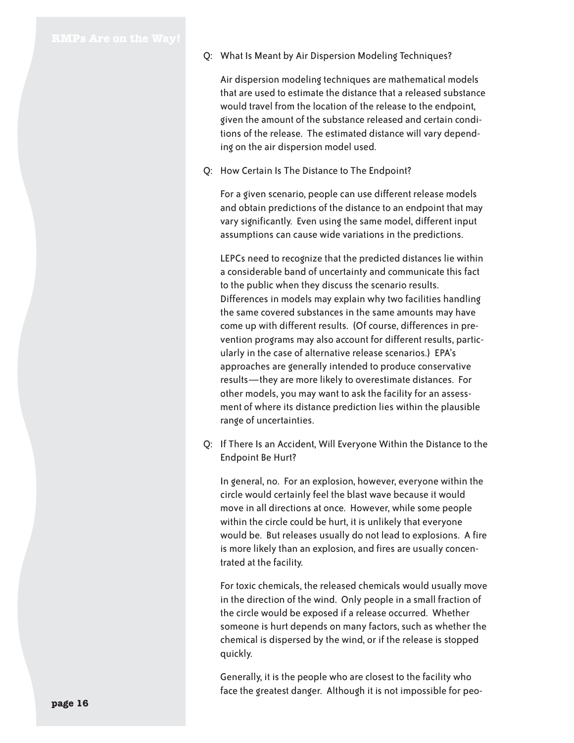Q: What Is Meant by Air Dispersion Modeling Techniques?

Air dispersion modeling techniques are mathematical models that are used to estimate the distance that a released substance would travel from the location of the release to the endpoint, given the amount of the substance released and certain conditions of the release. The estimated distance will vary depending on the air dispersion model used.

Q: How Certain Is The Distance to The Endpoint?

For a given scenario, people can use different release models and obtain predictions of the distance to an endpoint that may vary significantly. Even using the same model, different input assumptions can cause wide variations in the predictions.

LEPCs need to recognize that the predicted distances lie within a considerable band of uncertainty and communicate this fact to the public when they discuss the scenario results. Differences in models may explain why two facilities handling the same covered substances in the same amounts may have come up with different results. (Of course, differences in prevention programs may also account for different results, particularly in the case of alternative release scenarios.) EPA's approaches are generally intended to produce conservative results—they are more likely to overestimate distances. For other models, you may want to ask the facility for an assessment of where its distance prediction lies within the plausible range of uncertainties.

Q: If There Is an Accident, Will Everyone Within the Distance to the Endpoint Be Hurt?

In general, no. For an explosion, however, everyone within the circle would certainly feel the blast wave because it would move in all directions at once. However, while some people within the circle could be hurt, it is unlikely that everyone would be. But releases usually do not lead to explosions. A fire is more likely than an explosion, and fires are usually concentrated at the facility.

For toxic chemicals, the released chemicals would usually move in the direction of the wind. Only people in a small fraction of the circle would be exposed if a release occurred. Whether someone is hurt depends on many factors, such as whether the chemical is dispersed by the wind, or if the release is stopped quickly.

Generally, it is the people who are closest to the facility who face the greatest danger. Although it is not impossible for peo-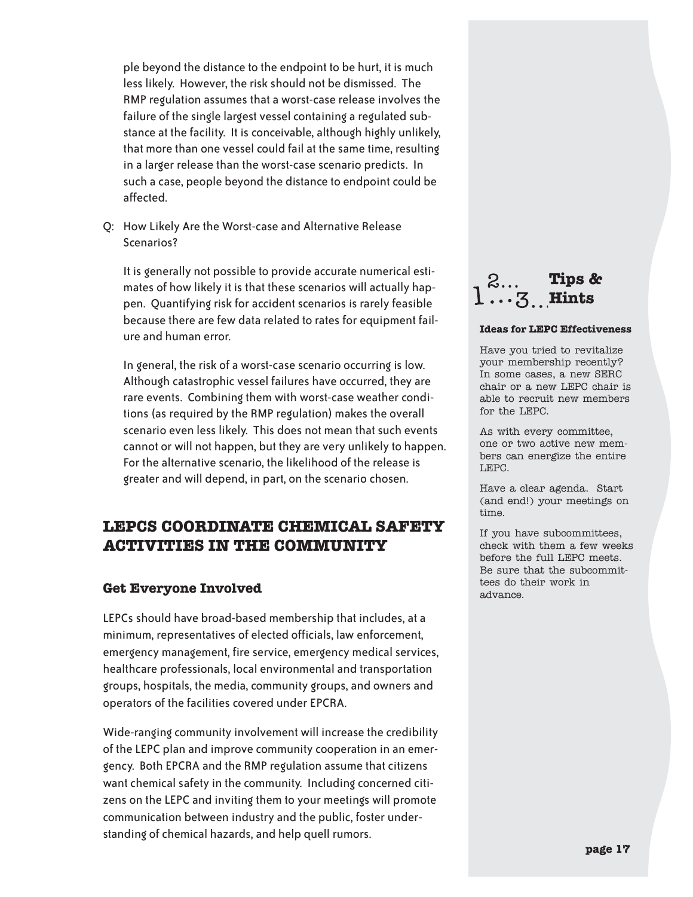ple beyond the distance to the endpoint to be hurt, it is much less likely. However, the risk should not be dismissed. The RMP regulation assumes that a worst-case release involves the failure of the single largest vessel containing a regulated substance at the facility. It is conceivable, although highly unlikely, that more than one vessel could fail at the same time, resulting in a larger release than the worst-case scenario predicts. In such a case, people beyond the distance to endpoint could be affected.

Q: How Likely Are the Worst-case and Alternative Release Scenarios?

It is generally not possible to provide accurate numerical estimates of how likely it is that these scenarios will actually happen. Quantifying risk for accident scenarios is rarely feasible because there are few data related to rates for equipment failure and human error.

In general, the risk of a worst-case scenario occurring is low. Although catastrophic vessel failures have occurred, they are rare events. Combining them with worst-case weather conditions (as required by the RMP regulation) makes the overall scenario even less likely. This does not mean that such events cannot or will not happen, but they are very unlikely to happen. For the alternative scenario, the likelihood of the release is greater and will depend, in part, on the scenario chosen.

## LEPCS COORDINATE CHEMICAL SAFETY ACTIVITIES IN THE COMMUNITY

### Get Everyone Involved

LEPCs should have broad-based membership that includes, at a minimum, representatives of elected officials, law enforcement, emergency management, fire service, emergency medical services, healthcare professionals, local environmental and transportation groups, hospitals, the media, community groups, and owners and operators of the facilities covered under EPCRA.

Wide-ranging community involvement will increase the credibility of the LEPC plan and improve community cooperation in an emergency. Both EPCRA and the RMP regulation assume that citizens want chemical safety in the community. Including concerned citizens on the LEPC and inviting them to your meetings will promote communication between industry and the public, foster understanding of chemical hazards, and help quell rumors.

**1...2...3... Tips & Hints**

**Ideas for LEPC Effectiveness**

Have you tried to revitalize your membership recently? In some cases, a new SERC chair or a new LEPC chair is able to recruit new members for the LEPC.

As with every committee, one or two active new members can energize the entire LEPC.

Have a clear agenda. Start (and end!) your meetings on time.

If you have subcommittees, check with them a few weeks before the full LEPC meets. Be sure that the subcommittees do their work in advance.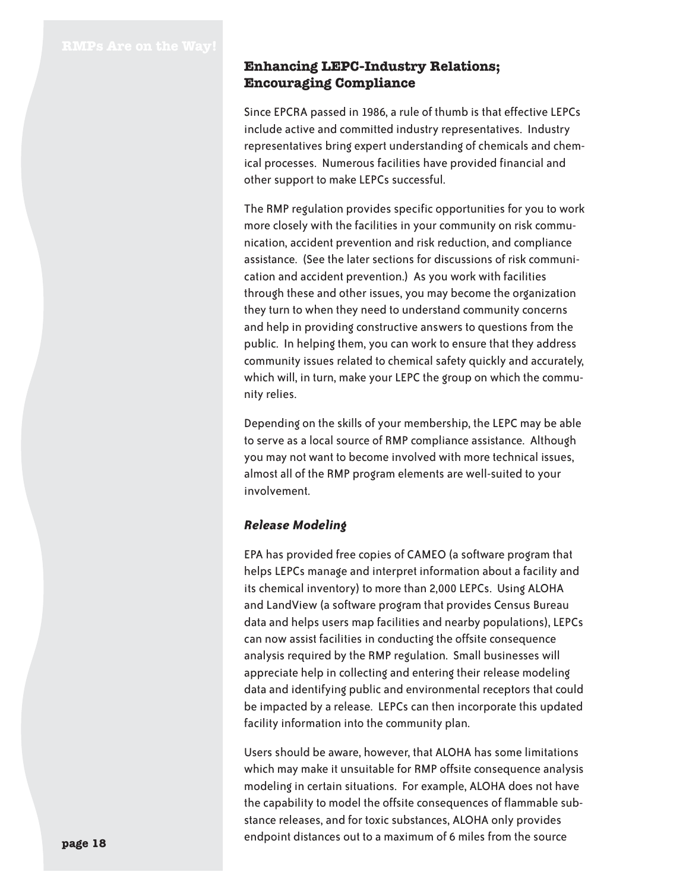## Enhancing LEPC-Industry Relations; Encouraging Compliance

Since EPCRA passed in 1986, a rule of thumb is that effective LEPCs include active and committed industry representatives. Industry representatives bring expert understanding of chemicals and chemical processes. Numerous facilities have provided financial and other support to make LEPCs successful.

The RMP regulation provides specific opportunities for you to work more closely with the facilities in your community on risk communication, accident prevention and risk reduction, and compliance assistance. (See the later sections for discussions of risk communication and accident prevention.) As you work with facilities through these and other issues, you may become the organization they turn to when they need to understand community concerns and help in providing constructive answers to questions from the public. In helping them, you can work to ensure that they address community issues related to chemical safety quickly and accurately, which will, in turn, make your LEPC the group on which the community relies.

Depending on the skills of your membership, the LEPC may be able to serve as a local source of RMP compliance assistance. Although you may not want to become involved with more technical issues, almost all of the RMP program elements are well-suited to your involvement.

### *Release Modeling*

EPA has provided free copies of CAMEO (a software program that helps LEPCs manage and interpret information about a facility and its chemical inventory) to more than 2,000 LEPCs. Using ALOHA and LandView (a software program that provides Census Bureau data and helps users map facilities and nearby populations), LEPCs can now assist facilities in conducting the offsite consequence analysis required by the RMP regulation. Small businesses will appreciate help in collecting and entering their release modeling data and identifying public and environmental receptors that could be impacted by a release. LEPCs can then incorporate this updated facility information into the community plan.

Users should be aware, however, that ALOHA has some limitations which may make it unsuitable for RMP offsite consequence analysis modeling in certain situations. For example, ALOHA does not have the capability to model the offsite consequences of flammable substance releases, and for toxic substances, ALOHA only provides endpoint distances out to a maximum of 6 miles from the source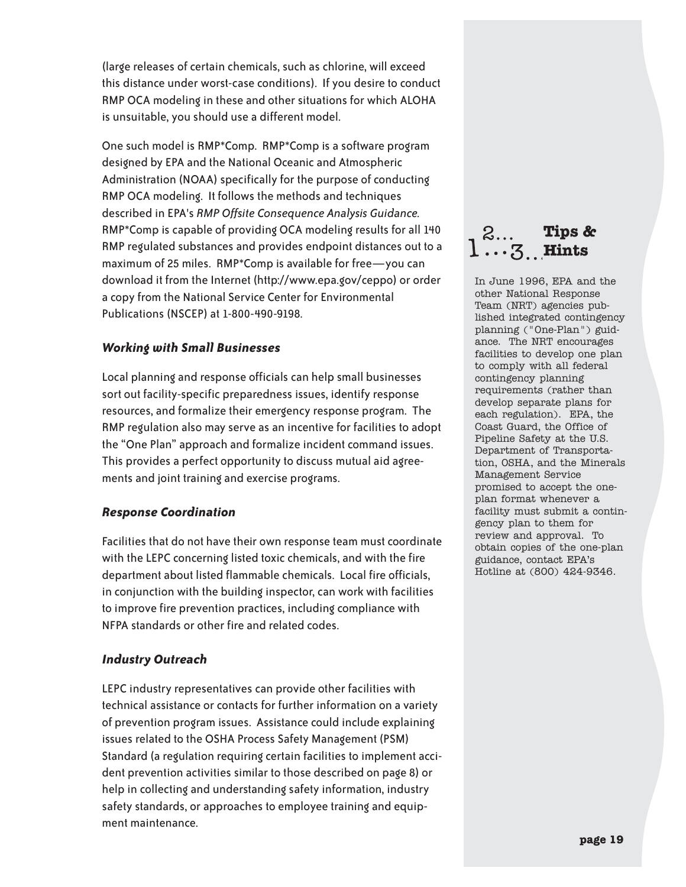(large releases of certain chemicals, such as chlorine, will exceed this distance under worst-case conditions). If you desire to conduct RMP OCA modeling in these and other situations for which ALOHA is unsuitable, you should use a different model.

One such model is RMP*Comp. RMP*Comp is a software program designed by EPA and the National Oceanic and Atmospheric Administration (NOAA) specifically for the purpose of conducting RMP OCA modeling. It follows the methods and techniques described in EPA's *RMP Offsite Consequence Analysis Guidance.* RMP*Comp is capable of providing OCA modeling results for all 140 RMP regulated substances and provides endpoint distances out to a maximum of 25 miles. RMP*Comp is available for free—you can download it from the Internet (http://www.epa.gov/ceppo) or order a copy from the National Service Center for Environmental Publications (NSCEP) at 1-800-490-9198.

### *Working with Small Businesses*

Local planning and response officials can help small businesses sort out facility-specific preparedness issues, identify response resources, and formalize their emergency response program. The RMP regulation also may serve as an incentive for facilities to adopt the "One Plan" approach and formalize incident command issues. This provides a perfect opportunity to discuss mutual aid agreements and joint training and exercise programs.

### *Response Coordination*

Facilities that do not have their own response team must coordinate with the LEPC concerning listed toxic chemicals, and with the fire department about listed flammable chemicals. Local fire officials, in conjunction with the building inspector, can work with facilities to improve fire prevention practices, including compliance with NFPA standards or other fire and related codes.

### *Industry Outreach*

LEPC industry representatives can provide other facilities with technical assistance or contacts for further information on a variety of prevention program issues. Assistance could include explaining issues related to the OSHA Process Safety Management (PSM) Standard (a regulation requiring certain facilities to implement accident prevention activities similar to those described on page 8) or help in collecting and understanding safety information, industry safety standards, or approaches to employee training and equipment maintenance.

**Tips & Hints**

In June 1996, EPA and the other National Response Team (NRT) agencies published integrated contingency planning ("One-Plan") guidance. The NRT encourages facilities to develop one plan to comply with all federal contingency planning requirements (rather than develop separate plans for each regulation). EPA, the Coast Guard, the Office of Pipeline Safety at the U.S. Department of Transportation, OSHA, and the Minerals Management Service promised to accept the one-plan format whenever a facility must submit a contingency plan to them for review and approval. To obtain copies of the one-plan guidance, contact EPA's Hotline at (800) 424-9346.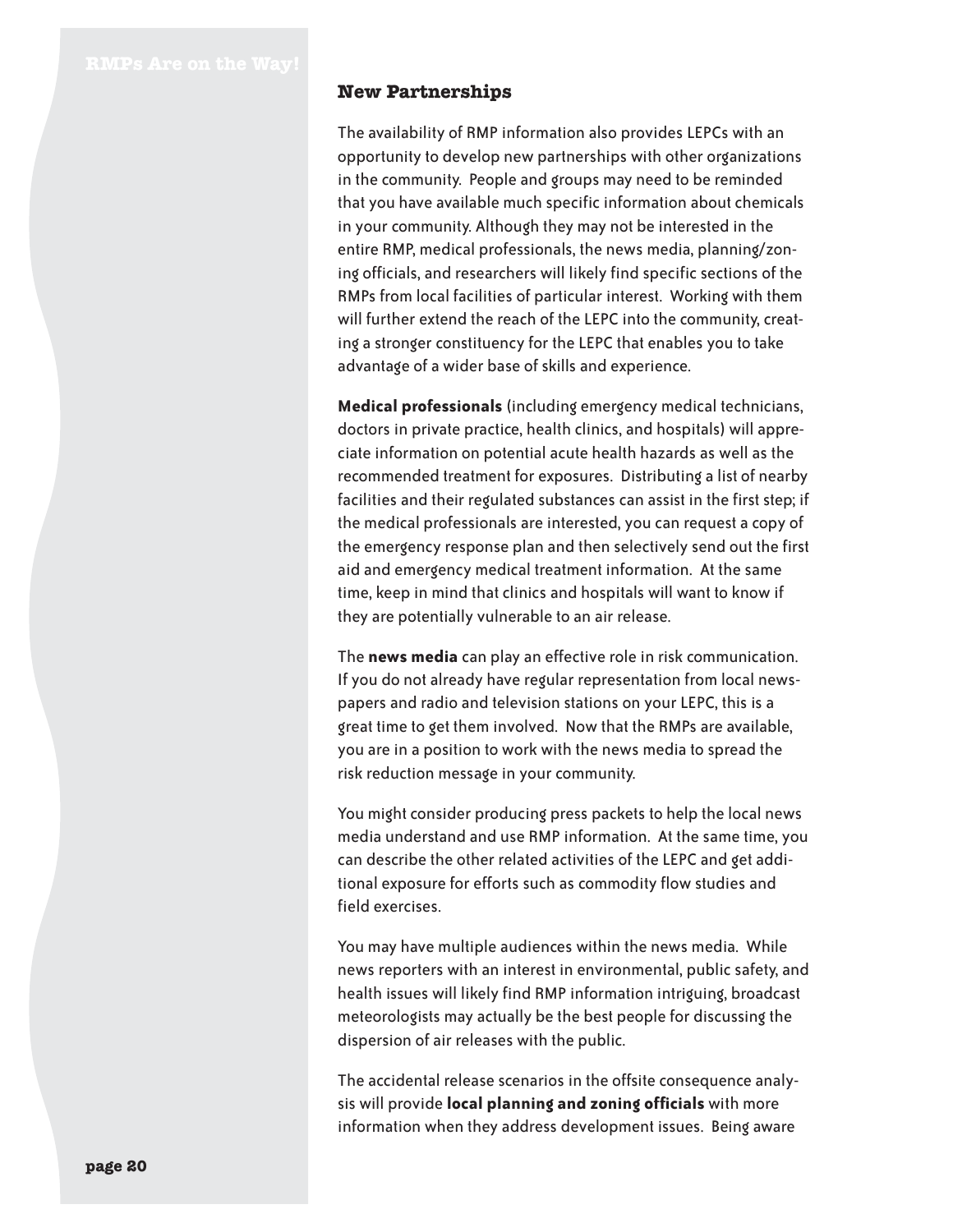## New Partnerships

The availability of RMP information also provides LEPCs with an opportunity to develop new partnerships with other organizations in the community. People and groups may need to be reminded that you have available much specific information about chemicals in your community. Although they may not be interested in the entire RMP, medical professionals, the news media, planning/zoning officials, and researchers will likely find specific sections of the RMPs from local facilities of particular interest. Working with them will further extend the reach of the LEPC into the community, creating a stronger constituency for the LEPC that enables you to take advantage of a wider base of skills and experience.

**Medical professionals** (including emergency medical technicians, doctors in private practice, health clinics, and hospitals) will appreciate information on potential acute health hazards as well as the recommended treatment for exposures. Distributing a list of nearby facilities and their regulated substances can assist in the first step; if the medical professionals are interested, you can request a copy of the emergency response plan and then selectively send out the first aid and emergency medical treatment information. At the same time, keep in mind that clinics and hospitals will want to know if they are potentially vulnerable to an air release.

The **news media** can play an effective role in risk communication. If you do not already have regular representation from local newspapers and radio and television stations on your LEPC, this is a great time to get them involved. Now that the RMPs are available, you are in a position to work with the news media to spread the risk reduction message in your community.

You might consider producing press packets to help the local news media understand and use RMP information. At the same time, you can describe the other related activities of the LEPC and get additional exposure for efforts such as commodity flow studies and field exercises.

You may have multiple audiences within the news media. While news reporters with an interest in environmental, public safety, and health issues will likely find RMP information intriguing, broadcast meteorologists may actually be the best people for discussing the dispersion of air releases with the public.

The accidental release scenarios in the offsite consequence analysis will provide **local planning and zoning officials** with more information when they address development issues. Being aware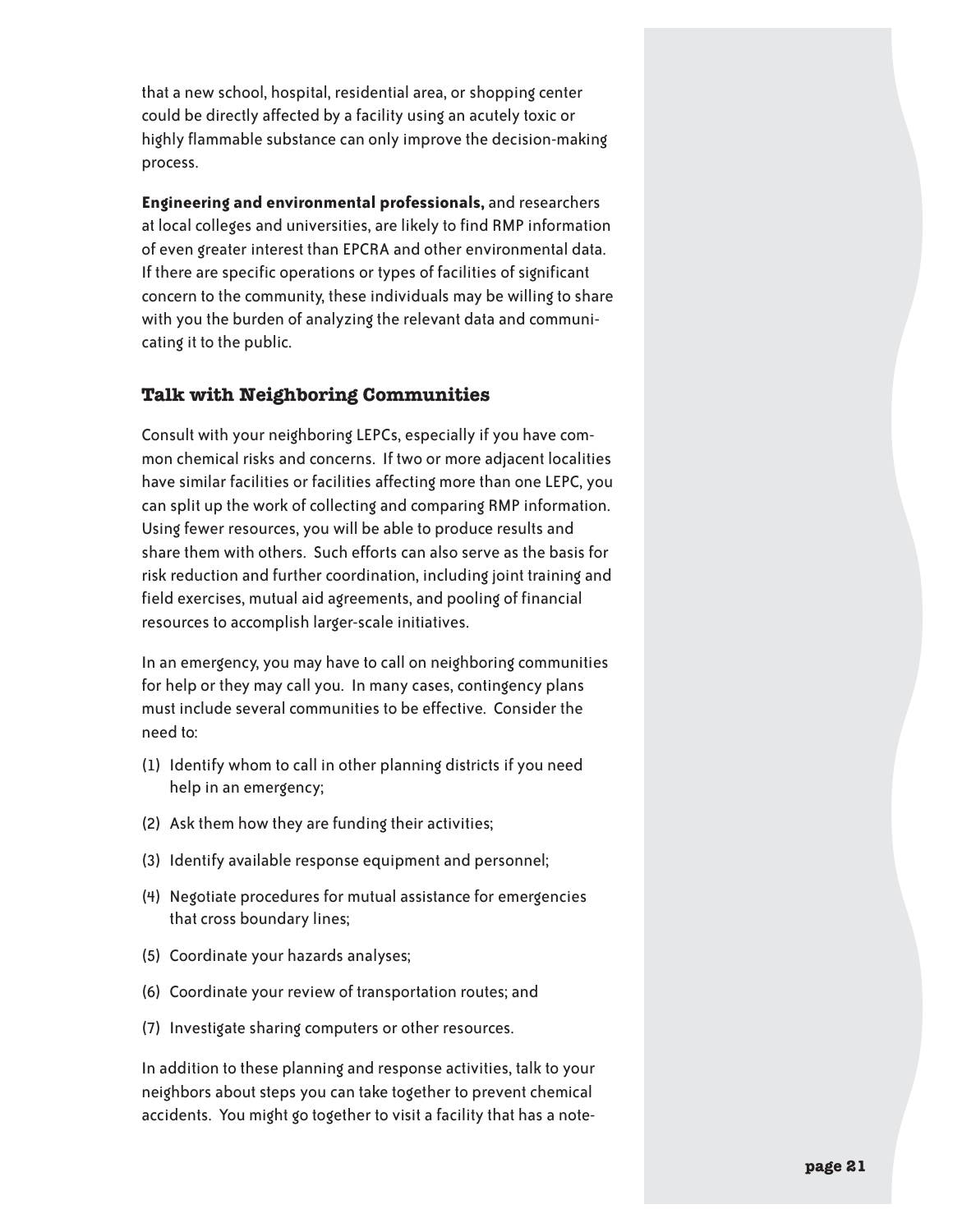that a new school, hospital, residential area, or shopping center could be directly affected by a facility using an acutely toxic or highly flammable substance can only improve the decision-making process.

**Engineering and environmental professionals,** and researchers at local colleges and universities, are likely to find RMP information of even greater interest than EPCRA and other environmental data. If there are specific operations or types of facilities of significant concern to the community, these individuals may be willing to share with you the burden of analyzing the relevant data and communicating it to the public.

### Talk with Neighboring Communities

Consult with your neighboring LEPCs, especially if you have common chemical risks and concerns. If two or more adjacent localities have similar facilities or facilities affecting more than one LEPC, you can split up the work of collecting and comparing RMP information. Using fewer resources, you will be able to produce results and share them with others. Such efforts can also serve as the basis for risk reduction and further coordination, including joint training and field exercises, mutual aid agreements, and pooling of financial resources to accomplish larger-scale initiatives.

In an emergency, you may have to call on neighboring communities for help or they may call you. In many cases, contingency plans must include several communities to be effective. Consider the need to:

(1) Identify whom to call in other planning districts if you need help in an emergency;

(2) Ask them how they are funding their activities;

(3) Identify available response equipment and personnel;

(4) Negotiate procedures for mutual assistance for emergencies that cross boundary lines;

(5) Coordinate your hazards analyses;

(6) Coordinate your review of transportation routes; and

(7) Investigate sharing computers or other resources.

In addition to these planning and response activities, talk to your neighbors about steps you can take together to prevent chemical accidents. You might go together to visit a facility that has a note-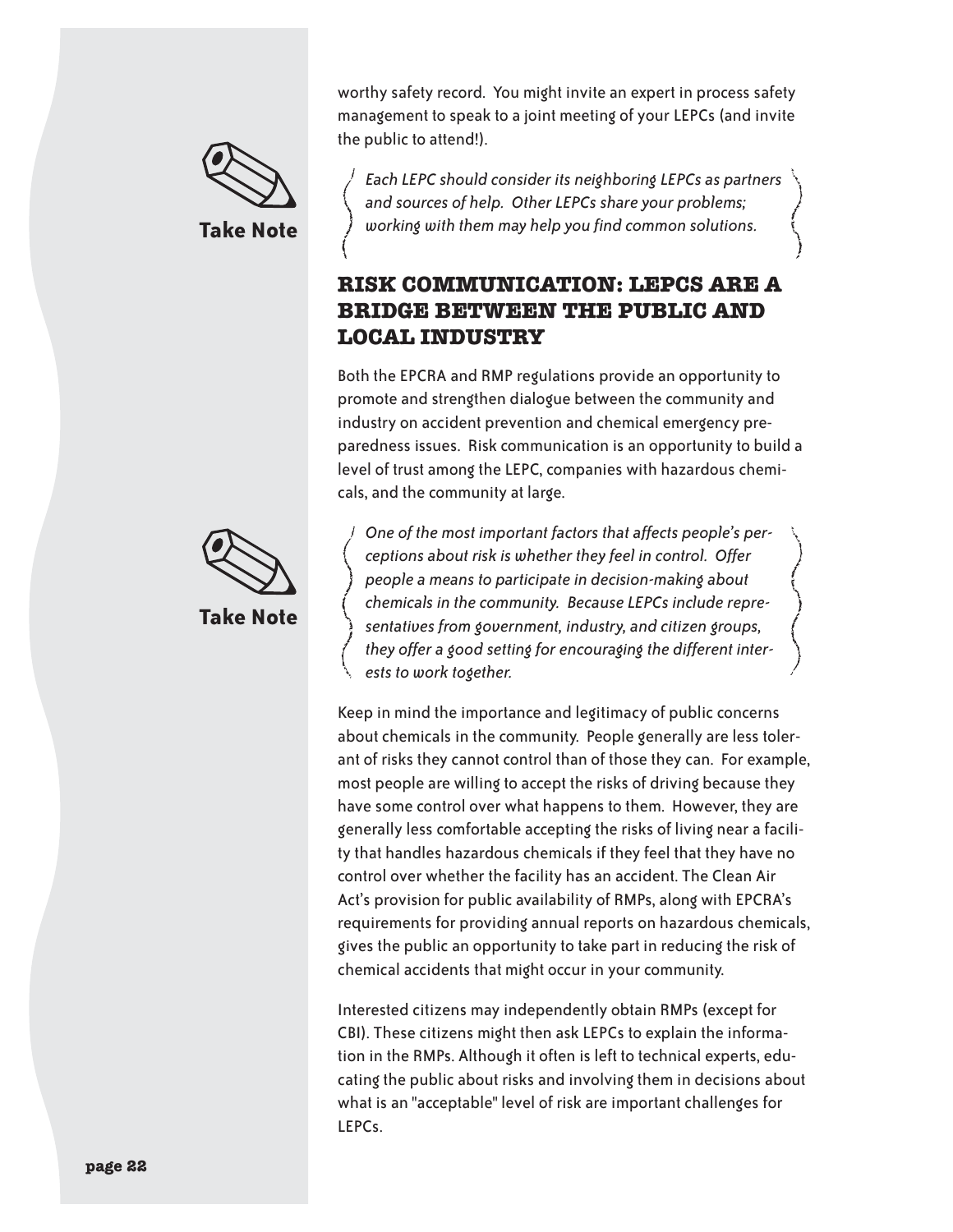worthy safety record. You might invite an expert in process safety management to speak to a joint meeting of your LEPCs (and invite the public to attend!).

**Take Note**

*Each LEPC should consider its neighboring LEPCs as partners and sources of help. Other LEPCs share your problems; working with them may help you find common solutions.*

## RISK COMMUNICATION: LEPCS ARE A BRIDGE BETWEEN THE PUBLIC AND LOCAL INDUSTRY

Both the EPCRA and RMP regulations provide an opportunity to promote and strengthen dialogue between the community and industry on accident prevention and chemical emergency preparedness issues. Risk communication is an opportunity to build a level of trust among the LEPC, companies with hazardous chemicals, and the community at large.

**Take Note**

*One of the most important factors that affects people's perceptions about risk is whether they feel in control. Offer people a means to participate in decision-making about chemicals in the community. Because LEPCs include representatives from government, industry, and citizen groups, they offer a good setting for encouraging the different interests to work together.*

Keep in mind the importance and legitimacy of public concerns about chemicals in the community. People generally are less tolerant of risks they cannot control than of those they can. For example, most people are willing to accept the risks of driving because they have some control over what happens to them. However, they are generally less comfortable accepting the risks of living near a facility that handles hazardous chemicals if they feel that they have no control over whether the facility has an accident. The Clean Air Act's provision for public availability of RMPs, along with EPCRA's requirements for providing annual reports on hazardous chemicals, gives the public an opportunity to take part in reducing the risk of chemical accidents that might occur in your community.

Interested citizens may independently obtain RMPs (except for CBI). These citizens might then ask LEPCs to explain the information in the RMPs. Although it often is left to technical experts, educating the public about risks and involving them in decisions about what is an "acceptable" level of risk are important challenges for LEPCs.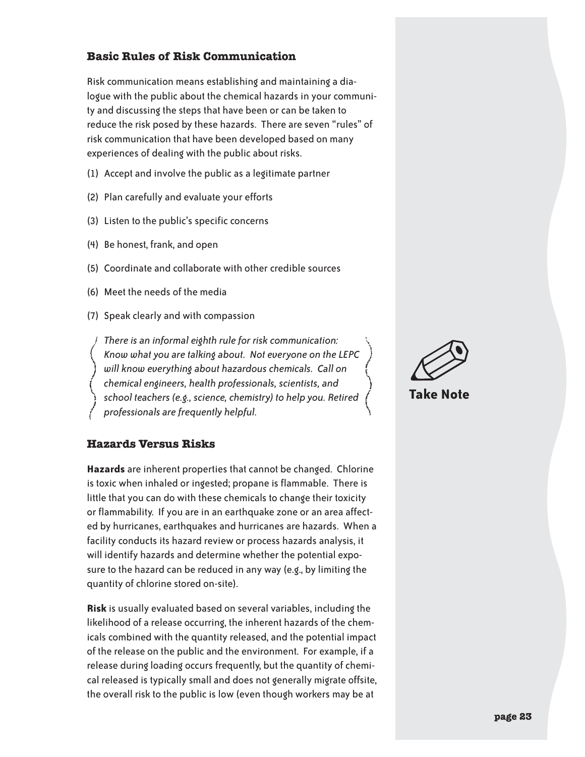## Basic Rules of Risk Communication

Risk communication means establishing and maintaining a dialogue with the public about the chemical hazards in your community and discussing the steps that have been or can be taken to reduce the risk posed by these hazards. There are seven "rules" of risk communication that have been developed based on many experiences of dealing with the public about risks.

(1) Accept and involve the public as a legitimate partner

(2) Plan carefully and evaluate your efforts

(3) Listen to the public's specific concerns

(4) Be honest, frank, and open

(5) Coordinate and collaborate with other credible sources

(6) Meet the needs of the media

(7) Speak clearly and with compassion

*There is an informal eighth rule for risk communication: Know what you are talking about. Not everyone on the LEPC will know everything about hazardous chemicals. Call on chemical engineers, health professionals, scientists, and school teachers (e.g., science, chemistry) to help you. Retired professionals are frequently helpful.*

**Take Note**

## Hazards Versus Risks

**Hazards** are inherent properties that cannot be changed. Chlorine is toxic when inhaled or ingested; propane is flammable. There is little that you can do with these chemicals to change their toxicity or flammability. If you are in an earthquake zone or an area affected by hurricanes, earthquakes and hurricanes are hazards. When a facility conducts its hazard review or process hazards analysis, it will identify hazards and determine whether the potential exposure to the hazard can be reduced in any way (e.g., by limiting the quantity of chlorine stored on-site).

**Risk** is usually evaluated based on several variables, including the likelihood of a release occurring, the inherent hazards of the chemicals combined with the quantity released, and the potential impact of the release on the public and the environment. For example, if a release during loading occurs frequently, but the quantity of chemical released is typically small and does not generally migrate offsite, the overall risk to the public is low (even though workers may be at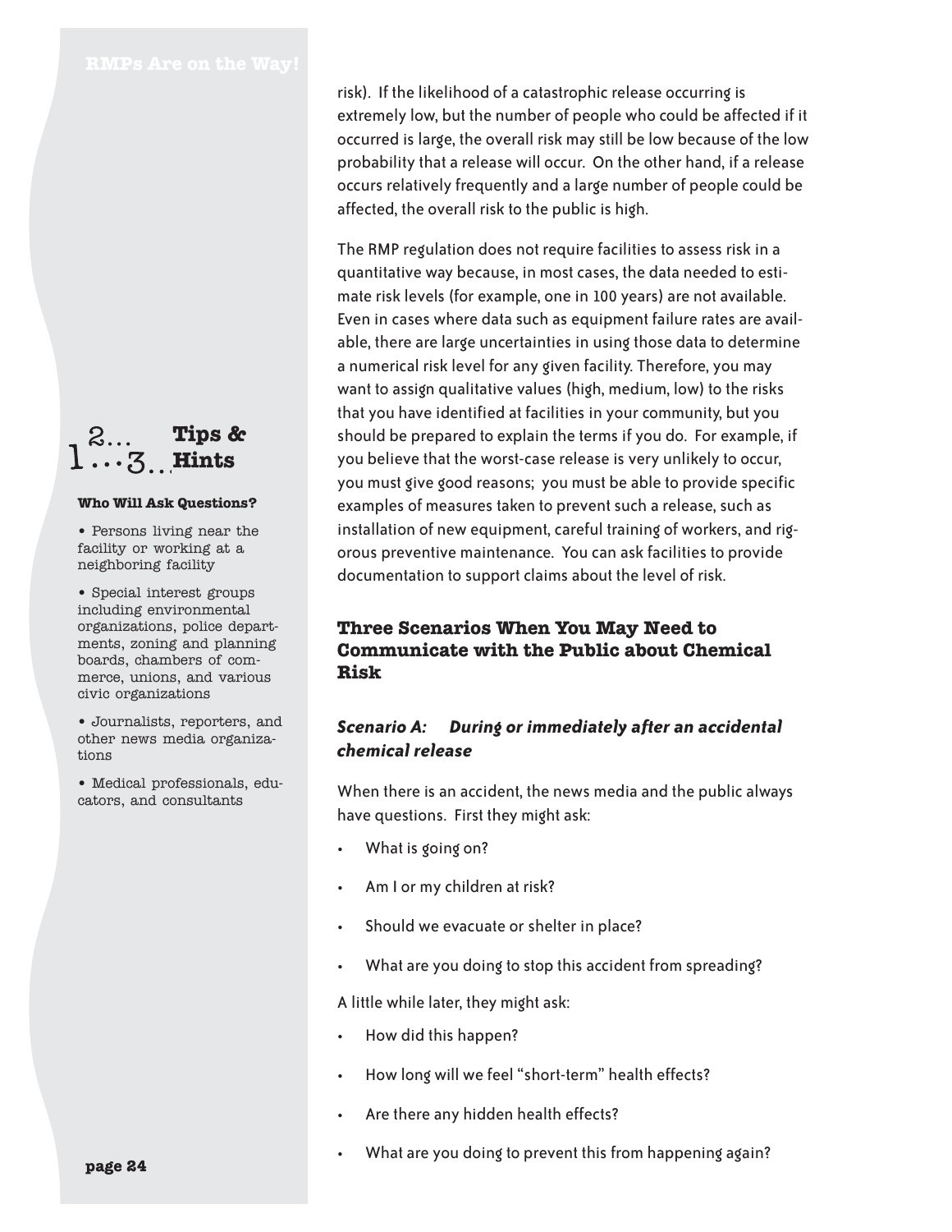risk). If the likelihood of a catastrophic release occurring is extremely low, but the number of people who could be affected if it occurred is large, the overall risk may still be low because of the low probability that a release will occur. On the other hand, if a release occurs relatively frequently and a large number of people could be affected, the overall risk to the public is high.

The RMP regulation does not require facilities to assess risk in a quantitative way because, in most cases, the data needed to estimate risk levels (for example, one in 100 years) are not available. Even in cases where data such as equipment failure rates are available, there are large uncertainties in using those data to determine a numerical risk level for any given facility. Therefore, you may want to assign qualitative values (high, medium, low) to the risks that you have identified at facilities in your community, but you should be prepared to explain the terms if you do. For example, if you believe that the worst-case release is very unlikely to occur, you must give good reasons; you must be able to provide specific examples of measures taken to prevent such a release, such as installation of new equipment, careful training of workers, and rigorous preventive maintenance. You can ask facilities to provide documentation to support claims about the level of risk.

### Tips & Hints

**Who Will Ask Questions?**

- Persons living near the facility or working at a neighboring facility
- Special interest groups including environmental organizations, police departments, zoning and planning boards, chambers of commerce, unions, and various civic organizations
- Journalists, reporters, and other news media organizations
- Medical professionals, educators, and consultants

## Three Scenarios When You May Need to Communicate with the Public about Chemical Risk

### *Scenario A: During or immediately after an accidental chemical release*

When there is an accident, the news media and the public always have questions. First they might ask:

- What is going on?
- Am I or my children at risk?
- Should we evacuate or shelter in place?
- What are you doing to stop this accident from spreading?

A little while later, they might ask:

- How did this happen?
- How long will we feel "short-term" health effects?
- Are there any hidden health effects?
- What are you doing to prevent this from happening again?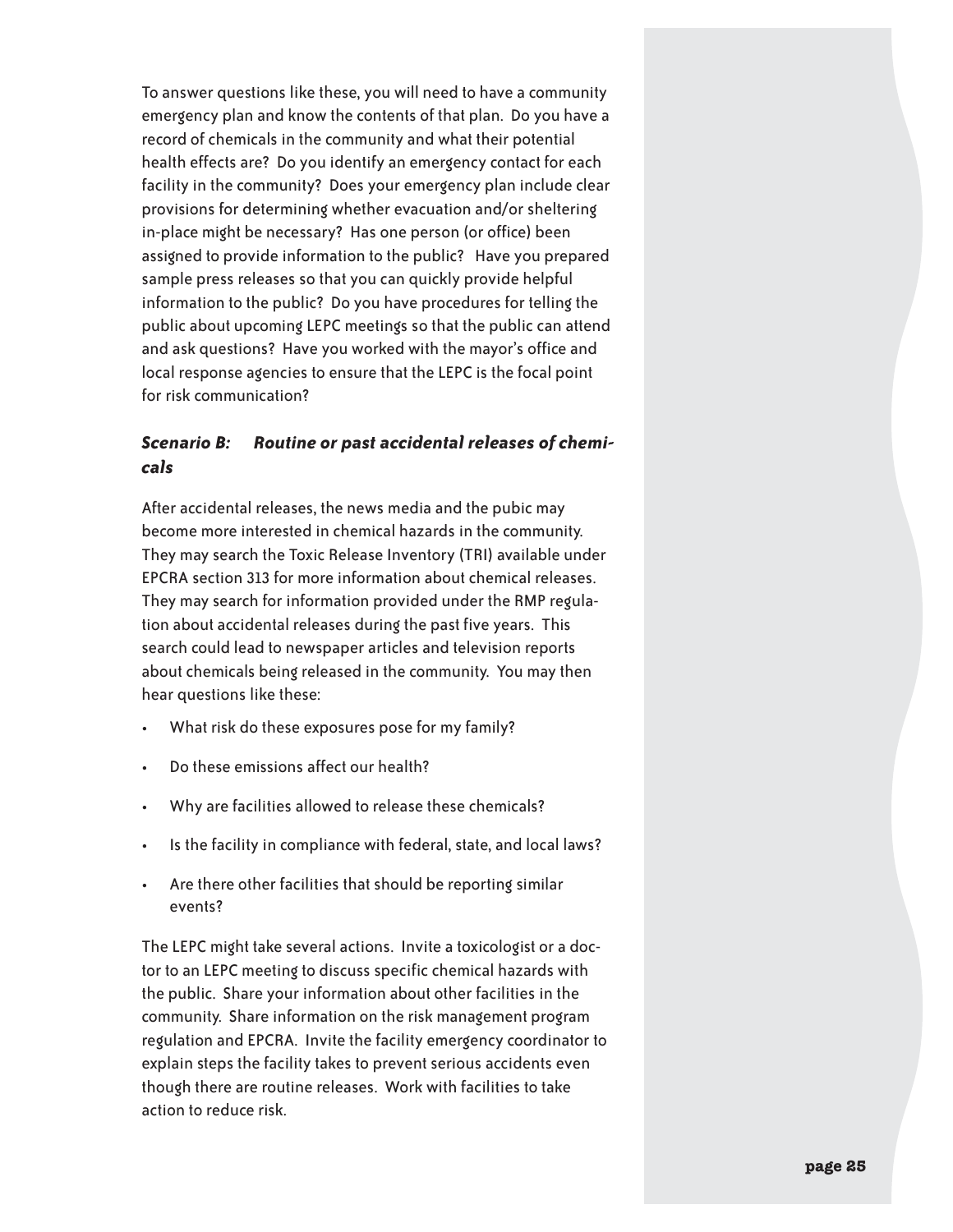To answer questions like these, you will need to have a community emergency plan and know the contents of that plan. Do you have a record of chemicals in the community and what their potential health effects are? Do you identify an emergency contact for each facility in the community? Does your emergency plan include clear provisions for determining whether evacuation and/or sheltering in-place might be necessary? Has one person (or office) been assigned to provide information to the public? Have you prepared sample press releases so that you can quickly provide helpful information to the public? Do you have procedures for telling the public about upcoming LEPC meetings so that the public can attend and ask questions? Have you worked with the mayor's office and local response agencies to ensure that the LEPC is the focal point for risk communication?

### *Scenario B: Routine or past accidental releases of chemicals*

After accidental releases, the news media and the pubic may become more interested in chemical hazards in the community. They may search the Toxic Release Inventory (TRI) available under EPCRA section 313 for more information about chemical releases. They may search for information provided under the RMP regulation about accidental releases during the past five years. This search could lead to newspaper articles and television reports about chemicals being released in the community. You may then hear questions like these:

- What risk do these exposures pose for my family?
- Do these emissions affect our health?
- Why are facilities allowed to release these chemicals?
- Is the facility in compliance with federal, state, and local laws?
- Are there other facilities that should be reporting similar events?

The LEPC might take several actions. Invite a toxicologist or a doctor to an LEPC meeting to discuss specific chemical hazards with the public. Share your information about other facilities in the community. Share information on the risk management program regulation and EPCRA. Invite the facility emergency coordinator to explain steps the facility takes to prevent serious accidents even though there are routine releases. Work with facilities to take action to reduce risk.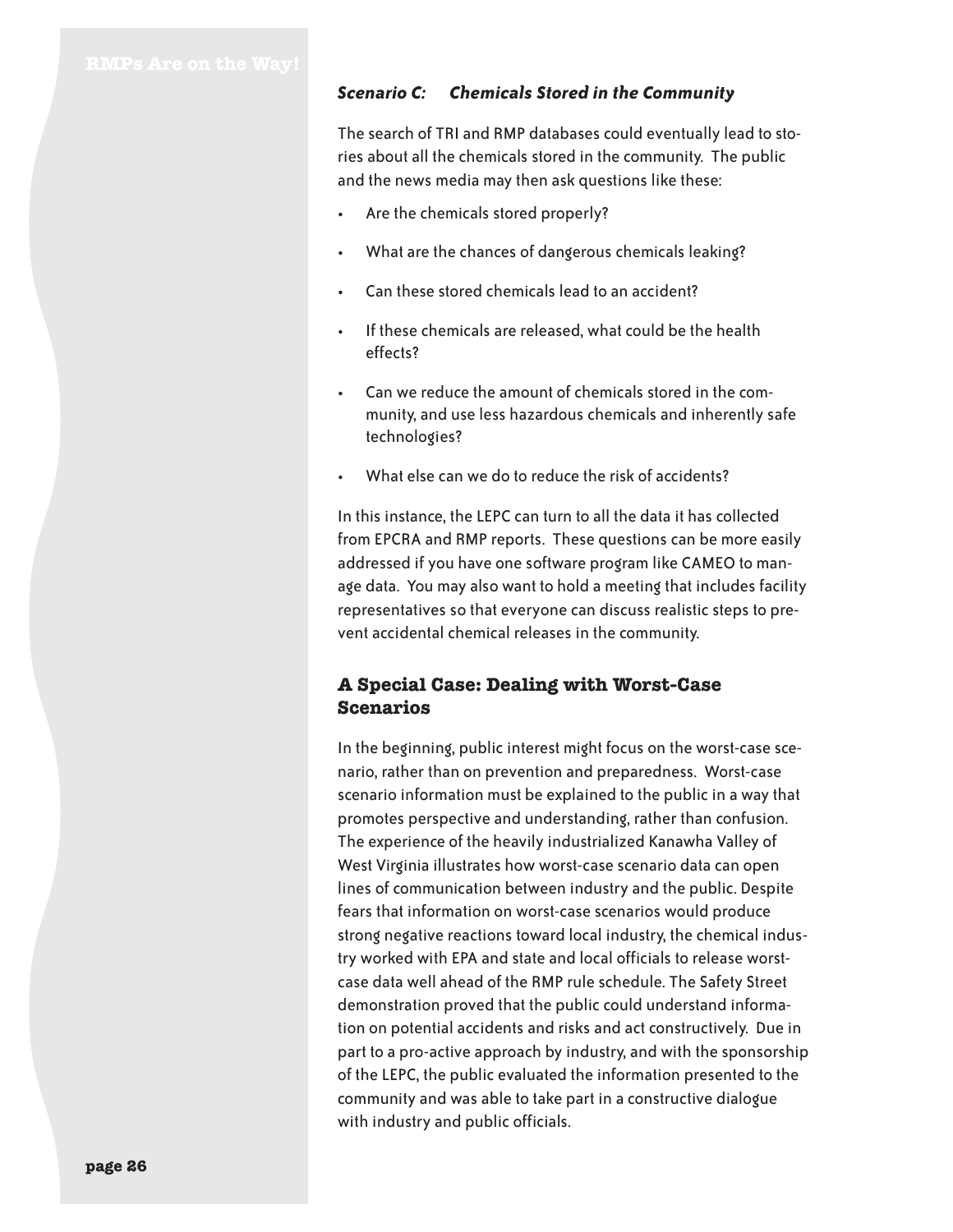### *Scenario C: Chemicals Stored in the Community*

The search of TRI and RMP databases could eventually lead to stories about all the chemicals stored in the community. The public and the news media may then ask questions like these:

- Are the chemicals stored properly?
- What are the chances of dangerous chemicals leaking?
- Can these stored chemicals lead to an accident?
- If these chemicals are released, what could be the health effects?
- Can we reduce the amount of chemicals stored in the community, and use less hazardous chemicals and inherently safe technologies?
- What else can we do to reduce the risk of accidents?

In this instance, the LEPC can turn to all the data it has collected from EPCRA and RMP reports. These questions can be more easily addressed if you have one software program like CAMEO to manage data. You may also want to hold a meeting that includes facility representatives so that everyone can discuss realistic steps to prevent accidental chemical releases in the community.

## A Special Case: Dealing with Worst-Case Scenarios

In the beginning, public interest might focus on the worst-case scenario, rather than on prevention and preparedness. Worst-case scenario information must be explained to the public in a way that promotes perspective and understanding, rather than confusion. The experience of the heavily industrialized Kanawha Valley of West Virginia illustrates how worst-case scenario data can open lines of communication between industry and the public. Despite fears that information on worst-case scenarios would produce strong negative reactions toward local industry, the chemical industry worked with EPA and state and local officials to release worst-case data well ahead of the RMP rule schedule. The Safety Street demonstration proved that the public could understand information on potential accidents and risks and act constructively. Due in part to a pro-active approach by industry, and with the sponsorship of the LEPC, the public evaluated the information presented to the community and was able to take part in a constructive dialogue with industry and public officials.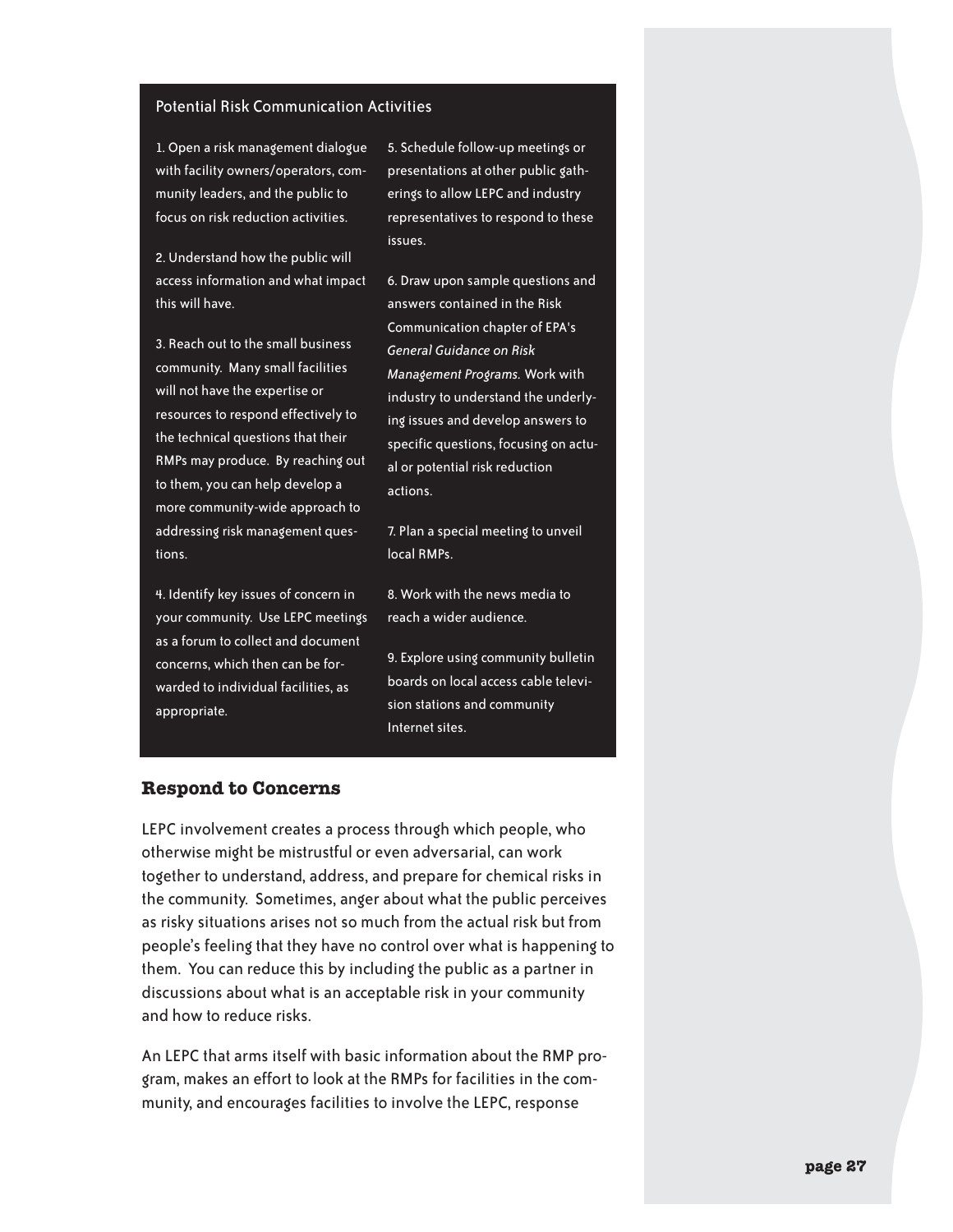### Potential Risk Communication Activities

1. Open a risk management dialogue with facility owners/operators, community leaders, and the public to focus on risk reduction activities.

2. Understand how the public will access information and what impact this will have.

3. Reach out to the small business community. Many small facilities will not have the expertise or resources to respond effectively to the technical questions that their RMPs may produce. By reaching out to them, you can help develop a more community-wide approach to addressing risk management questions.

4. Identify key issues of concern in your community. Use LEPC meetings as a forum to collect and document concerns, which then can be forwarded to individual facilities, as appropriate.

5. Schedule follow-up meetings or presentations at other public gatherings to allow LEPC and industry representatives to respond to these issues.

6. Draw upon sample questions and answers contained in the Risk Communication chapter of EPA's *General Guidance on Risk Management Programs.* Work with industry to understand the underlying issues and develop answers to specific questions, focusing on actual or potential risk reduction actions.

7. Plan a special meeting to unveil local RMPs.

8. Work with the news media to reach a wider audience.

9. Explore using community bulletin boards on local access cable television stations and community Internet sites.

## Respond to Concerns

LEPC involvement creates a process through which people, who otherwise might be mistrustful or even adversarial, can work together to understand, address, and prepare for chemical risks in the community. Sometimes, anger about what the public perceives as risky situations arises not so much from the actual risk but from people's feeling that they have no control over what is happening to them. You can reduce this by including the public as a partner in discussions about what is an acceptable risk in your community and how to reduce risks.

An LEPC that arms itself with basic information about the RMP program, makes an effort to look at the RMPs for facilities in the community, and encourages facilities to involve the LEPC, response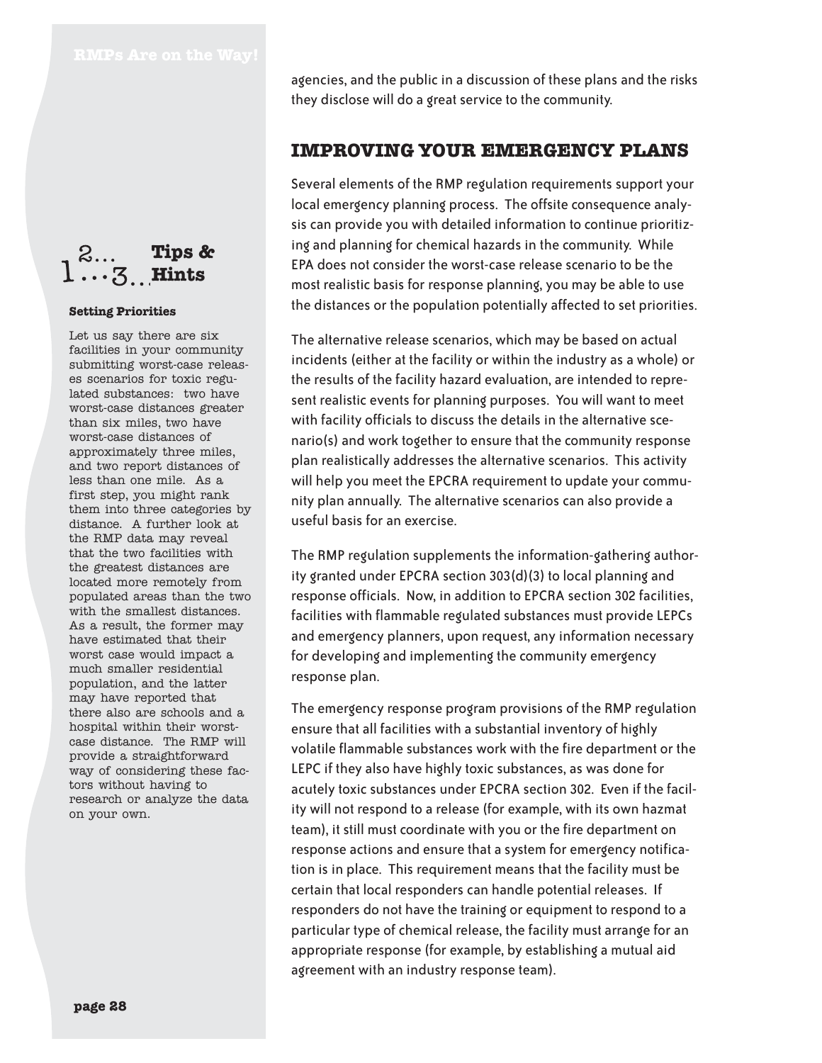agencies, and the public in a discussion of these plans and the risks they disclose will do a great service to the community.

## IMPROVING YOUR EMERGENCY PLANS

Several elements of the RMP regulation requirements support your local emergency planning process. The offsite consequence analysis can provide you with detailed information to continue prioritizing and planning for chemical hazards in the community. While EPA does not consider the worst-case release scenario to be the most realistic basis for response planning, you may be able to use the distances or the population potentially affected to set priorities.

The alternative release scenarios, which may be based on actual incidents (either at the facility or within the industry as a whole) or the results of the facility hazard evaluation, are intended to represent realistic events for planning purposes. You will want to meet with facility officials to discuss the details in the alternative scenario(s) and work together to ensure that the community response plan realistically addresses the alternative scenarios. This activity will help you meet the EPCRA requirement to update your community plan annually. The alternative scenarios can also provide a useful basis for an exercise.

The RMP regulation supplements the information-gathering authority granted under EPCRA section 303(d)(3) to local planning and response officials. Now, in addition to EPCRA section 302 facilities, facilities with flammable regulated substances must provide LEPCs and emergency planners, upon request, any information necessary for developing and implementing the community emergency response plan.

The emergency response program provisions of the RMP regulation ensure that all facilities with a substantial inventory of highly volatile flammable substances work with the fire department or the LEPC if they also have highly toxic substances, as was done for acutely toxic substances under EPCRA section 302. Even if the facility will not respond to a release (for example, with its own hazmat team), it still must coordinate with you or the fire department on response actions and ensure that a system for emergency notification is in place. This requirement means that the facility must be certain that local responders can handle potential releases. If responders do not have the training or equipment to respond to a particular type of chemical release, the facility must arrange for an appropriate response (for example, by establishing a mutual aid agreement with an industry response team).

---

**Tips & Hints**

**Setting Priorities**

Let us say there are six facilities in your community submitting worst-case releases scenarios for toxic regulated substances: two have worst-case distances greater than six miles, two have worst-case distances of approximately three miles, and two report distances of less than one mile. As a first step, you might rank them into three categories by distance. A further look at the RMP data may reveal that the two facilities with the greatest distances are located more remotely from populated areas than the two with the smallest distances. As a result, the former may have estimated that their worst case would impact a much smaller residential population, and the latter may have reported that there also are schools and a hospital within their worst-case distance. The RMP will provide a straightforward way of considering these factors without having to research or analyze the data on your own.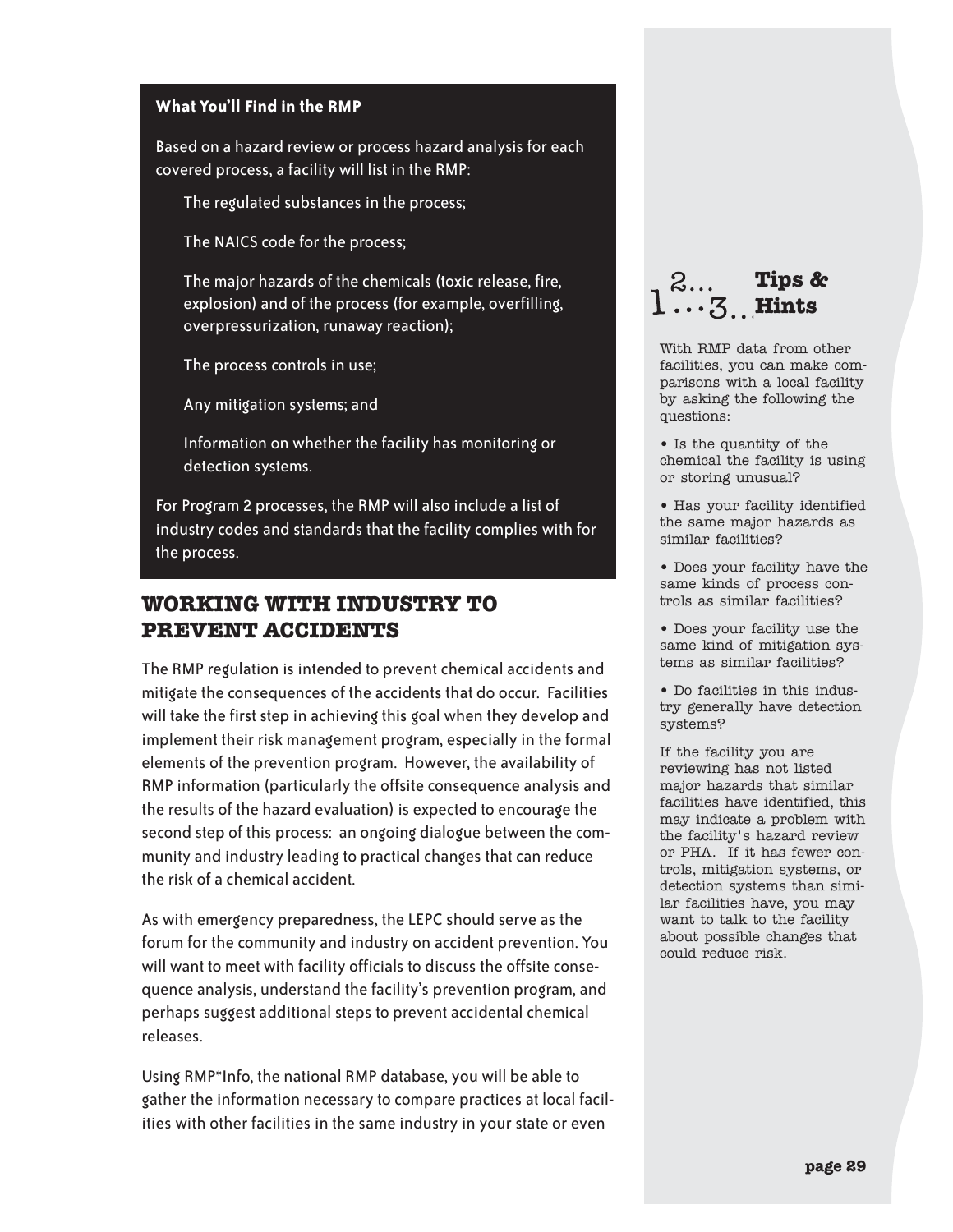**What You'll Find in the RMP**

Based on a hazard review or process hazard analysis for each covered process, a facility will list in the RMP:

- The regulated substances in the process;
- The NAICS code for the process;
- The major hazards of the chemicals (toxic release, fire, explosion) and of the process (for example, overfilling, overpressurization, runaway reaction);
- The process controls in use;
- Any mitigation systems; and
- Information on whether the facility has monitoring or detection systems.

For Program 2 processes, the RMP will also include a list of industry codes and standards that the facility complies with for the process.

## WORKING WITH INDUSTRY TO PREVENT ACCIDENTS

The RMP regulation is intended to prevent chemical accidents and mitigate the consequences of the accidents that do occur. Facilities will take the first step in achieving this goal when they develop and implement their risk management program, especially in the formal elements of the prevention program. However, the availability of RMP information (particularly the offsite consequence analysis and the results of the hazard evaluation) is expected to encourage the second step of this process: an ongoing dialogue between the community and industry leading to practical changes that can reduce the risk of a chemical accident.

As with emergency preparedness, the LEPC should serve as the forum for the community and industry on accident prevention. You will want to meet with facility officials to discuss the offsite consequence analysis, understand the facility's prevention program, and perhaps suggest additional steps to prevent accidental chemical releases.

Using RMP*Info, the national RMP database, you will be able to gather the information necessary to compare practices at local facilities with other facilities in the same industry in your state or even

### 1...2...3... Tips & Hints

With RMP data from other facilities, you can make comparisons with a local facility by asking the following the questions:

- Is the quantity of the chemical the facility is using or storing unusual?
- Has your facility identified the same major hazards as similar facilities?
- Does your facility have the same kinds of process controls as similar facilities?
- Does your facility use the same kind of mitigation systems as similar facilities?
- Do facilities in this industry generally have detection systems?

If the facility you are reviewing has not listed major hazards that similar facilities have identified, this may indicate a problem with the facility's hazard review or PHA. If it has fewer controls, mitigation systems, or detection systems than similar facilities have, you may want to talk to the facility about possible changes that could reduce risk.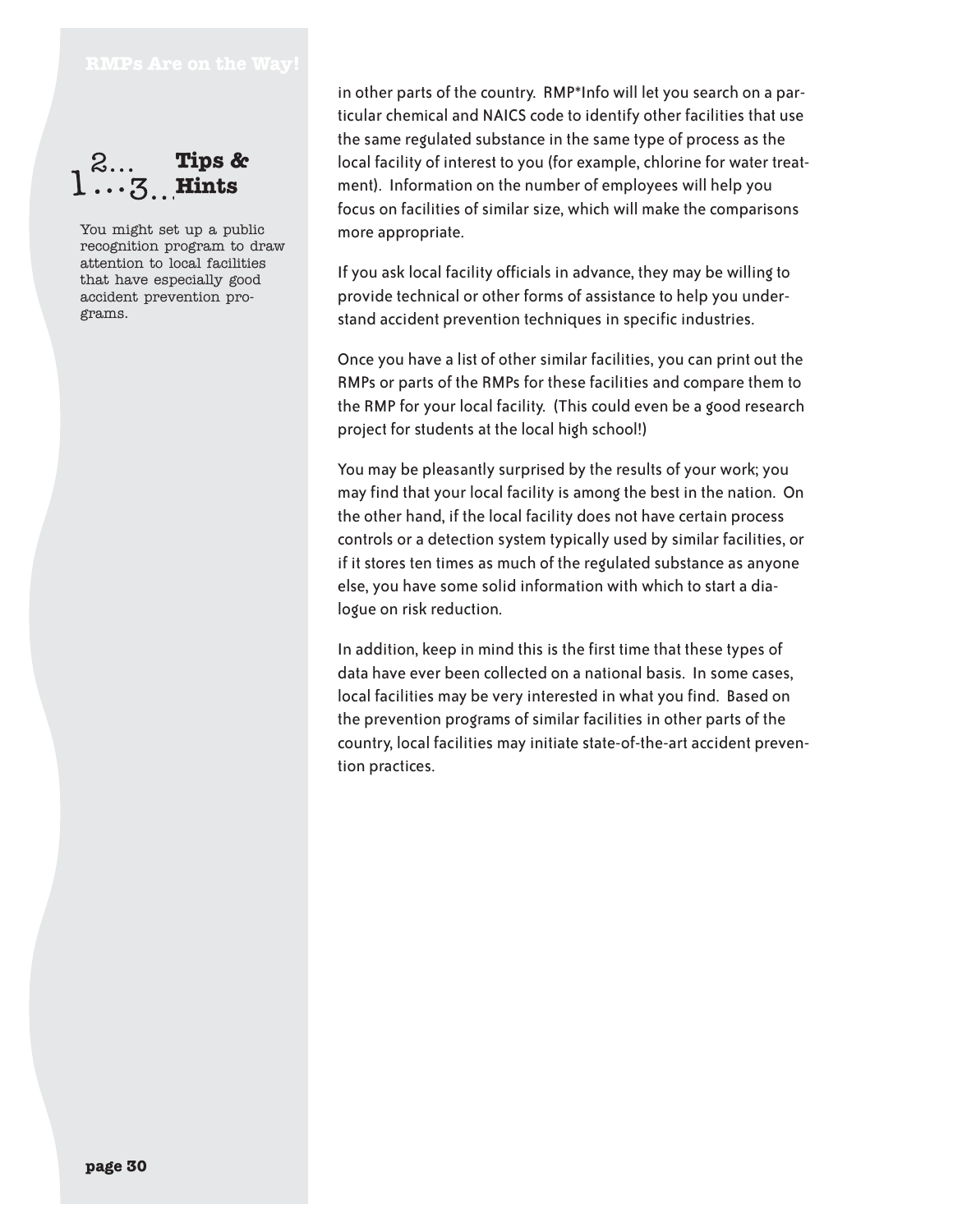### Tips & Hints

You might set up a public recognition program to draw attention to local facilities that have especially good accident prevention programs.

in other parts of the country. RMP*Info will let you search on a particular chemical and NAICS code to identify other facilities that use the same regulated substance in the same type of process as the local facility of interest to you (for example, chlorine for water treatment). Information on the number of employees will help you focus on facilities of similar size, which will make the comparisons more appropriate.

If you ask local facility officials in advance, they may be willing to provide technical or other forms of assistance to help you understand accident prevention techniques in specific industries.

Once you have a list of other similar facilities, you can print out the RMPs or parts of the RMPs for these facilities and compare them to the RMP for your local facility. (This could even be a good research project for students at the local high school!)

You may be pleasantly surprised by the results of your work; you may find that your local facility is among the best in the nation. On the other hand, if the local facility does not have certain process controls or a detection system typically used by similar facilities, or if it stores ten times as much of the regulated substance as anyone else, you have some solid information with which to start a dialogue on risk reduction.

In addition, keep in mind this is the first time that these types of data have ever been collected on a national basis. In some cases, local facilities may be very interested in what you find. Based on the prevention programs of similar facilities in other parts of the country, local facilities may initiate state-of-the-art accident prevention practices.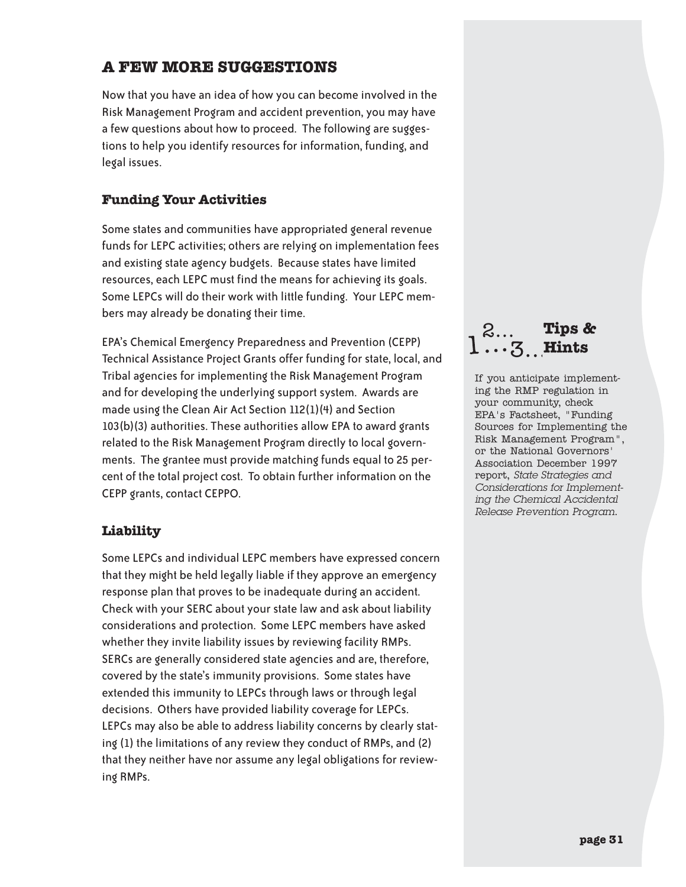## A FEW MORE SUGGESTIONS

Now that you have an idea of how you can become involved in the Risk Management Program and accident prevention, you may have a few questions about how to proceed. The following are suggestions to help you identify resources for information, funding, and legal issues.

### Funding Your Activities

Some states and communities have appropriated general revenue funds for LEPC activities; others are relying on implementation fees and existing state agency budgets. Because states have limited resources, each LEPC must find the means for achieving its goals. Some LEPCs will do their work with little funding. Your LEPC members may already be donating their time.

EPA's Chemical Emergency Preparedness and Prevention (CEPP) Technical Assistance Project Grants offer funding for state, local, and Tribal agencies for implementing the Risk Management Program and for developing the underlying support system. Awards are made using the Clean Air Act Section 112(1)(4) and Section 103(b)(3) authorities. These authorities allow EPA to award grants related to the Risk Management Program directly to local governments. The grantee must provide matching funds equal to 25 percent of the total project cost. To obtain further information on the CEPP grants, contact CEPPO.

### Liability

Some LEPCs and individual LEPC members have expressed concern that they might be held legally liable if they approve an emergency response plan that proves to be inadequate during an accident. Check with your SERC about your state law and ask about liability considerations and protection. Some LEPC members have asked whether they invite liability issues by reviewing facility RMPs. SERCs are generally considered state agencies and are, therefore, covered by the state's immunity provisions. Some states have extended this immunity to LEPCs through laws or through legal decisions. Others have provided liability coverage for LEPCs. LEPCs may also be able to address liability concerns by clearly stating (1) the limitations of any review they conduct of RMPs, and (2) that they neither have nor assume any legal obligations for reviewing RMPs.

**Tips & Hints**

If you anticipate implementing the RMP regulation in your community, check EPA's Factsheet, "Funding Sources for Implementing the Risk Management Program", or the National Governors' Association December 1997 report, *State Strategies and Considerations for Implementing the Chemical Accidental Release Prevention Program*.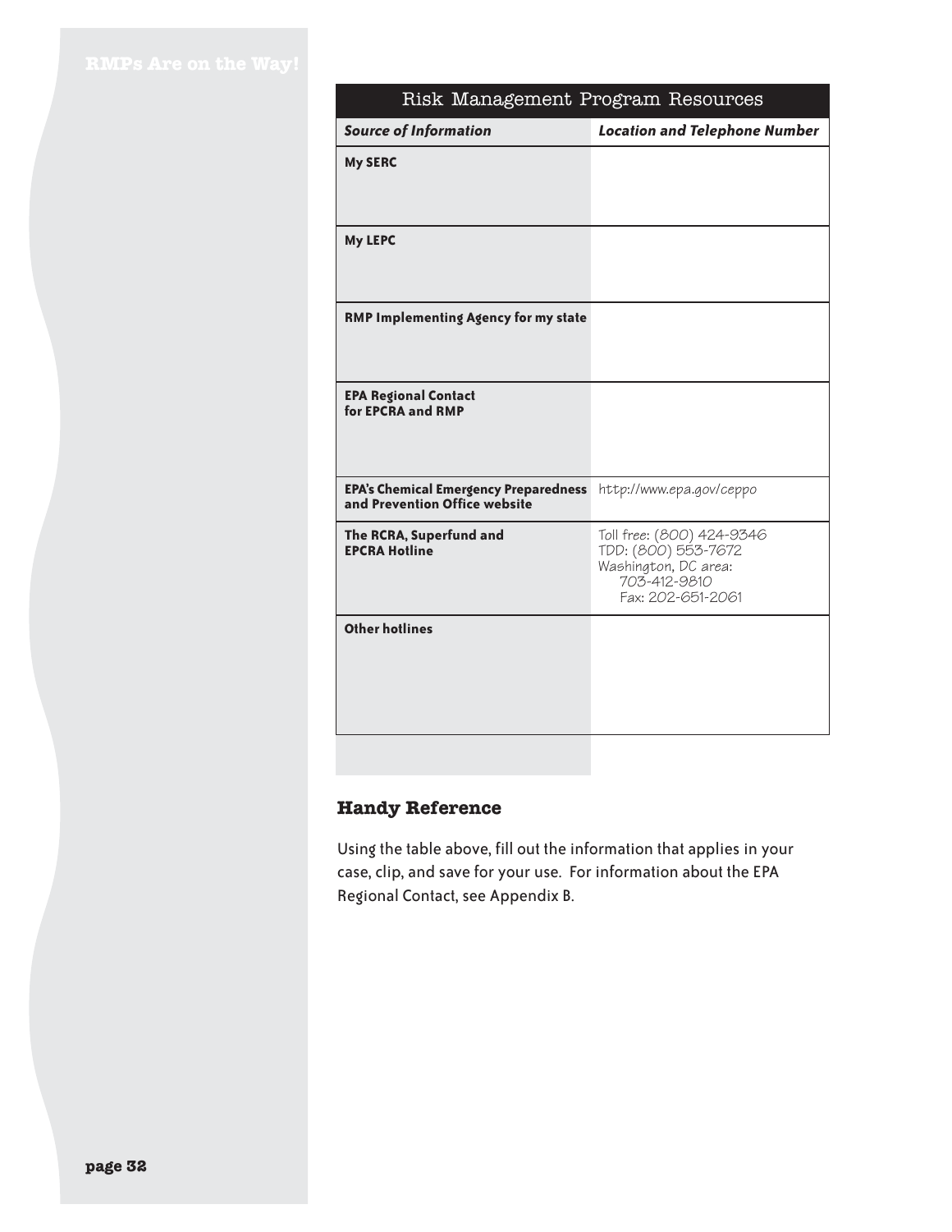| Risk Management Program Resources | |
|---|---|
| ***Source of Information*** | ***Location and Telephone Number*** |
| **My SERC** | |
| **My LEPC** | |
| **RMP Implementing Agency for my state** | |
| **EPA Regional Contact for EPCRA and RMP** | |
| **EPA's Chemical Emergency Preparedness and Prevention Office website** | http://www.epa.gov/ceppo |
| **The RCRA, Superfund and EPCRA Hotline** | Toll free: (800) 424-9346<br>TDD: (800) 553-7672<br>Washington, DC area:<br>703-412-9810<br>Fax: 202-651-2061 |
| **Other hotlines** | |

### Handy Reference

Using the table above, fill out the information that applies in your case, clip, and save for your use. For information about the EPA Regional Contact, see Appendix B.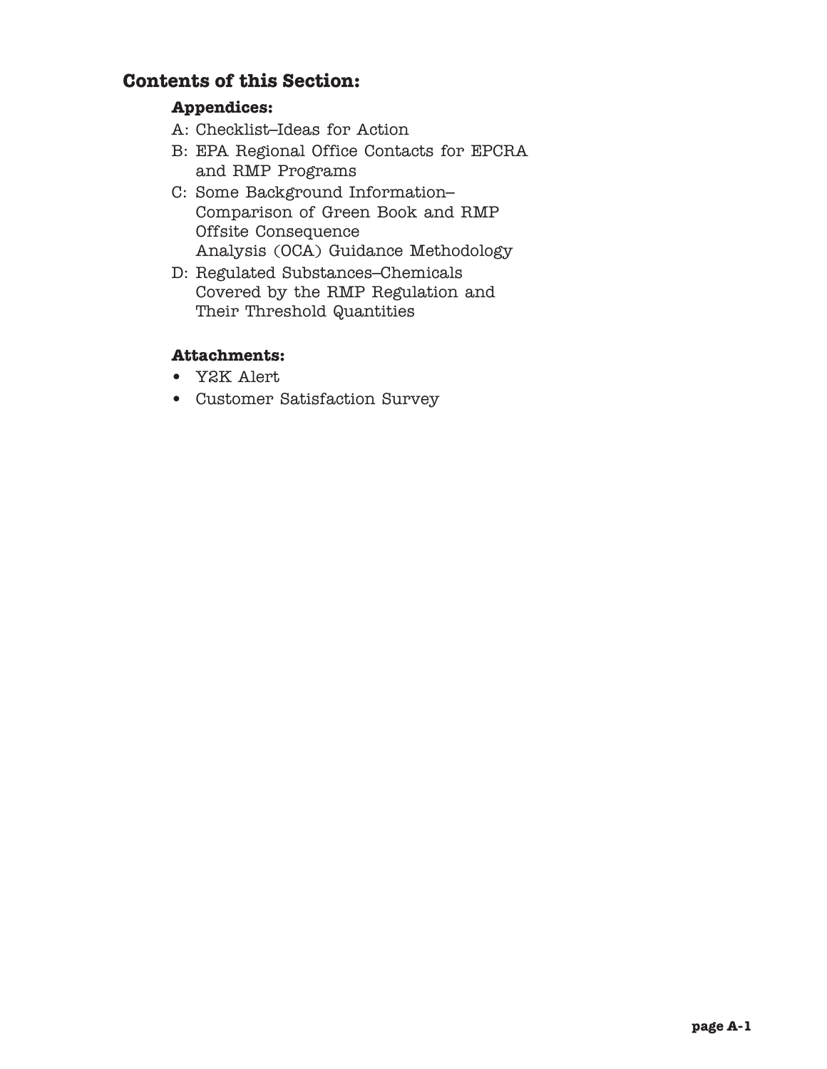## Contents of this Section:

### Appendices:

A: Checklist–Ideas for Action

B: EPA Regional Office Contacts for EPCRA and RMP Programs

C: Some Background Information–Comparison of Green Book and RMP Offsite Consequence Analysis (OCA) Guidance Methodology

D: Regulated Substances–Chemicals Covered by the RMP Regulation and Their Threshold Quantities

### Attachments:

- Y2K Alert
- Customer Satisfaction Survey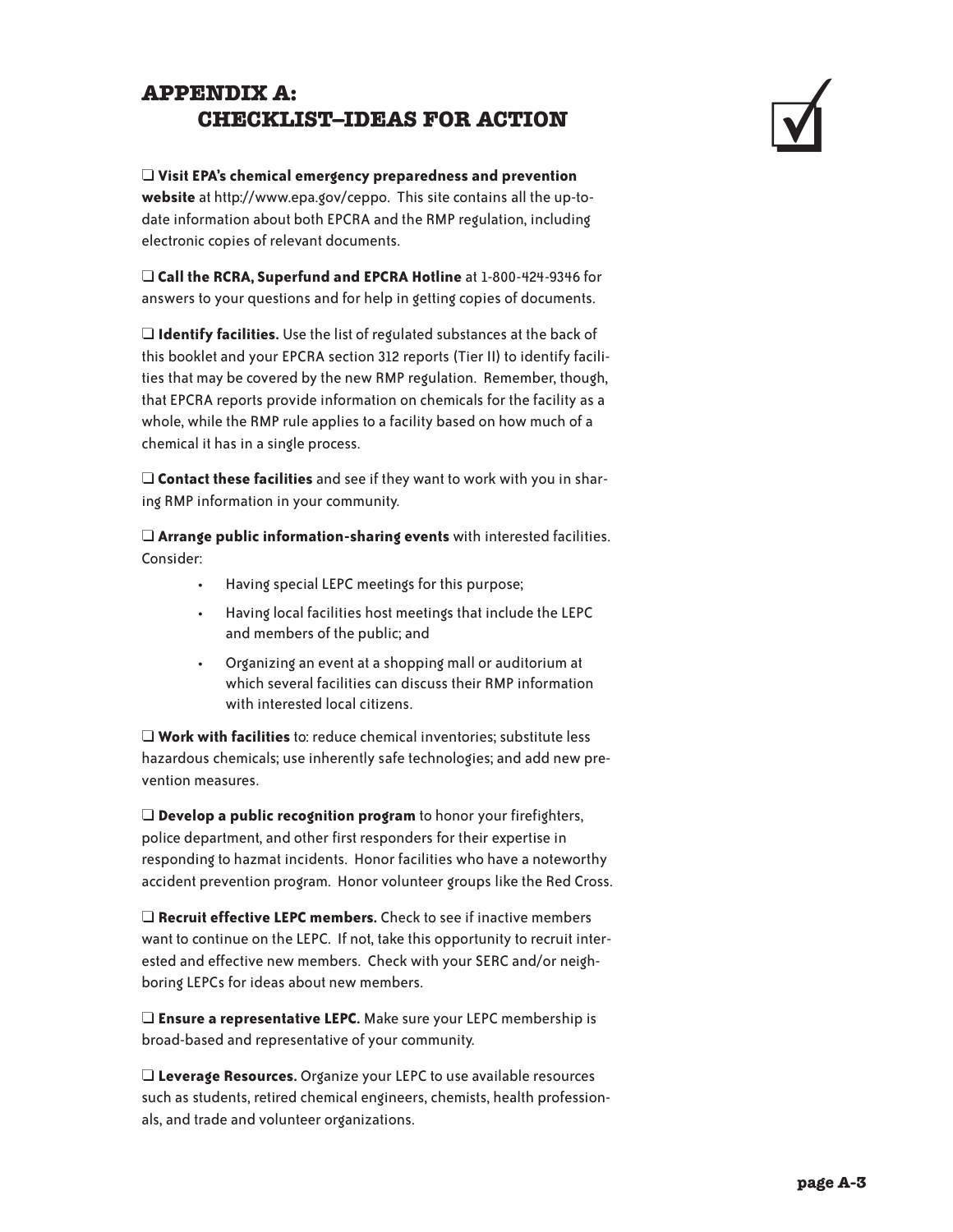# APPENDIX A: CHECKLIST–IDEAS FOR ACTION

❑ **Visit EPA's chemical emergency preparedness and prevention website** at http://www.epa.gov/ceppo. This site contains all the up-to-date information about both EPCRA and the RMP regulation, including electronic copies of relevant documents.

❑ **Call the RCRA, Superfund and EPCRA Hotline** at 1-800-424-9346 for answers to your questions and for help in getting copies of documents.

❑ **Identify facilities.** Use the list of regulated substances at the back of this booklet and your EPCRA section 312 reports (Tier II) to identify facilities that may be covered by the new RMP regulation. Remember, though, that EPCRA reports provide information on chemicals for the facility as a whole, while the RMP rule applies to a facility based on how much of a chemical it has in a single process.

❑ **Contact these facilities** and see if they want to work with you in sharing RMP information in your community.

❑ **Arrange public information-sharing events** with interested facilities. Consider:

- Having special LEPC meetings for this purpose;
- Having local facilities host meetings that include the LEPC and members of the public; and
- Organizing an event at a shopping mall or auditorium at which several facilities can discuss their RMP information with interested local citizens.

❑ **Work with facilities** to: reduce chemical inventories; substitute less hazardous chemicals; use inherently safe technologies; and add new prevention measures.

❑ **Develop a public recognition program** to honor your firefighters, police department, and other first responders for their expertise in responding to hazmat incidents. Honor facilities who have a noteworthy accident prevention program. Honor volunteer groups like the Red Cross.

❑ **Recruit effective LEPC members.** Check to see if inactive members want to continue on the LEPC. If not, take this opportunity to recruit interested and effective new members. Check with your SERC and/or neighboring LEPCs for ideas about new members.

❑ **Ensure a representative LEPC.** Make sure your LEPC membership is broad-based and representative of your community.

❑ **Leverage Resources.** Organize your LEPC to use available resources such as students, retired chemical engineers, chemists, health professionals, and trade and volunteer organizations.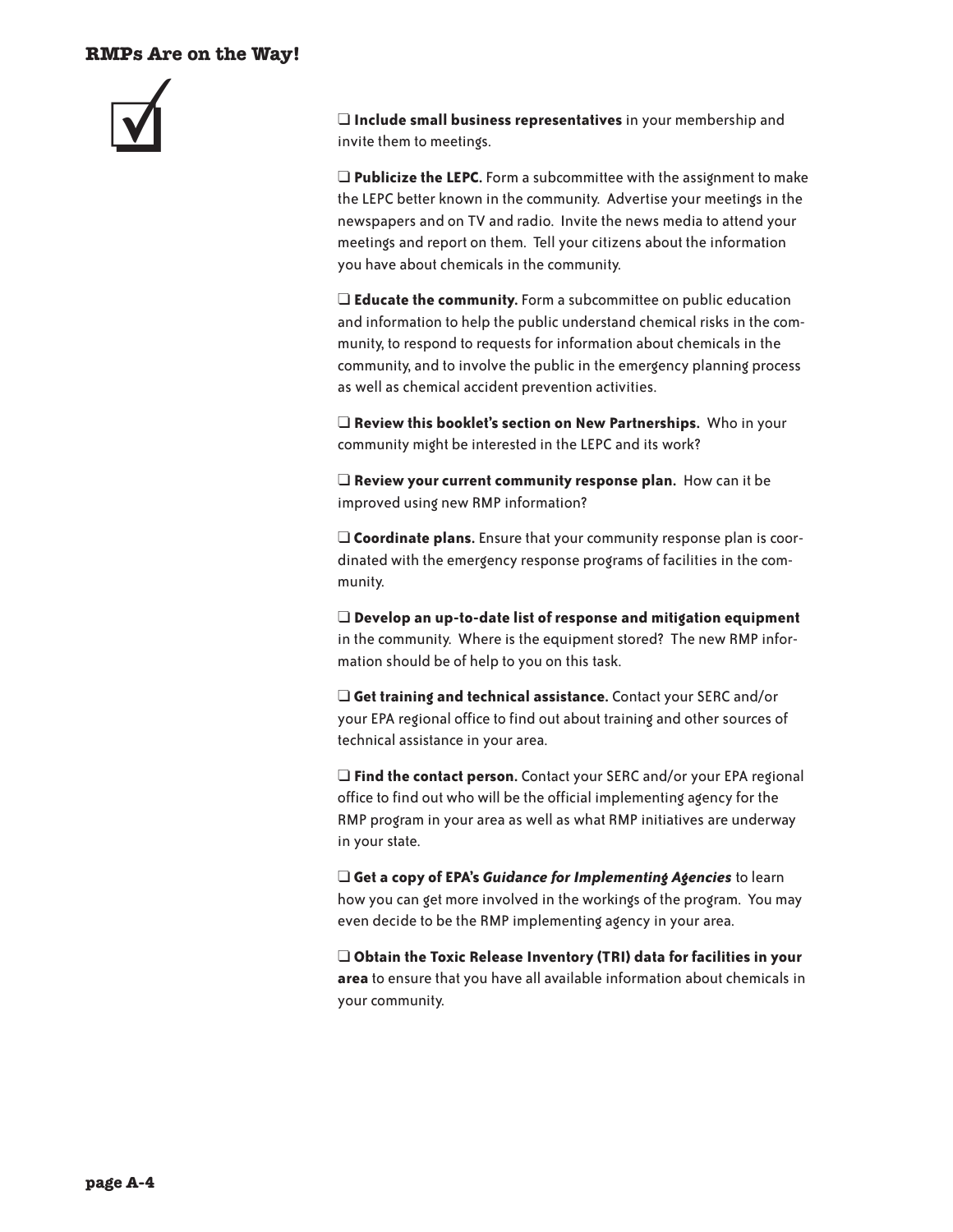- ❑ **Include small business representatives** in your membership and invite them to meetings.

- ❑ **Publicize the LEPC.** Form a subcommittee with the assignment to make the LEPC better known in the community. Advertise your meetings in the newspapers and on TV and radio. Invite the news media to attend your meetings and report on them. Tell your citizens about the information you have about chemicals in the community.

- ❑ **Educate the community.** Form a subcommittee on public education and information to help the public understand chemical risks in the community, to respond to requests for information about chemicals in the community, and to involve the public in the emergency planning process as well as chemical accident prevention activities.

- ❑ **Review this booklet's section on New Partnerships.** Who in your community might be interested in the LEPC and its work?

- ❑ **Review your current community response plan.** How can it be improved using new RMP information?

- ❑ **Coordinate plans.** Ensure that your community response plan is coordinated with the emergency response programs of facilities in the community.

- ❑ **Develop an up-to-date list of response and mitigation equipment** in the community. Where is the equipment stored? The new RMP information should be of help to you on this task.

- ❑ **Get training and technical assistance.** Contact your SERC and/or your EPA regional office to find out about training and other sources of technical assistance in your area.

- ❑ **Find the contact person.** Contact your SERC and/or your EPA regional office to find out who will be the official implementing agency for the RMP program in your area as well as what RMP initiatives are underway in your state.

- ❑ **Get a copy of EPA's *Guidance for Implementing Agencies*** to learn how you can get more involved in the workings of the program. You may even decide to be the RMP implementing agency in your area.

- ❑ **Obtain the Toxic Release Inventory (TRI) data for facilities in your area** to ensure that you have all available information about chemicals in your community.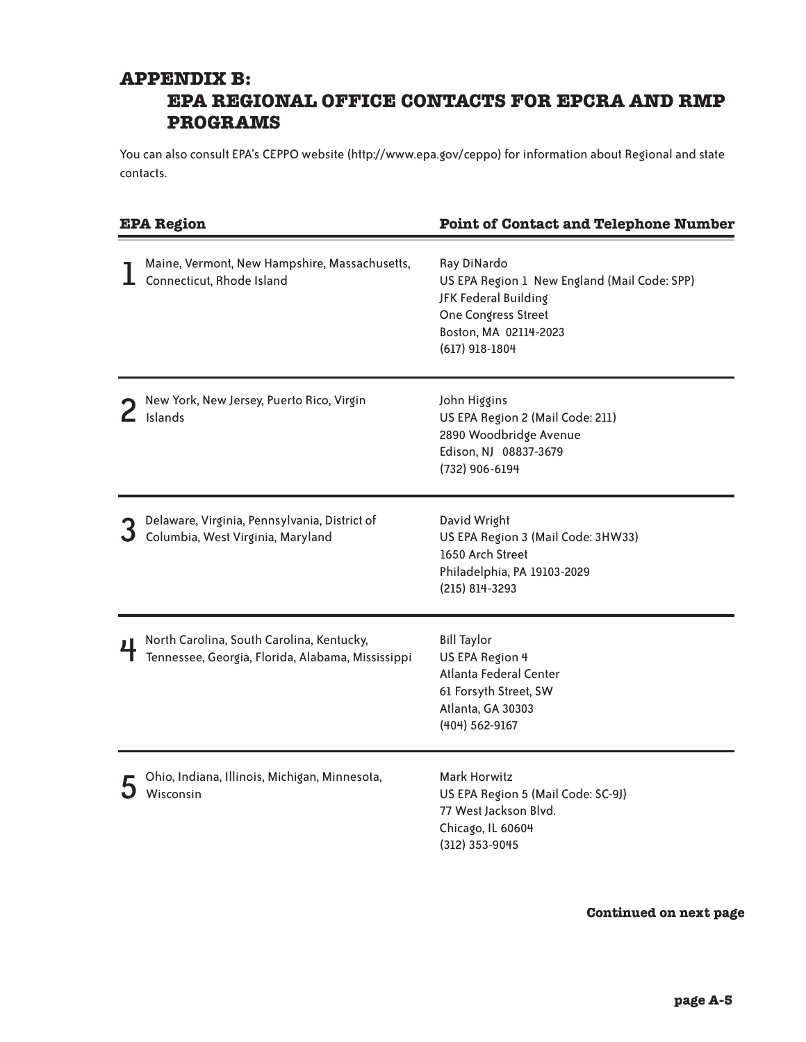## APPENDIX B: EPA REGIONAL OFFICE CONTACTS FOR EPCRA AND RMP PROGRAMS

You can also consult EPA's CEPPO website (http://www.epa.gov/ceppo) for information about Regional and state contacts.

| EPA Region | | Point of Contact and Telephone Number |
|---|---|---|
| 1 | Maine, Vermont, New Hampshire, Massachusetts, Connecticut, Rhode Island | Ray DiNardo<br>US EPA Region 1 New England (Mail Code: SPP)<br>JFK Federal Building<br>One Congress Street<br>Boston, MA 02114-2023<br>(617) 918-1804 |
| 2 | New York, New Jersey, Puerto Rico, Virgin Islands | John Higgins<br>US EPA Region 2 (Mail Code: 211)<br>2890 Woodbridge Avenue<br>Edison, NJ 08837-3679<br>(732) 906-6194 |
| 3 | Delaware, Virginia, Pennsylvania, District of Columbia, West Virginia, Maryland | David Wright<br>US EPA Region 3 (Mail Code: 3HW33)<br>1650 Arch Street<br>Philadelphia, PA 19103-2029<br>(215) 814-3293 |
| 4 | North Carolina, South Carolina, Kentucky, Tennessee, Georgia, Florida, Alabama, Mississippi | Bill Taylor<br>US EPA Region 4<br>Atlanta Federal Center<br>61 Forsyth Street, SW<br>Atlanta, GA 30303<br>(404) 562-9167 |
| 5 | Ohio, Indiana, Illinois, Michigan, Minnesota, Wisconsin | Mark Horwitz<br>US EPA Region 5 (Mail Code: SC-9J)<br>77 West Jackson Blvd.<br>Chicago, IL 60604<br>(312) 353-9045 |

**Continued on next page**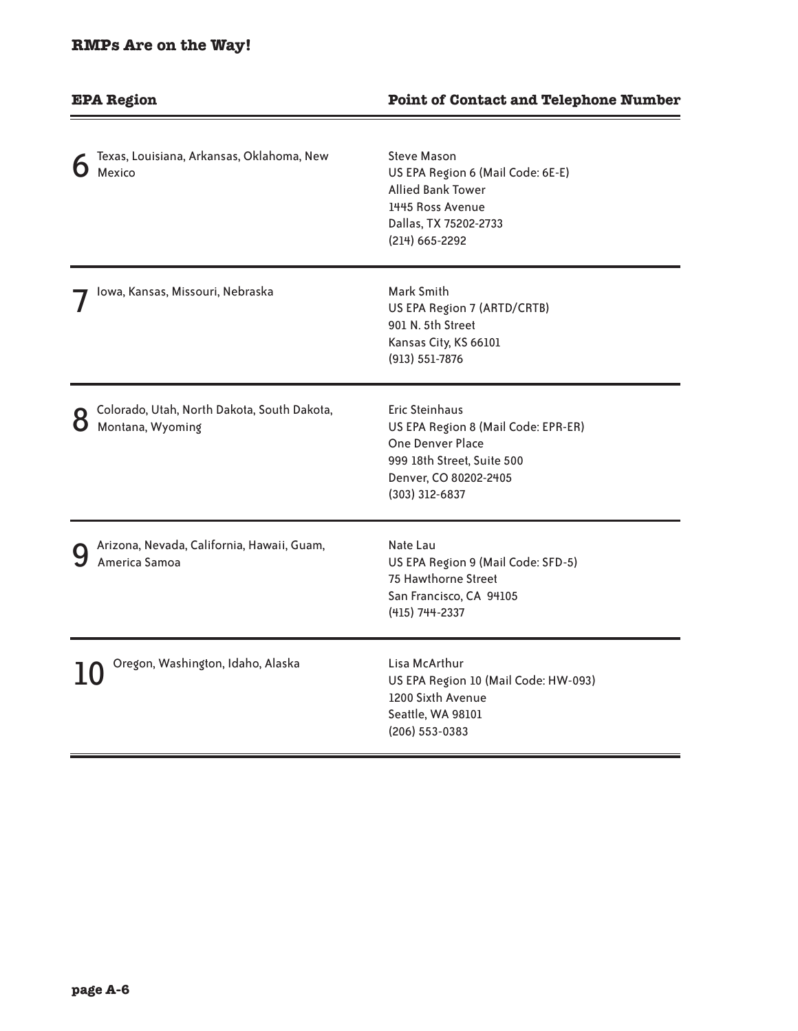## RMPs Are on the Way!

| EPA Region | | Point of Contact and Telephone Number |
|---|---|---|
| 6 | Texas, Louisiana, Arkansas, Oklahoma, New Mexico | Steve Mason<br>US EPA Region 6 (Mail Code: 6E-E)<br>Allied Bank Tower<br>1445 Ross Avenue<br>Dallas, TX 75202-2733<br>(214) 665-2292 |
| 7 | Iowa, Kansas, Missouri, Nebraska | Mark Smith<br>US EPA Region 7 (ARTD/CRTB)<br>901 N. 5th Street<br>Kansas City, KS 66101<br>(913) 551-7876 |
| 8 | Colorado, Utah, North Dakota, South Dakota, Montana, Wyoming | Eric Steinhaus<br>US EPA Region 8 (Mail Code: EPR-ER)<br>One Denver Place<br>999 18th Street, Suite 500<br>Denver, CO 80202-2405<br>(303) 312-6837 |
| 9 | Arizona, Nevada, California, Hawaii, Guam, America Samoa | Nate Lau<br>US EPA Region 9 (Mail Code: SFD-5)<br>75 Hawthorne Street<br>San Francisco, CA 94105<br>(415) 744-2337 |
| 10 | Oregon, Washington, Idaho, Alaska | Lisa McArthur<br>US EPA Region 10 (Mail Code: HW-093)<br>1200 Sixth Avenue<br>Seattle, WA 98101<br>(206) 553-0383 |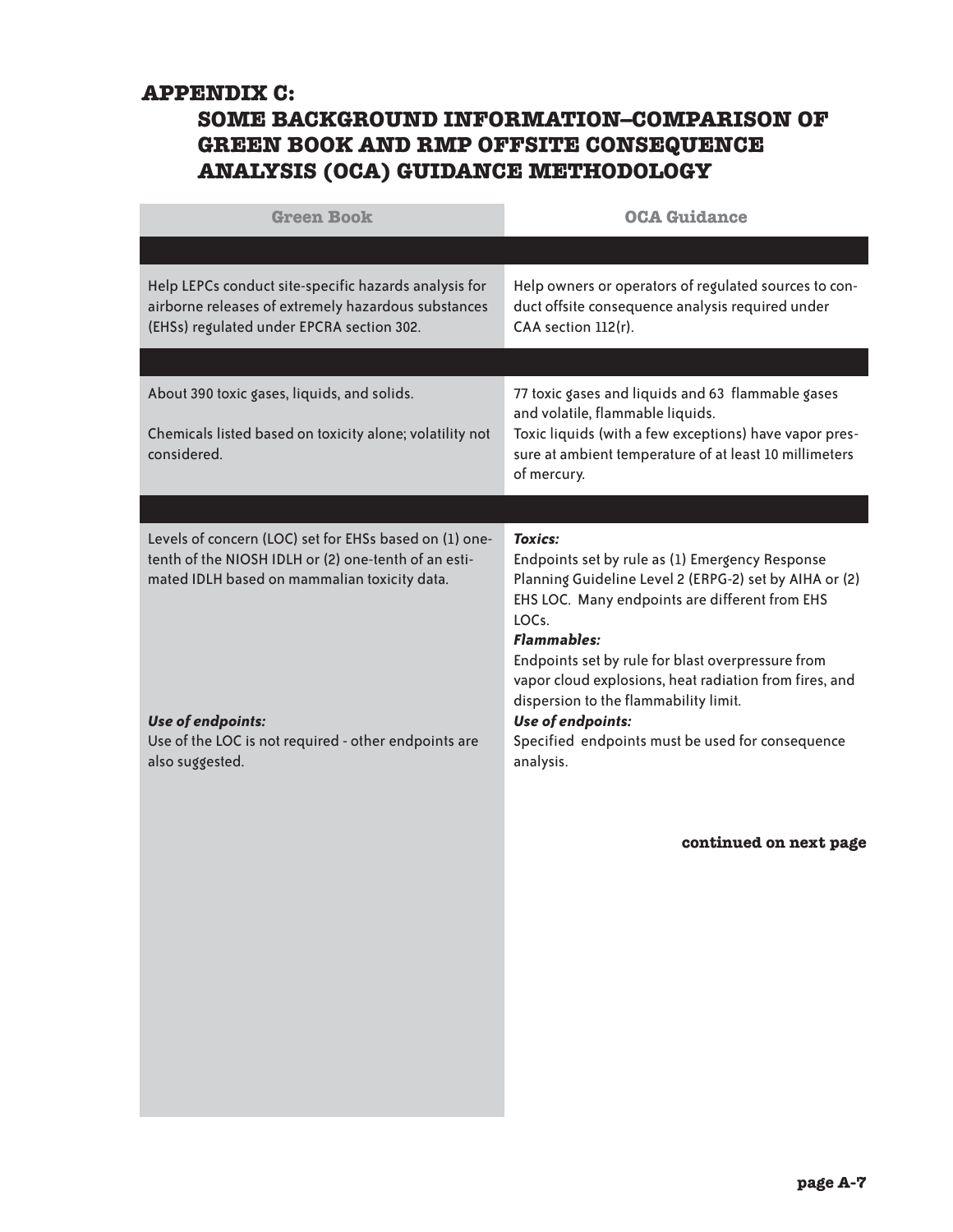# APPENDIX C:
## SOME BACKGROUND INFORMATION–COMPARISON OF GREEN BOOK AND RMP OFFSITE CONSEQUENCE ANALYSIS (OCA) GUIDANCE METHODOLOGY

| Green Book | OCA Guidance |
|---|---|
| | |
| Help LEPCs conduct site-specific hazards analysis for airborne releases of extremely hazardous substances (EHSs) regulated under EPCRA section 302. | Help owners or operators of regulated sources to conduct offsite consequence analysis required under CAA section 112(r). |
| | |
| About 390 toxic gases, liquids, and solids.<br><br>Chemicals listed based on toxicity alone; volatility not considered. | 77 toxic gases and liquids and 63 flammable gases and volatile, flammable liquids.<br>Toxic liquids (with a few exceptions) have vapor pressure at ambient temperature of at least 10 millimeters of mercury. |
| | |
| Levels of concern (LOC) set for EHSs based on (1) one-tenth of the NIOSH IDLH or (2) one-tenth of an estimated IDLH based on mammalian toxicity data.<br><br>***Use of endpoints:***<br>Use of the LOC is not required - other endpoints are also suggested. | ***Toxics:***<br>Endpoints set by rule as (1) Emergency Response Planning Guideline Level 2 (ERPG-2) set by AIHA or (2) EHS LOC. Many endpoints are different from EHS LOCs.<br>***Flammables:***<br>Endpoints set by rule for blast overpressure from vapor cloud explosions, heat radiation from fires, and dispersion to the flammability limit.<br>***Use of endpoints:***<br>Specified endpoints must be used for consequence analysis. |

**continued on next page**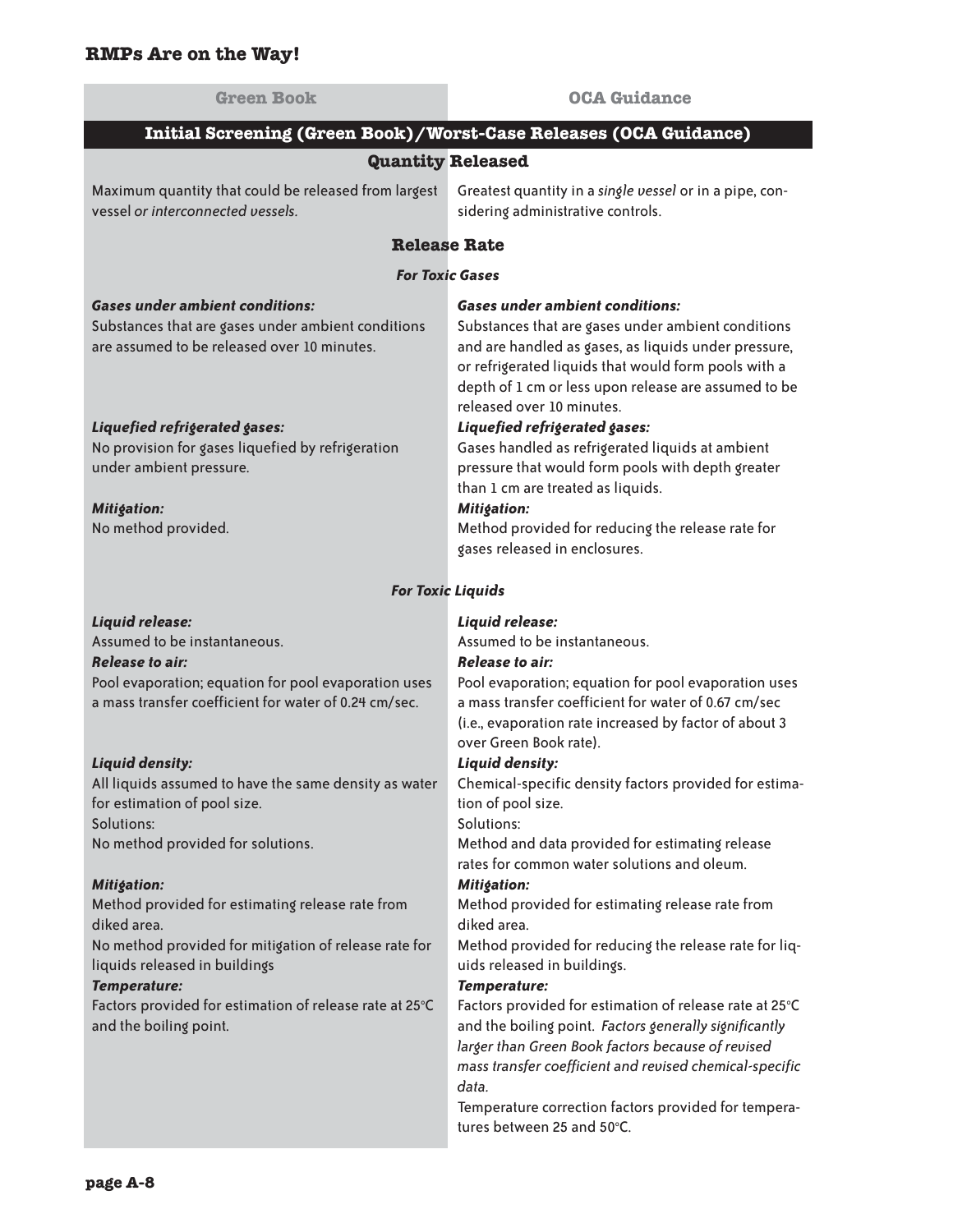| Green Book | OCA Guidance |
| --- | --- |
| **Initial Screening (Green Book)/Worst-Case Releases (OCA Guidance)** | |
| **Quantity Released** | |
| Maximum quantity that could be released from largest vessel *or interconnected vessels*. | Greatest quantity in a *single vessel* or in a pipe, considering administrative controls. |
| **Release Rate** | |
| ***For Toxic Gases*** | |
| ***Gases under ambient conditions:*** Substances that are gases under ambient conditions are assumed to be released over 10 minutes. | ***Gases under ambient conditions:*** Substances that are gases under ambient conditions and are handled as gases, as liquids under pressure, or refrigerated liquids that would form pools with a depth of 1 cm or less upon release are assumed to be released over 10 minutes. |
| ***Liquefied refrigerated gases:*** No provision for gases liquefied by refrigeration under ambient pressure. | ***Liquefied refrigerated gases:*** Gases handled as refrigerated liquids at ambient pressure that would form pools with depth greater than 1 cm are treated as liquids. |
| ***Mitigation:*** No method provided. | ***Mitigation:*** Method provided for reducing the release rate for gases released in enclosures. |
| ***For Toxic Liquids*** | |
| ***Liquid release:*** Assumed to be instantaneous. | ***Liquid release:*** Assumed to be instantaneous. |
| ***Release to air:*** Pool evaporation; equation for pool evaporation uses a mass transfer coefficient for water of 0.24 cm/sec. | ***Release to air:*** Pool evaporation; equation for pool evaporation uses a mass transfer coefficient for water of 0.67 cm/sec (i.e., evaporation rate increased by factor of about 3 over Green Book rate). |
| ***Liquid density:*** All liquids assumed to have the same density as water for estimation of pool size. | ***Liquid density:*** Chemical-specific density factors provided for estimation of pool size. |
| Solutions: No method provided for solutions. | Solutions: Method and data provided for estimating release rates for common water solutions and oleum. |
| ***Mitigation:*** Method provided for estimating release rate from diked area. No method provided for mitigation of release rate for liquids released in buildings | ***Mitigation:*** Method provided for estimating release rate from diked area. Method provided for reducing the release rate for liquids released in buildings. |
| ***Temperature:*** Factors provided for estimation of release rate at 25°C and the boiling point. | ***Temperature:*** Factors provided for estimation of release rate at 25°C and the boiling point. *Factors generally significantly larger than Green Book factors because of revised mass transfer coefficient and revised chemical-specific data.* Temperature correction factors provided for temperatures between 25 and 50°C. |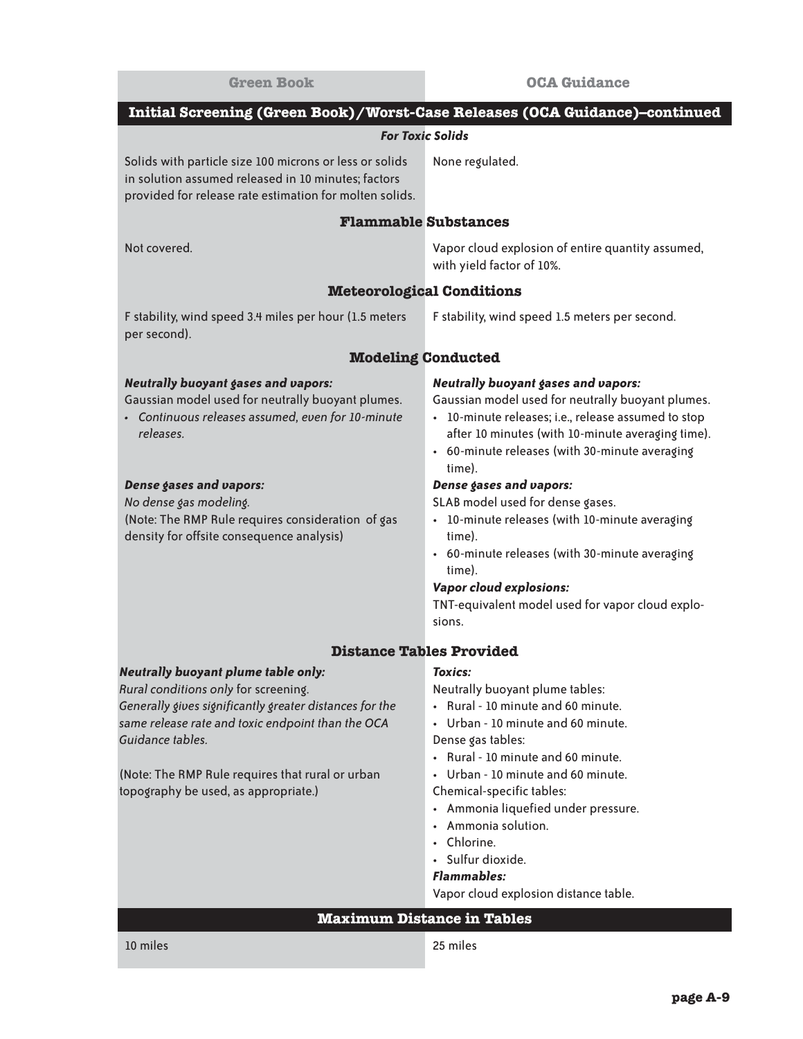| Green Book | OCA Guidance |
|---|---|
| **Initial Screening (Green Book)/Worst-Case Releases (OCA Guidance)–continued** | |
| ***For Toxic Solids*** | |
| Solids with particle size 100 microns or less or solids in solution assumed released in 10 minutes; factors provided for release rate estimation for molten solids. | None regulated. |
| **Flammable Substances** | |
| Not covered. | Vapor cloud explosion of entire quantity assumed, with yield factor of 10%. |
| **Meteorological Conditions** | |
| F stability, wind speed 3.4 miles per hour (1.5 meters per second). | F stability, wind speed 1.5 meters per second. |
| **Modeling Conducted** | |
| ***Neutrally buoyant gases and vapors:*** Gaussian model used for neutrally buoyant plumes. <br>• *Continuous releases assumed, even for 10-minute releases.* | ***Neutrally buoyant gases and vapors:*** Gaussian model used for neutrally buoyant plumes. <br>• 10-minute releases; i.e., release assumed to stop after 10 minutes (with 10-minute averaging time). <br>• 60-minute releases (with 30-minute averaging time). |
| ***Dense gases and vapors:*** *No dense gas modeling.* <br>(Note: The RMP Rule requires consideration of gas density for offsite consequence analysis) | ***Dense gases and vapors:*** SLAB model used for dense gases. <br>• 10-minute releases (with 10-minute averaging time). <br>• 60-minute releases (with 30-minute averaging time). <br>***Vapor cloud explosions:*** TNT-equivalent model used for vapor cloud explosions. |
| **Distance Tables Provided** | |
| ***Neutrally buoyant plume table only:*** <br>*Rural conditions only* for screening. <br>*Generally gives significantly greater distances for the same release rate and toxic endpoint than the OCA Guidance tables.* <br><br>(Note: The RMP Rule requires that rural or urban topography be used, as appropriate.) | ***Toxics:*** <br>Neutrally buoyant plume tables: <br>• Rural - 10 minute and 60 minute. <br>• Urban - 10 minute and 60 minute. <br>Dense gas tables: <br>• Rural - 10 minute and 60 minute. <br>• Urban - 10 minute and 60 minute. <br>Chemical-specific tables: <br>• Ammonia liquefied under pressure. <br>• Ammonia solution. <br>• Chlorine. <br>• Sulfur dioxide. <br>***Flammables:*** <br>Vapor cloud explosion distance table. |
| **Maximum Distance in Tables** | |
| 10 miles | 25 miles |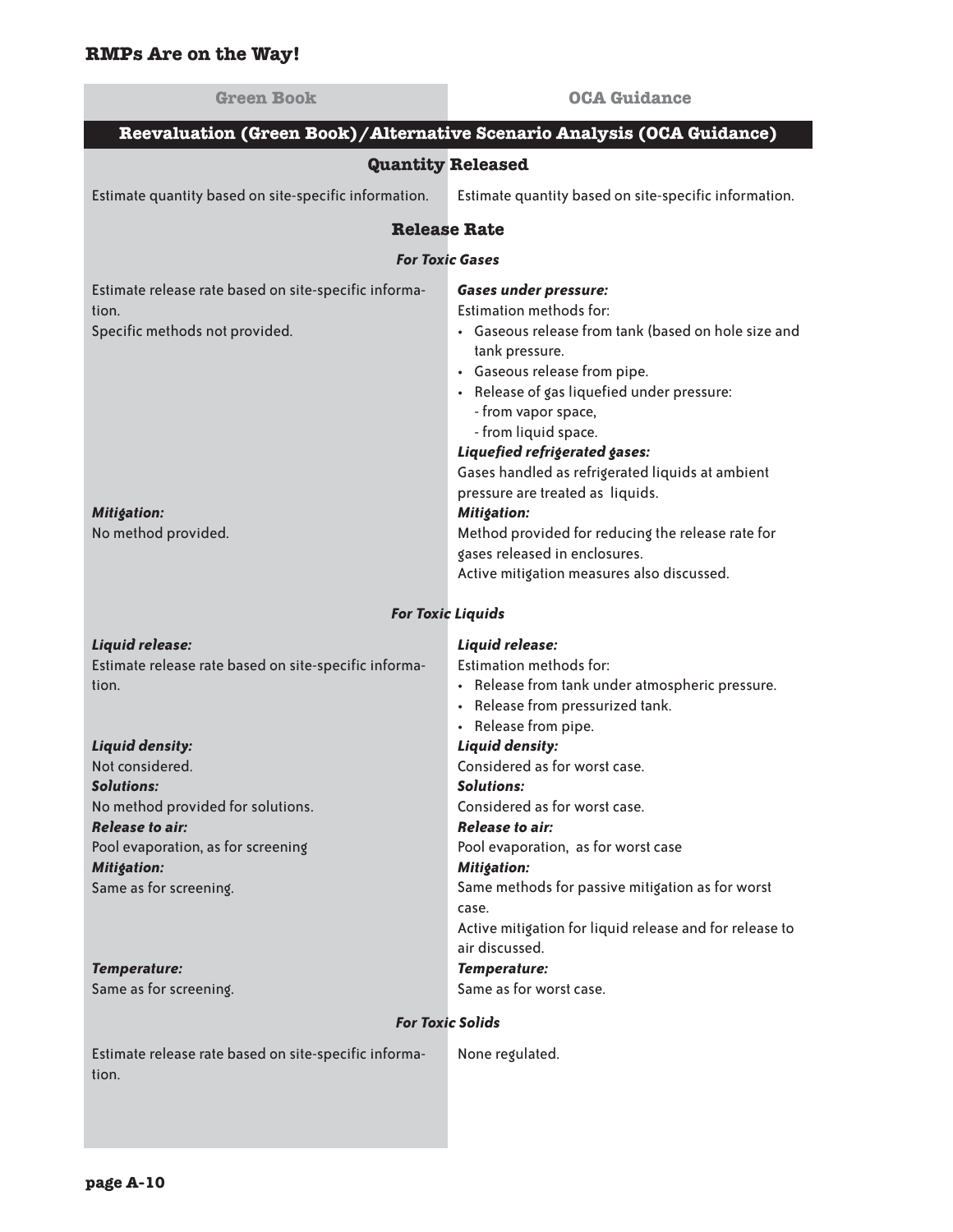| Green Book | OCA Guidance |
|---|---|
| **Reevaluation (Green Book)/Alternative Scenario Analysis (OCA Guidance)** | |
| **Quantity Released** | |
| Estimate quantity based on site-specific information. | Estimate quantity based on site-specific information. |
| **Release Rate** | |
| ***For Toxic Gases*** | |
| Estimate release rate based on site-specific information.<br>Specific methods not provided. | ***Gases under pressure:***<br>Estimation methods for:<br>• Gaseous release from tank (based on hole size and tank pressure.<br>• Gaseous release from pipe.<br>• Release of gas liquefied under pressure:<br>- from vapor space,<br>- from liquid space.<br>***Liquefied refrigerated gases:***<br>Gases handled as refrigerated liquids at ambient pressure are treated as liquids. |
| ***Mitigation:***<br>No method provided. | ***Mitigation:***<br>Method provided for reducing the release rate for gases released in enclosures.<br>Active mitigation measures also discussed. |
| ***For Toxic Liquids*** | |
| ***Liquid release:***<br>Estimate release rate based on site-specific information. | ***Liquid release:***<br>Estimation methods for:<br>• Release from tank under atmospheric pressure.<br>• Release from pressurized tank.<br>• Release from pipe. |
| ***Liquid density:***<br>Not considered. | ***Liquid density:***<br>Considered as for worst case. |
| ***Solutions:***<br>No method provided for solutions. | ***Solutions:***<br>Considered as for worst case. |
| ***Release to air:***<br>Pool evaporation, as for screening | ***Release to air:***<br>Pool evaporation, as for worst case |
| ***Mitigation:***<br>Same as for screening. | ***Mitigation:***<br>Same methods for passive mitigation as for worst case.<br>Active mitigation for liquid release and for release to air discussed. |
| ***Temperature:***<br>Same as for screening. | ***Temperature:***<br>Same as for worst case. |
| ***For Toxic Solids*** | |
| Estimate release rate based on site-specific information. | None regulated. |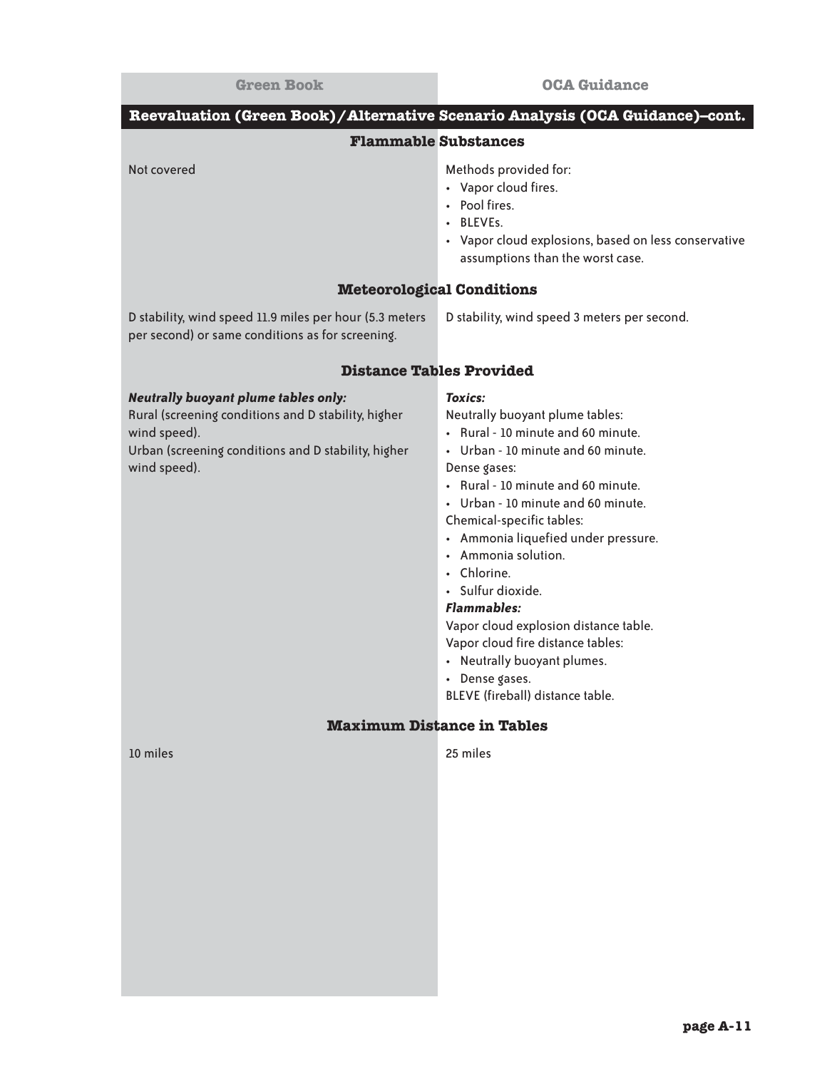| Green Book | OCA Guidance |
|---|---|
| **Reevaluation (Green Book)/Alternative Scenario Analysis (OCA Guidance)–cont.** | |
| **Flammable Substances** | |
| Not covered | Methods provided for:<br>• Vapor cloud fires.<br>• Pool fires.<br>• BLEVEs.<br>• Vapor cloud explosions, based on less conservative assumptions than the worst case. |
| **Meteorological Conditions** | |
| D stability, wind speed 11.9 miles per hour (5.3 meters per second) or same conditions as for screening. | D stability, wind speed 3 meters per second. |
| **Distance Tables Provided** | |
| ***Neutrally buoyant plume tables only:***<br>Rural (screening conditions and D stability, higher wind speed).<br>Urban (screening conditions and D stability, higher wind speed). | ***Toxics:***<br>Neutrally buoyant plume tables:<br>• Rural - 10 minute and 60 minute.<br>• Urban - 10 minute and 60 minute.<br>Dense gases:<br>• Rural - 10 minute and 60 minute.<br>• Urban - 10 minute and 60 minute.<br>Chemical-specific tables:<br>• Ammonia liquefied under pressure.<br>• Ammonia solution.<br>• Chlorine.<br>• Sulfur dioxide.<br>***Flammables:***<br>Vapor cloud explosion distance table.<br>Vapor cloud fire distance tables:<br>• Neutrally buoyant plumes.<br>• Dense gases.<br>BLEVE (fireball) distance table. |
| **Maximum Distance in Tables** | |
| 10 miles | 25 miles |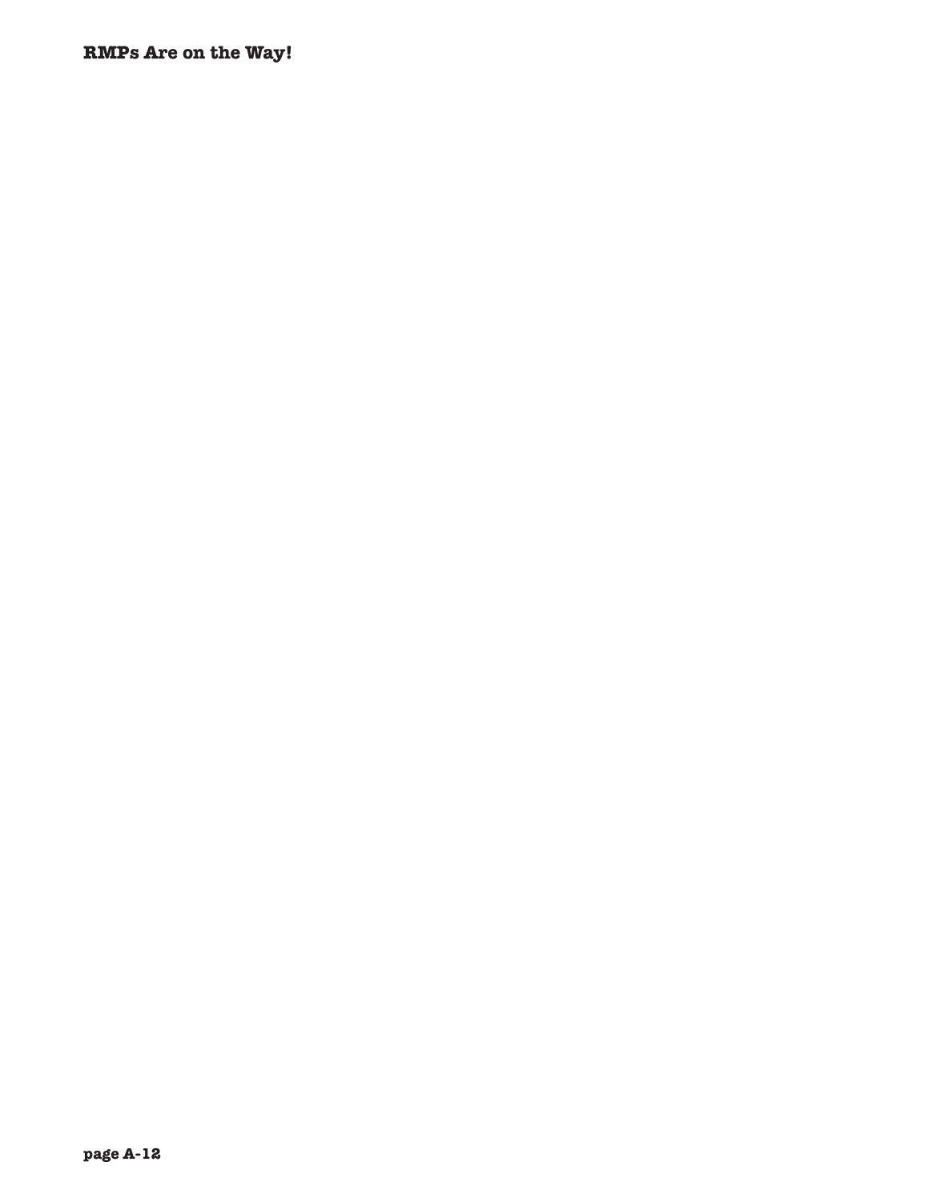**RMPs Are on the Way!**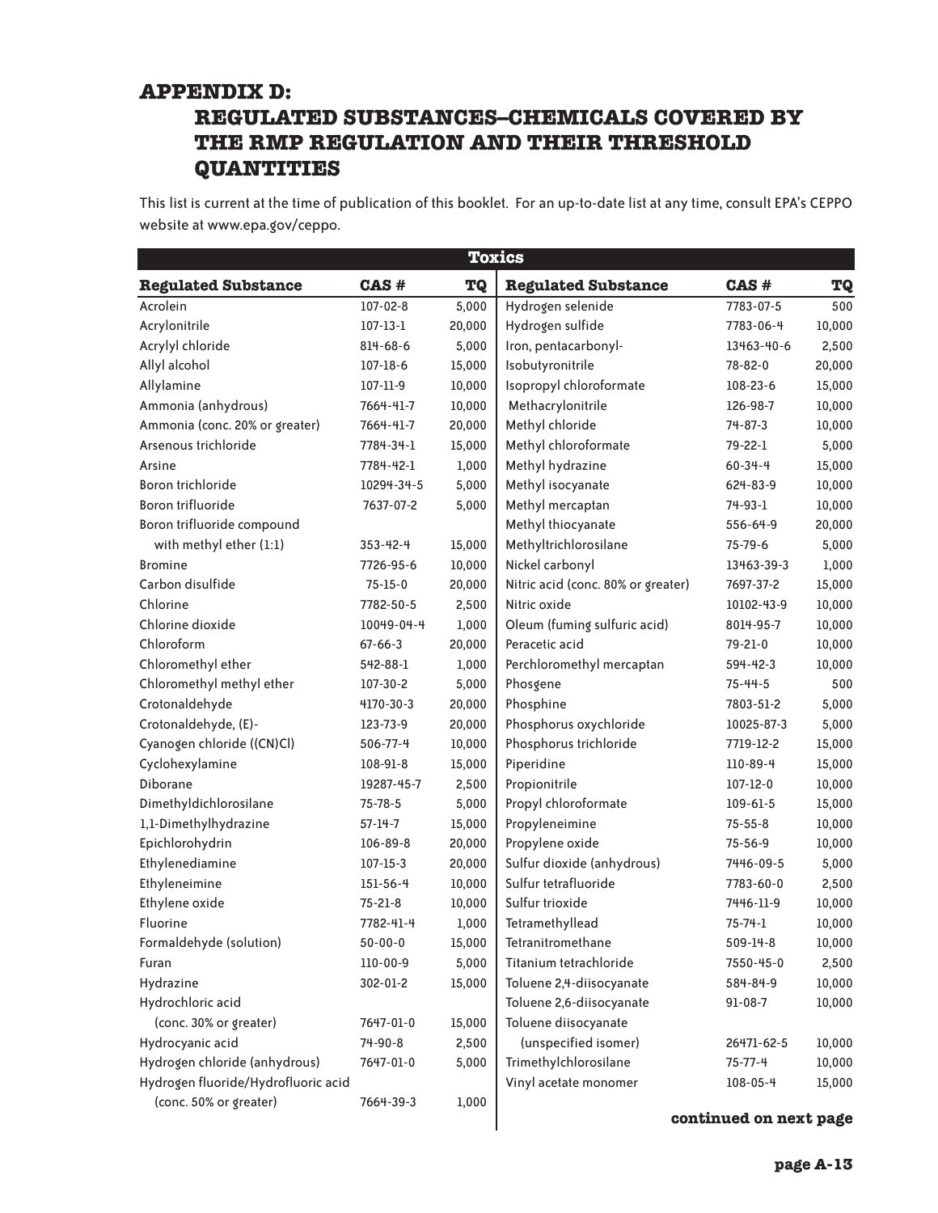# APPENDIX D: REGULATED SUBSTANCES–CHEMICALS COVERED BY THE RMP REGULATION AND THEIR THRESHOLD QUANTITIES

This list is current at the time of publication of this booklet. For an up-to-date list at any time, consult EPA's CEPPO website at www.epa.gov/ceppo.

**Toxics**

| Regulated Substance | CAS # | TQ |
|---|---|---|
| Acrolein | 107-02-8 | 5,000 |
| Acrylonitrile | 107-13-1 | 20,000 |
| Acrylyl chloride | 814-68-6 | 5,000 |
| Allyl alcohol | 107-18-6 | 15,000 |
| Allylamine | 107-11-9 | 10,000 |
| Ammonia (anhydrous) | 7664-41-7 | 10,000 |
| Ammonia (conc. 20% or greater) | 7664-41-7 | 20,000 |
| Arsenous trichloride | 7784-34-1 | 15,000 |
| Arsine | 7784-42-1 | 1,000 |
| Boron trichloride | 10294-34-5 | 5,000 |
| Boron trifluoride | 7637-07-2 | 5,000 |
| Boron trifluoride compound with methyl ether (1:1) | 353-42-4 | 15,000 |
| Bromine | 7726-95-6 | 10,000 |
| Carbon disulfide | 75-15-0 | 20,000 |
| Chlorine | 7782-50-5 | 2,500 |
| Chlorine dioxide | 10049-04-4 | 1,000 |
| Chloroform | 67-66-3 | 20,000 |
| Chloromethyl ether | 542-88-1 | 1,000 |
| Chloromethyl methyl ether | 107-30-2 | 5,000 |
| Crotonaldehyde | 4170-30-3 | 20,000 |
| Crotonaldehyde, (E)- | 123-73-9 | 20,000 |
| Cyanogen chloride ((CN)Cl) | 506-77-4 | 10,000 |
| Cyclohexylamine | 108-91-8 | 15,000 |
| Diborane | 19287-45-7 | 2,500 |
| Dimethyldichlorosilane | 75-78-5 | 5,000 |
| 1,1-Dimethylhydrazine | 57-14-7 | 15,000 |
| Epichlorohydrin | 106-89-8 | 20,000 |
| Ethylenediamine | 107-15-3 | 20,000 |
| Ethyleneimine | 151-56-4 | 10,000 |
| Ethylene oxide | 75-21-8 | 10,000 |
| Fluorine | 7782-41-4 | 1,000 |
| Formaldehyde (solution) | 50-00-0 | 15,000 |
| Furan | 110-00-9 | 5,000 |
| Hydrazine | 302-01-2 | 15,000 |
| Hydrochloric acid (conc. 30% or greater) | 7647-01-0 | 15,000 |
| Hydrocyanic acid | 74-90-8 | 2,500 |
| Hydrogen chloride (anhydrous) | 7647-01-0 | 5,000 |
| Hydrogen fluoride/Hydrofluoric acid (conc. 50% or greater) | 7664-39-3 | 1,000 |
| Hydrogen selenide | 7783-07-5 | 500 |
| Hydrogen sulfide | 7783-06-4 | 10,000 |
| Iron, pentacarbonyl- | 13463-40-6 | 2,500 |
| Isobutyronitrile | 78-82-0 | 20,000 |
| Isopropyl chloroformate | 108-23-6 | 15,000 |
| Methacrylonitrile | 126-98-7 | 10,000 |
| Methyl chloride | 74-87-3 | 10,000 |
| Methyl chloroformate | 79-22-1 | 5,000 |
| Methyl hydrazine | 60-34-4 | 15,000 |
| Methyl isocyanate | 624-83-9 | 10,000 |
| Methyl mercaptan | 74-93-1 | 10,000 |
| Methyl thiocyanate | 556-64-9 | 20,000 |
| Methyltrichlorosilane | 75-79-6 | 5,000 |
| Nickel carbonyl | 13463-39-3 | 1,000 |
| Nitric acid (conc. 80% or greater) | 7697-37-2 | 15,000 |
| Nitric oxide | 10102-43-9 | 10,000 |
| Oleum (fuming sulfuric acid) | 8014-95-7 | 10,000 |
| Peracetic acid | 79-21-0 | 10,000 |
| Perchloromethyl mercaptan | 594-42-3 | 10,000 |
| Phosgene | 75-44-5 | 500 |
| Phosphine | 7803-51-2 | 5,000 |
| Phosphorus oxychloride | 10025-87-3 | 5,000 |
| Phosphorus trichloride | 7719-12-2 | 15,000 |
| Piperidine | 110-89-4 | 15,000 |
| Propionitrile | 107-12-0 | 10,000 |
| Propyl chloroformate | 109-61-5 | 15,000 |
| Propyleneimine | 75-55-8 | 10,000 |
| Propylene oxide | 75-56-9 | 10,000 |
| Sulfur dioxide (anhydrous) | 7446-09-5 | 5,000 |
| Sulfur tetrafluoride | 7783-60-0 | 2,500 |
| Sulfur trioxide | 7446-11-9 | 10,000 |
| Tetramethyllead | 75-74-1 | 10,000 |
| Tetranitromethane | 509-14-8 | 10,000 |
| Titanium tetrachloride | 7550-45-0 | 2,500 |
| Toluene 2,4-diisocyanate | 584-84-9 | 10,000 |
| Toluene 2,6-diisocyanate | 91-08-7 | 10,000 |
| Toluene diisocyanate (unspecified isomer) | 26471-62-5 | 10,000 |
| Trimethylchlorosilane | 75-77-4 | 10,000 |
| Vinyl acetate monomer | 108-05-4 | 15,000 |

**continued on next page**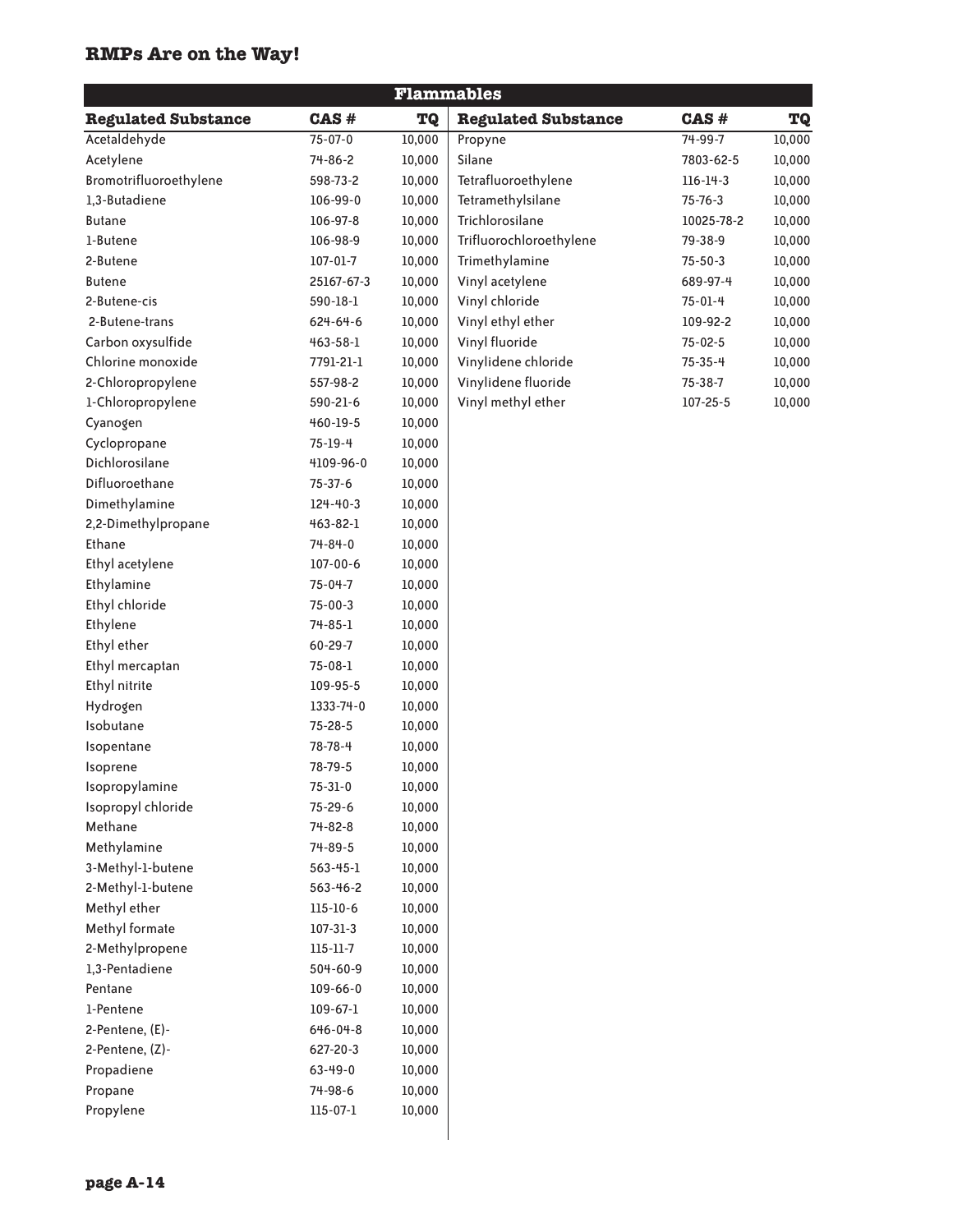## Flammables

| Regulated Substance | CAS # | TQ |
|---|---|---|
| Acetaldehyde | 75-07-0 | 10,000 |
| Acetylene | 74-86-2 | 10,000 |
| Bromotrifluoroethylene | 598-73-2 | 10,000 |
| 1,3-Butadiene | 106-99-0 | 10,000 |
| Butane | 106-97-8 | 10,000 |
| 1-Butene | 106-98-9 | 10,000 |
| 2-Butene | 107-01-7 | 10,000 |
| Butene | 25167-67-3 | 10,000 |
| 2-Butene-cis | 590-18-1 | 10,000 |
| 2-Butene-trans | 624-64-6 | 10,000 |
| Carbon oxysulfide | 463-58-1 | 10,000 |
| Chlorine monoxide | 7791-21-1 | 10,000 |
| 2-Chloropropylene | 557-98-2 | 10,000 |
| 1-Chloropropylene | 590-21-6 | 10,000 |
| Cyanogen | 460-19-5 | 10,000 |
| Cyclopropane | 75-19-4 | 10,000 |
| Dichlorosilane | 4109-96-0 | 10,000 |
| Difluoroethane | 75-37-6 | 10,000 |
| Dimethylamine | 124-40-3 | 10,000 |
| 2,2-Dimethylpropane | 463-82-1 | 10,000 |
| Ethane | 74-84-0 | 10,000 |
| Ethyl acetylene | 107-00-6 | 10,000 |
| Ethylamine | 75-04-7 | 10,000 |
| Ethyl chloride | 75-00-3 | 10,000 |
| Ethylene | 74-85-1 | 10,000 |
| Ethyl ether | 60-29-7 | 10,000 |
| Ethyl mercaptan | 75-08-1 | 10,000 |
| Ethyl nitrite | 109-95-5 | 10,000 |
| Hydrogen | 1333-74-0 | 10,000 |
| Isobutane | 75-28-5 | 10,000 |
| Isopentane | 78-78-4 | 10,000 |
| Isoprene | 78-79-5 | 10,000 |
| Isopropylamine | 75-31-0 | 10,000 |
| Isopropyl chloride | 75-29-6 | 10,000 |
| Methane | 74-82-8 | 10,000 |
| Methylamine | 74-89-5 | 10,000 |
| 3-Methyl-1-butene | 563-45-1 | 10,000 |
| 2-Methyl-1-butene | 563-46-2 | 10,000 |
| Methyl ether | 115-10-6 | 10,000 |
| Methyl formate | 107-31-3 | 10,000 |
| 2-Methylpropene | 115-11-7 | 10,000 |
| 1,3-Pentadiene | 504-60-9 | 10,000 |
| Pentane | 109-66-0 | 10,000 |
| 1-Pentene | 109-67-1 | 10,000 |
| 2-Pentene, (E)- | 646-04-8 | 10,000 |
| 2-Pentene, (Z)- | 627-20-3 | 10,000 |
| Propadiene | 63-49-0 | 10,000 |
| Propane | 74-98-6 | 10,000 |
| Propylene | 115-07-1 | 10,000 |
| Propyne | 74-99-7 | 10,000 |
| Silane | 7803-62-5 | 10,000 |
| Tetrafluoroethylene | 116-14-3 | 10,000 |
| Tetramethylsilane | 75-76-3 | 10,000 |
| Trichlorosilane | 10025-78-2 | 10,000 |
| Trifluorochloroethylene | 79-38-9 | 10,000 |
| Trimethylamine | 75-50-3 | 10,000 |
| Vinyl acetylene | 689-97-4 | 10,000 |
| Vinyl chloride | 75-01-4 | 10,000 |
| Vinyl ethyl ether | 109-92-2 | 10,000 |
| Vinyl fluoride | 75-02-5 | 10,000 |
| Vinylidene chloride | 75-35-4 | 10,000 |
| Vinylidene fluoride | 75-38-7 | 10,000 |
| Vinyl methyl ether | 107-25-5 | 10,000 |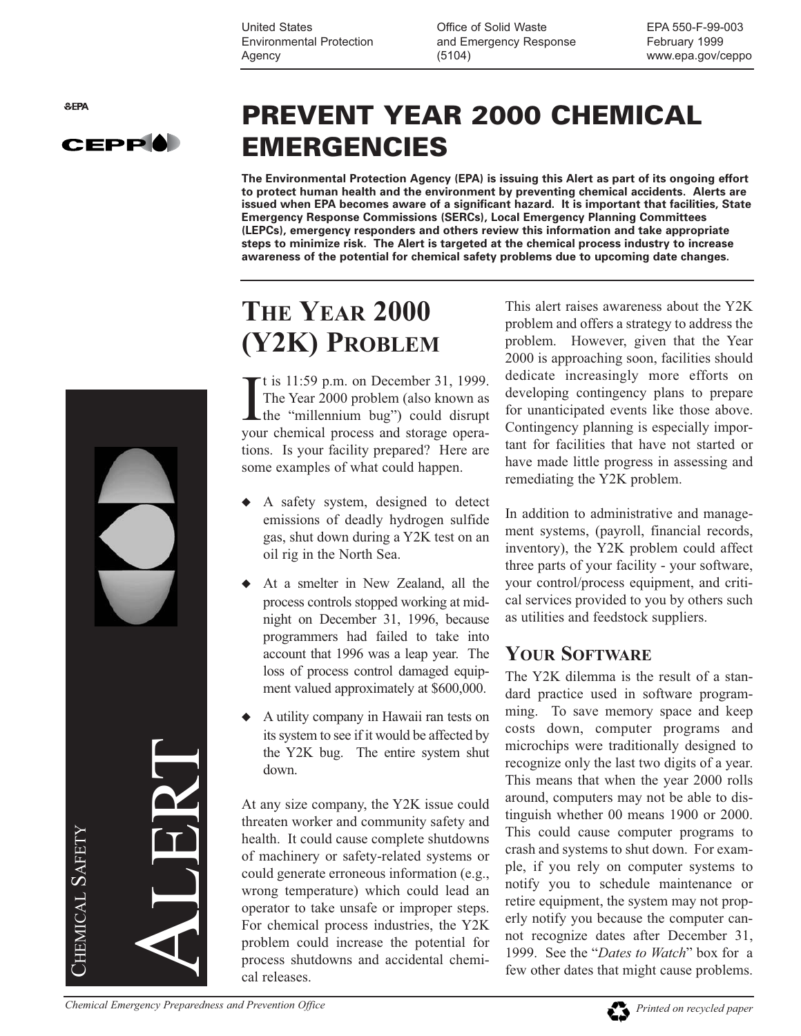United States Environmental Protection Agency

Office of Solid Waste and Emergency Response (5104)

EPA 550-F-99-003
February 1999
www.epa.gov/ceppo

# PREVENT YEAR 2000 CHEMICAL EMERGENCIES

**The Environmental Protection Agency (EPA) is issuing this Alert as part of its ongoing effort to protect human health and the environment by preventing chemical accidents. Alerts are issued when EPA becomes aware of a significant hazard. It is important that facilities, State Emergency Response Commissions (SERCs), Local Emergency Planning Committees (LEPCs), emergency responders and others review this information and take appropriate steps to minimize risk. The Alert is targeted at the chemical process industry to increase awareness of the potential for chemical safety problems due to upcoming date changes.**

CHEMICAL SAFETY ALERT

## THE YEAR 2000 (Y2K) PROBLEM

It is 11:59 p.m. on December 31, 1999. The Year 2000 problem (also known as the "millennium bug") could disrupt your chemical process and storage operations. Is your facility prepared? Here are some examples of what could happen.

- A safety system, designed to detect emissions of deadly hydrogen sulfide gas, shut down during a Y2K test on an oil rig in the North Sea.
- At a smelter in New Zealand, all the process controls stopped working at midnight on December 31, 1996, because programmers had failed to take into account that 1996 was a leap year. The loss of process control damaged equipment valued approximately at $600,000.
- A utility company in Hawaii ran tests on its system to see if it would be affected by the Y2K bug. The entire system shut down.

At any size company, the Y2K issue could threaten worker and community safety and health. It could cause complete shutdowns of machinery or safety-related systems or could generate erroneous information (e.g., wrong temperature) which could lead an operator to take unsafe or improper steps. For chemical process industries, the Y2K problem could increase the potential for process shutdowns and accidental chemical releases.

This alert raises awareness about the Y2K problem and offers a strategy to address the problem. However, given that the Year 2000 is approaching soon, facilities should dedicate increasingly more efforts on developing contingency plans to prepare for unanticipated events like those above. Contingency planning is especially important for facilities that have not started or have made little progress in assessing and remediating the Y2K problem.

In addition to administrative and management systems, (payroll, financial records, inventory), the Y2K problem could affect three parts of your facility - your software, your control/process equipment, and critical services provided to you by others such as utilities and feedstock suppliers.

### YOUR SOFTWARE

The Y2K dilemma is the result of a standard practice used in software programming. To save memory space and keep costs down, computer programs and microchips were traditionally designed to recognize only the last two digits of a year. This means that when the year 2000 rolls around, computers may not be able to distinguish whether 00 means 1900 or 2000. This could cause computer programs to crash and systems to shut down. For example, if you rely on computer systems to notify you to schedule maintenance or retire equipment, the system may not properly notify you because the computer cannot recognize dates after December 31, 1999. See the "*Dates to Watch*" box for a few other dates that might cause problems.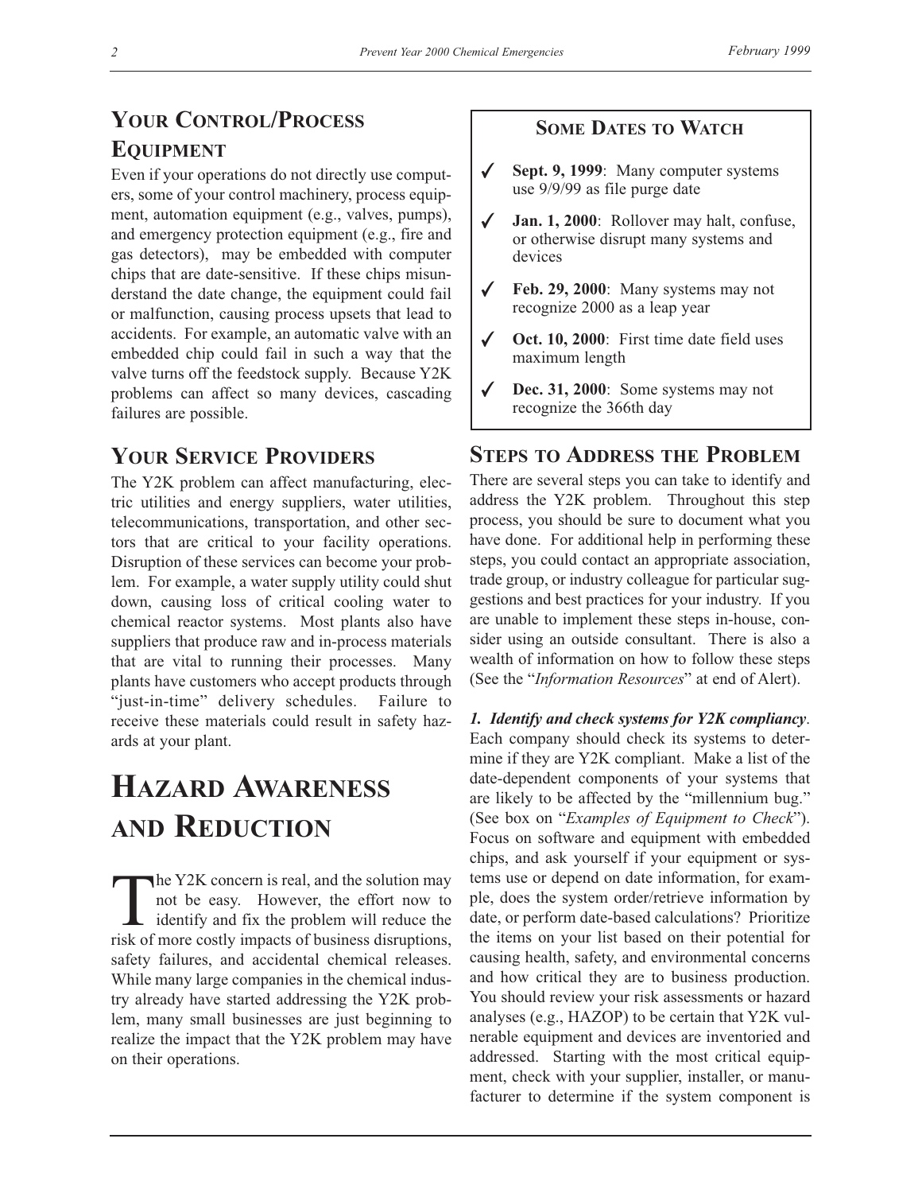## Your Control/Process Equipment

Even if your operations do not directly use computers, some of your control machinery, process equipment, automation equipment (e.g., valves, pumps), and emergency protection equipment (e.g., fire and gas detectors), may be embedded with computer chips that are date-sensitive. If these chips misunderstand the date change, the equipment could fail or malfunction, causing process upsets that lead to accidents. For example, an automatic valve with an embedded chip could fail in such a way that the valve turns off the feedstock supply. Because Y2K problems can affect so many devices, cascading failures are possible.

## Your Service Providers

The Y2K problem can affect manufacturing, electric utilities and energy suppliers, water utilities, telecommunications, transportation, and other sectors that are critical to your facility operations. Disruption of these services can become your problem. For example, a water supply utility could shut down, causing loss of critical cooling water to chemical reactor systems. Most plants also have suppliers that produce raw and in-process materials that are vital to running their processes. Many plants have customers who accept products through "just-in-time" delivery schedules. Failure to receive these materials could result in safety hazards at your plant.

# Hazard Awareness and Reduction

The Y2K concern is real, and the solution may not be easy. However, the effort now to identify and fix the problem will reduce the risk of more costly impacts of business disruptions, safety failures, and accidental chemical releases. While many large companies in the chemical industry already have started addressing the Y2K problem, many small businesses are just beginning to realize the impact that the Y2K problem may have on their operations.

### Some Dates to Watch

- ✓ **Sept. 9, 1999**: Many computer systems use 9/9/99 as file purge date
- ✓ **Jan. 1, 2000**: Rollover may halt, confuse, or otherwise disrupt many systems and devices
- ✓ **Feb. 29, 2000**: Many systems may not recognize 2000 as a leap year
- ✓ **Oct. 10, 2000**: First time date field uses maximum length
- ✓ **Dec. 31, 2000**: Some systems may not recognize the 366th day

## Steps to Address the Problem

There are several steps you can take to identify and address the Y2K problem. Throughout this step process, you should be sure to document what you have done. For additional help in performing these steps, you could contact an appropriate association, trade group, or industry colleague for particular suggestions and best practices for your industry. If you are unable to implement these steps in-house, consider using an outside consultant. There is also a wealth of information on how to follow these steps (See the "*Information Resources*" at end of Alert).

***1. Identify and check systems for Y2K compliancy***. Each company should check its systems to determine if they are Y2K compliant. Make a list of the date-dependent components of your systems that are likely to be affected by the "millennium bug." (See box on "*Examples of Equipment to Check*"). Focus on software and equipment with embedded chips, and ask yourself if your equipment or systems use or depend on date information, for example, does the system order/retrieve information by date, or perform date-based calculations? Prioritize the items on your list based on their potential for causing health, safety, and environmental concerns and how critical they are to business production. You should review your risk assessments or hazard analyses (e.g., HAZOP) to be certain that Y2K vulnerable equipment and devices are inventoried and addressed. Starting with the most critical equipment, check with your supplier, installer, or manufacturer to determine if the system component is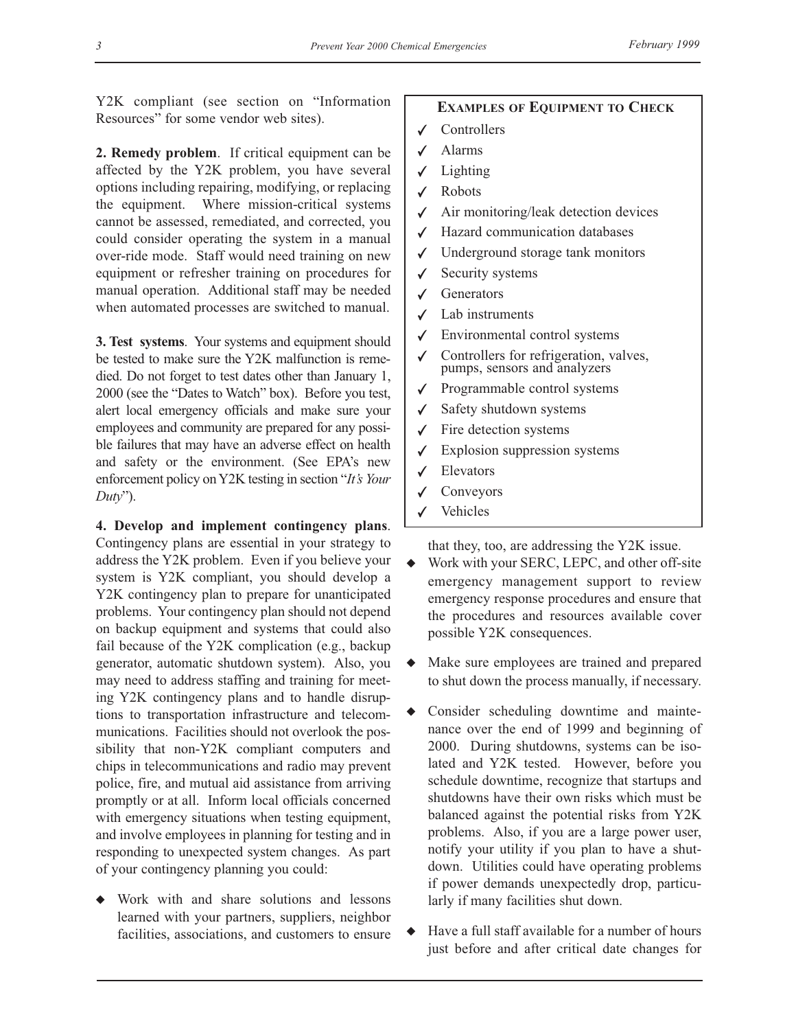Y2K compliant (see section on "Information Resources" for some vendor web sites).

**2. Remedy problem**. If critical equipment can be affected by the Y2K problem, you have several options including repairing, modifying, or replacing the equipment. Where mission-critical systems cannot be assessed, remediated, and corrected, you could consider operating the system in a manual over-ride mode. Staff would need training on new equipment or refresher training on procedures for manual operation. Additional staff may be needed when automated processes are switched to manual.

**3. Test systems**. Your systems and equipment should be tested to make sure the Y2K malfunction is remedied. Do not forget to test dates other than January 1, 2000 (see the "Dates to Watch" box). Before you test, alert local emergency officials and make sure your employees and community are prepared for any possible failures that may have an adverse effect on health and safety or the environment. (See EPA's new enforcement policy on Y2K testing in section "*It's Your Duty*").

**4. Develop and implement contingency plans**. Contingency plans are essential in your strategy to address the Y2K problem. Even if you believe your system is Y2K compliant, you should develop a Y2K contingency plan to prepare for unanticipated problems. Your contingency plan should not depend on backup equipment and systems that could also fail because of the Y2K complication (e.g., backup generator, automatic shutdown system). Also, you may need to address staffing and training for meeting Y2K contingency plans and to handle disruptions to transportation infrastructure and telecommunications. Facilities should not overlook the possibility that non-Y2K compliant computers and chips in telecommunications and radio may prevent police, fire, and mutual aid assistance from arriving promptly or at all. Inform local officials concerned with emergency situations when testing equipment, and involve employees in planning for testing and in responding to unexpected system changes. As part of your contingency planning you could:

- Work with and share solutions and lessons learned with your partners, suppliers, neighbor facilities, associations, and customers to ensure that they, too, are addressing the Y2K issue.
- Work with your SERC, LEPC, and other off-site emergency management support to review emergency response procedures and ensure that the procedures and resources available cover possible Y2K consequences.
- Make sure employees are trained and prepared to shut down the process manually, if necessary.
- Consider scheduling downtime and maintenance over the end of 1999 and beginning of 2000. During shutdowns, systems can be isolated and Y2K tested. However, before you schedule downtime, recognize that startups and shutdowns have their own risks which must be balanced against the potential risks from Y2K problems. Also, if you are a large power user, notify your utility if you plan to have a shutdown. Utilities could have operating problems if power demands unexpectedly drop, particularly if many facilities shut down.
- Have a full staff available for a number of hours just before and after critical date changes for

**EXAMPLES OF EQUIPMENT TO CHECK**

- ✓ Controllers
- ✓ Alarms
- ✓ Lighting
- ✓ Robots
- ✓ Air monitoring/leak detection devices
- ✓ Hazard communication databases
- ✓ Underground storage tank monitors
- ✓ Security systems
- ✓ Generators
- ✓ Lab instruments
- ✓ Environmental control systems
- ✓ Controllers for refrigeration, valves, pumps, sensors and analyzers
- ✓ Programmable control systems
- ✓ Safety shutdown systems
- ✓ Fire detection systems
- ✓ Explosion suppression systems
- ✓ Elevators
- ✓ Conveyors
- ✓ Vehicles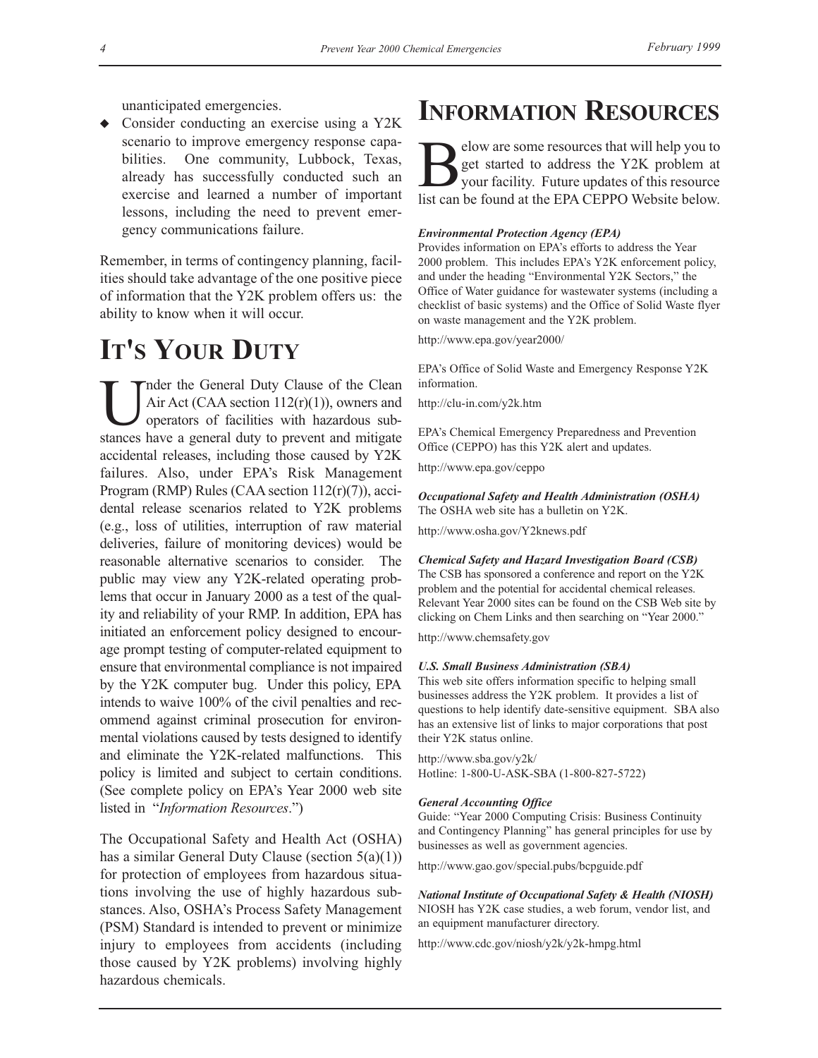unanticipated emergencies.

- Consider conducting an exercise using a Y2K scenario to improve emergency response capabilities. One community, Lubbock, Texas, already has successfully conducted such an exercise and learned a number of important lessons, including the need to prevent emergency communications failure.

Remember, in terms of contingency planning, facilities should take advantage of the one positive piece of information that the Y2K problem offers us: the ability to know when it will occur.

# IT'S YOUR DUTY

Under the General Duty Clause of the Clean Air Act (CAA section 112(r)(1)), owners and operators of facilities with hazardous substances have a general duty to prevent and mitigate accidental releases, including those caused by Y2K failures. Also, under EPA's Risk Management Program (RMP) Rules (CAA section 112(r)(7)), accidental release scenarios related to Y2K problems (e.g., loss of utilities, interruption of raw material deliveries, failure of monitoring devices) would be reasonable alternative scenarios to consider. The public may view any Y2K-related operating problems that occur in January 2000 as a test of the quality and reliability of your RMP. In addition, EPA has initiated an enforcement policy designed to encourage prompt testing of computer-related equipment to ensure that environmental compliance is not impaired by the Y2K computer bug. Under this policy, EPA intends to waive 100% of the civil penalties and recommend against criminal prosecution for environmental violations caused by tests designed to identify and eliminate the Y2K-related malfunctions. This policy is limited and subject to certain conditions. (See complete policy on EPA's Year 2000 web site listed in "*Information Resources*.")

The Occupational Safety and Health Act (OSHA) has a similar General Duty Clause (section 5(a)(1)) for protection of employees from hazardous situations involving the use of highly hazardous substances. Also, OSHA's Process Safety Management (PSM) Standard is intended to prevent or minimize injury to employees from accidents (including those caused by Y2K problems) involving highly hazardous chemicals.

# INFORMATION RESOURCES

Below are some resources that will help you to get started to address the Y2K problem at your facility. Future updates of this resource list can be found at the EPA CEPPO Website below.

***Environmental Protection Agency (EPA)***

Provides information on EPA's efforts to address the Year 2000 problem. This includes EPA's Y2K enforcement policy, and under the heading "Environmental Y2K Sectors," the Office of Water guidance for wastewater systems (including a checklist of basic systems) and the Office of Solid Waste flyer on waste management and the Y2K problem.

http://www.epa.gov/year2000/

EPA's Office of Solid Waste and Emergency Response Y2K information.

http://clu-in.com/y2k.htm

EPA's Chemical Emergency Preparedness and Prevention Office (CEPPO) has this Y2K alert and updates.

http://www.epa.gov/ceppo

***Occupational Safety and Health Administration (OSHA)***

The OSHA web site has a bulletin on Y2K.

http://www.osha.gov/Y2knews.pdf

***Chemical Safety and Hazard Investigation Board (CSB)***

The CSB has sponsored a conference and report on the Y2K problem and the potential for accidental chemical releases. Relevant Year 2000 sites can be found on the CSB Web site by clicking on Chem Links and then searching on "Year 2000."

http://www.chemsafety.gov

***U.S. Small Business Administration (SBA)***

This web site offers information specific to helping small businesses address the Y2K problem. It provides a list of questions to help identify date-sensitive equipment. SBA also has an extensive list of links to major corporations that post their Y2K status online.

http://www.sba.gov/y2k/
Hotline: 1-800-U-ASK-SBA (1-800-827-5722)

***General Accounting Office***

Guide: "Year 2000 Computing Crisis: Business Continuity and Contingency Planning" has general principles for use by businesses as well as government agencies.

http://www.gao.gov/special.pubs/bcpguide.pdf

***National Institute of Occupational Safety & Health (NIOSH)***

NIOSH has Y2K case studies, a web forum, vendor list, and an equipment manufacturer directory.

http://www.cdc.gov/niosh/y2k/y2k-hmpg.html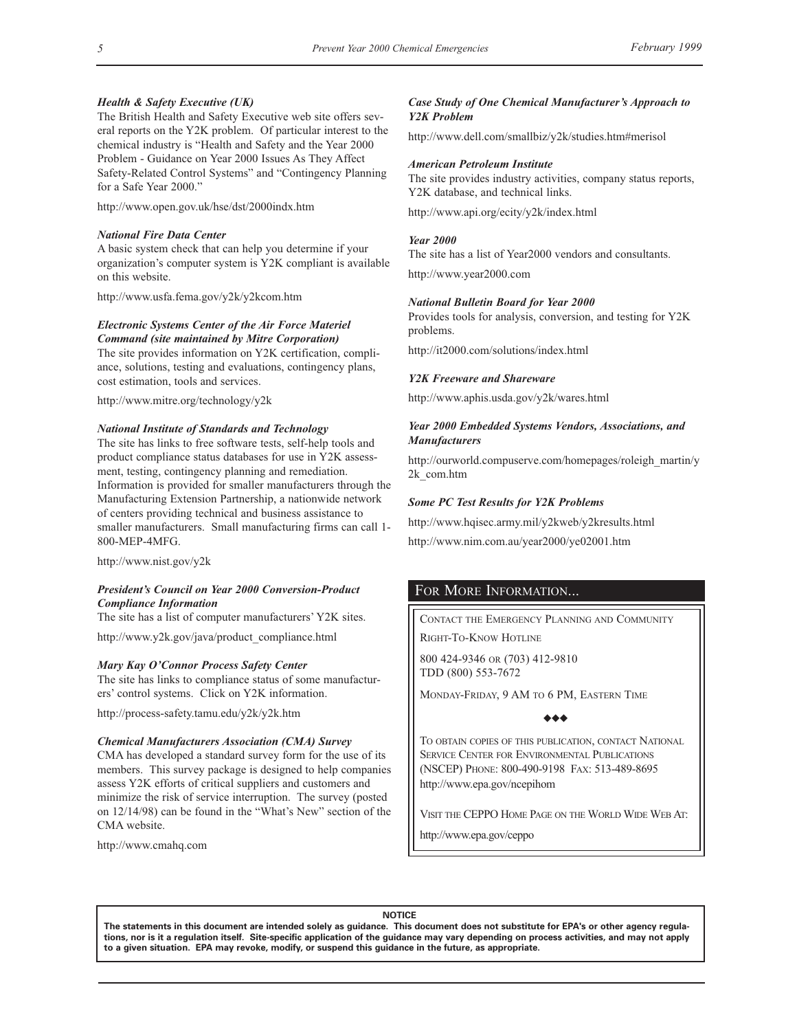### *Health & Safety Executive (UK)*

The British Health and Safety Executive web site offers several reports on the Y2K problem. Of particular interest to the chemical industry is "Health and Safety and the Year 2000 Problem - Guidance on Year 2000 Issues As They Affect Safety-Related Control Systems" and "Contingency Planning for a Safe Year 2000."

http://www.open.gov.uk/hse/dst/2000indx.htm

### *National Fire Data Center*

A basic system check that can help you determine if your organization's computer system is Y2K compliant is available on this website.

http://www.usfa.fema.gov/y2k/y2kcom.htm

### *Electronic Systems Center of the Air Force Materiel Command (site maintained by Mitre Corporation)*

The site provides information on Y2K certification, compliance, solutions, testing and evaluations, contingency plans, cost estimation, tools and services.

http://www.mitre.org/technology/y2k

### *National Institute of Standards and Technology*

The site has links to free software tests, self-help tools and product compliance status databases for use in Y2K assessment, testing, contingency planning and remediation. Information is provided for smaller manufacturers through the Manufacturing Extension Partnership, a nationwide network of centers providing technical and business assistance to smaller manufacturers. Small manufacturing firms can call 1-800-MEP-4MFG.

http://www.nist.gov/y2k

### *President's Council on Year 2000 Conversion-Product Compliance Information*

The site has a list of computer manufacturers' Y2K sites.

http://www.y2k.gov/java/product_compliance.html

### *Mary Kay O'Connor Process Safety Center*

The site has links to compliance status of some manufacturers' control systems. Click on Y2K information.

http://process-safety.tamu.edu/y2k/y2k.htm

### *Chemical Manufacturers Association (CMA) Survey*

CMA has developed a standard survey form for the use of its members. This survey package is designed to help companies assess Y2K efforts of critical suppliers and customers and minimize the risk of service interruption. The survey (posted on 12/14/98) can be found in the "What's New" section of the CMA website.

http://www.cmahq.com

### *Case Study of One Chemical Manufacturer's Approach to Y2K Problem*

http://www.dell.com/smallbiz/y2k/studies.htm#merisol

### *American Petroleum Institute*

The site provides industry activities, company status reports, Y2K database, and technical links.

http://www.api.org/ecity/y2k/index.html

### *Year 2000*

The site has a list of Year2000 vendors and consultants.

http://www.year2000.com

### *National Bulletin Board for Year 2000*

Provides tools for analysis, conversion, and testing for Y2K problems.

http://it2000.com/solutions/index.html

### *Y2K Freeware and Shareware*

http://www.aphis.usda.gov/y2k/wares.html

### *Year 2000 Embedded Systems Vendors, Associations, and Manufacturers*

http://ourworld.compuserve.com/homepages/roleigh_martin/y2k_com.htm

### *Some PC Test Results for Y2K Problems*

http://www.hqisec.army.mil/y2kweb/y2kresults.html

http://www.nim.com.au/year2000/ye02001.htm

## For More Information...

Contact the Emergency Planning and Community Right-To-Know Hotline

800 424-9346 or (703) 412-9810
TDD (800) 553-7672

Monday-Friday, 9 AM to 6 PM, Eastern Time

◆◆◆

To obtain copies of this publication, contact National Service Center for Environmental Publications (NSCEP) Phone: 800-490-9198 Fax: 513-489-8695
http://www.epa.gov/ncepihom

Visit the CEPPO Home Page on the World Wide Web At:

http://www.epa.gov/ceppo

**NOTICE**

**The statements in this document are intended solely as guidance. This document does not substitute for EPA's or other agency regulations, nor is it a regulation itself. Site-specific application of the guidance may vary depending on process activities, and may not apply to a given situation. EPA may revoke, modify, or suspend this guidance in the future, as appropriate.**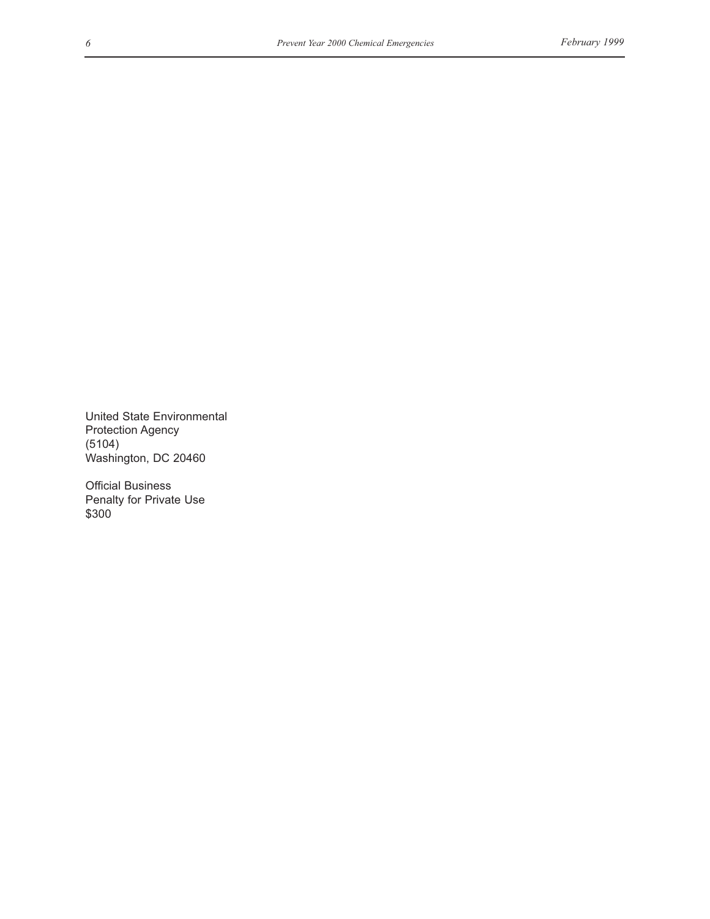United State Environmental
Protection Agency
(5104)
Washington, DC 20460

Official Business
Penalty for Private Use
$300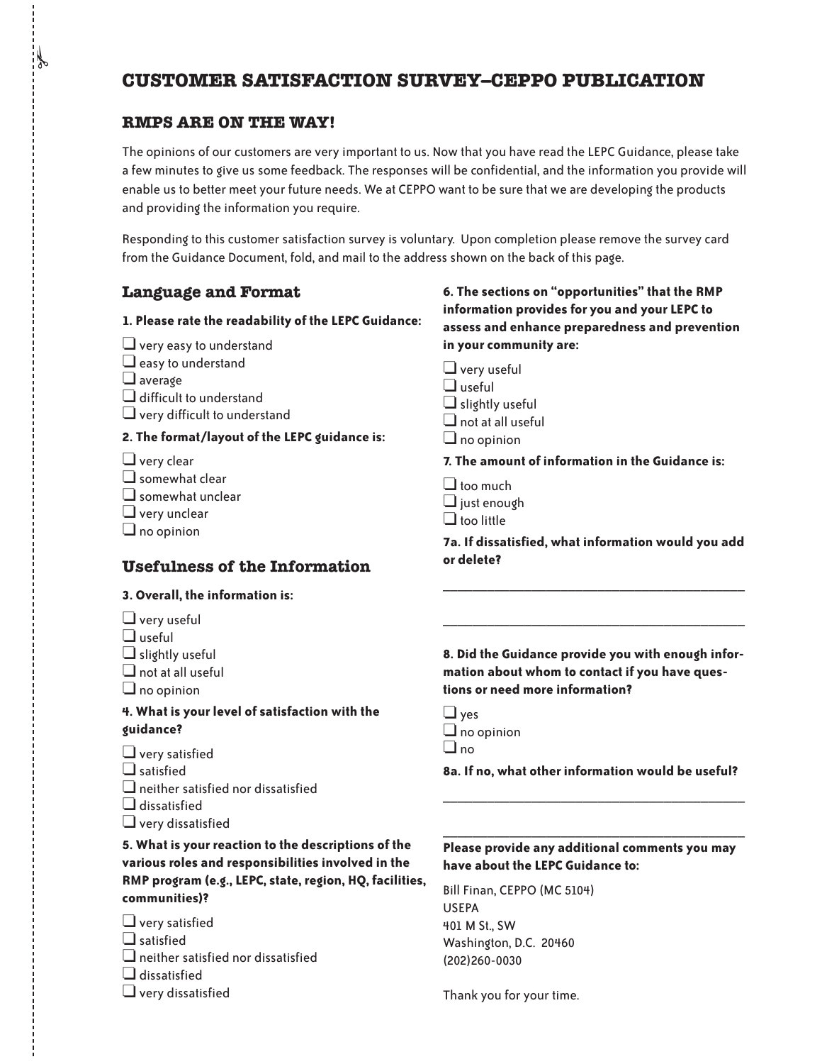# CUSTOMER SATISFACTION SURVEY–CEPPO PUBLICATION

## RMPS ARE ON THE WAY!

The opinions of our customers are very important to us. Now that you have read the LEPC Guidance, please take a few minutes to give us some feedback. The responses will be confidential, and the information you provide will enable us to better meet your future needs. We at CEPPO want to be sure that we are developing the products and providing the information you require.

Responding to this customer satisfaction survey is voluntary. Upon completion please remove the survey card from the Guidance Document, fold, and mail to the address shown on the back of this page.

### Language and Format

**1. Please rate the readability of the LEPC Guidance:**

- ❑ very easy to understand
- ❑ easy to understand
- ❑ average
- ❑ difficult to understand
- ❑ very difficult to understand

**2. The format/layout of the LEPC guidance is:**

- ❑ very clear
- ❑ somewhat clear
- ❑ somewhat unclear
- ❑ very unclear
- ❑ no opinion

### Usefulness of the Information

**3. Overall, the information is:**

- ❑ very useful
- ❑ useful
- ❑ slightly useful
- ❑ not at all useful
- ❑ no opinion

**4. What is your level of satisfaction with the guidance?**

- ❑ very satisfied
- ❑ satisfied
- ❑ neither satisfied nor dissatisfied
- ❑ dissatisfied
- ❑ very dissatisfied

**5. What is your reaction to the descriptions of the various roles and responsibilities involved in the RMP program (e.g., LEPC, state, region, HQ, facilities, communities)?**

- ❑ very satisfied
- ❑ satisfied
- ❑ neither satisfied nor dissatisfied
- ❑ dissatisfied
- ❑ very dissatisfied

**6. The sections on "opportunities" that the RMP information provides for you and your LEPC to assess and enhance preparedness and prevention in your community are:**

- ❑ very useful
- ❑ useful
- ❑ slightly useful
- ❑ not at all useful
- ❑ no opinion

**7. The amount of information in the Guidance is:**

- ❑ too much
- ❑ just enough
- ❑ too little

**7a. If dissatisfied, what information would you add or delete?**

\_\_\_\_\_\_\_\_\_\_\_\_\_\_\_\_\_\_\_\_\_\_\_\_\_\_\_\_\_\_\_\_\_\_\_\_\_\_\_\_

\_\_\_\_\_\_\_\_\_\_\_\_\_\_\_\_\_\_\_\_\_\_\_\_\_\_\_\_\_\_\_\_\_\_\_\_\_\_\_\_

**8. Did the Guidance provide you with enough information about whom to contact if you have questions or need more information?**

- ❑ yes
- ❑ no opinion
- ❑ no

**8a. If no, what other information would be useful?**

\_\_\_\_\_\_\_\_\_\_\_\_\_\_\_\_\_\_\_\_\_\_\_\_\_\_\_\_\_\_\_\_\_\_\_\_\_\_\_\_

\_\_\_\_\_\_\_\_\_\_\_\_\_\_\_\_\_\_\_\_\_\_\_\_\_\_\_\_\_\_\_\_\_\_\_\_\_\_\_\_

**Please provide any additional comments you may have about the LEPC Guidance to:**

Bill Finan, CEPPO (MC 5104)
USEPA
401 M St., SW
Washington, D.C. 20460
(202)260-0030

Thank you for your time.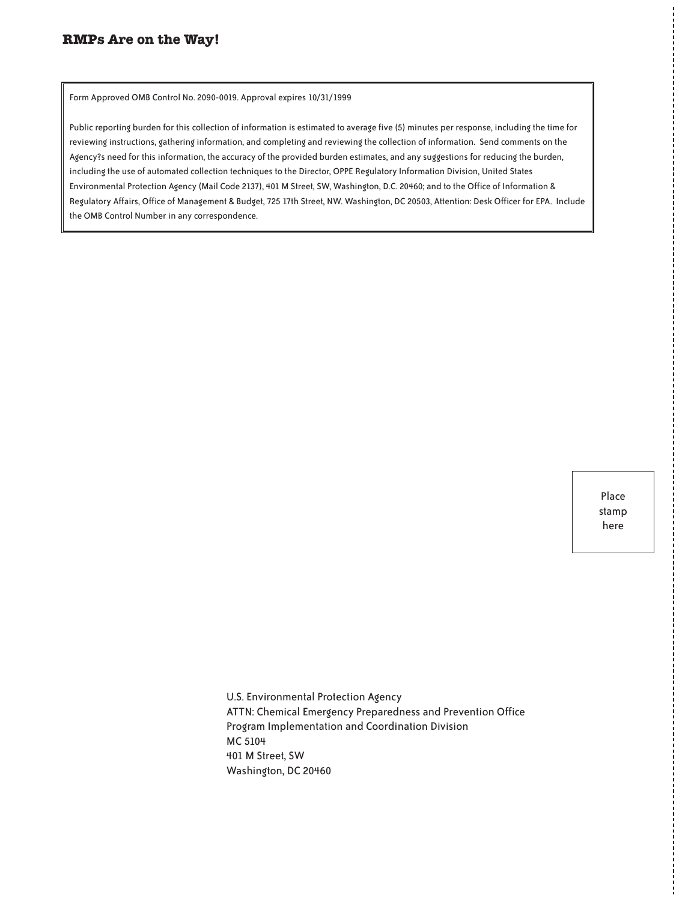**RMPs Are on the Way!**

Form Approved OMB Control No. 2090-0019. Approval expires 10/31/1999

Public reporting burden for this collection of information is estimated to average five (5) minutes per response, including the time for reviewing instructions, gathering information, and completing and reviewing the collection of information. Send comments on the Agency?s need for this information, the accuracy of the provided burden estimates, and any suggestions for reducing the burden, including the use of automated collection techniques to the Director, OPPE Regulatory Information Division, United States Environmental Protection Agency (Mail Code 2137), 401 M Street, SW, Washington, D.C. 20460; and to the Office of Information & Regulatory Affairs, Office of Management & Budget, 725 17th Street, NW. Washington, DC 20503, Attention: Desk Officer for EPA. Include the OMB Control Number in any correspondence.

Place stamp here

U.S. Environmental Protection Agency
ATTN: Chemical Emergency Preparedness and Prevention Office
Program Implementation and Coordination Division
MC 5104
401 M Street, SW
Washington, DC 20460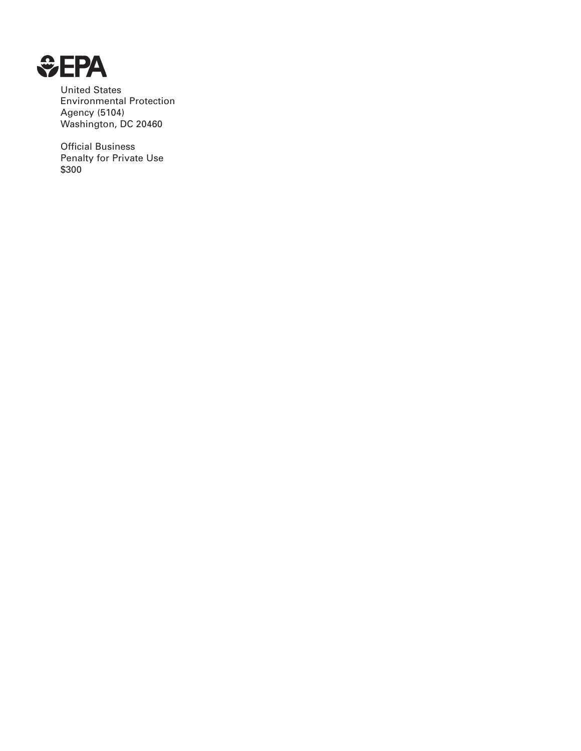EPA

United States
Environmental Protection
Agency (5104)
Washington, DC 20460

Official Business
Penalty for Private Use
$300